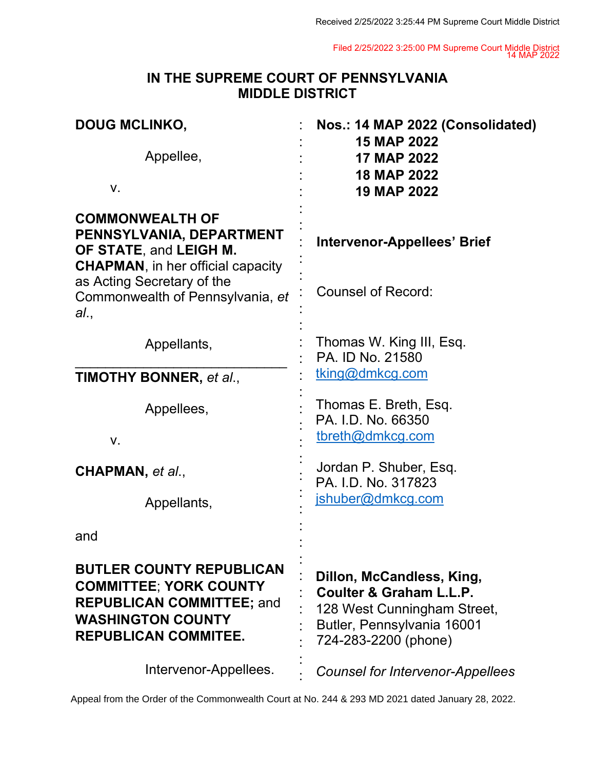Received 2/25/2022 3:25:44 PM Supreme Court Middle District

Filed 2/25/2022 3:25:00 PM Supreme Court Middle District
14 MAP 2022

# IN THE SUPREME COURT OF PENNSYLVANIA
# MIDDLE DISTRICT

**DOUG MCLINKO,**

Appellee,

v.

**COMMONWEALTH OF PENNSYLVANIA, DEPARTMENT OF STATE**, and **LEIGH M. CHAPMAN**, in her official capacity as Acting Secretary of the Commonwealth of Pennsylvania, *et al.*,

Appellants,

---

**TIMOTHY BONNER,** *et al.*,

Appellees,

v.

**CHAPMAN,** *et al.*,

Appellants,

and

**BUTLER COUNTY REPUBLICAN COMMITTEE**; **YORK COUNTY REPUBLICAN COMMITTEE;** and **WASHINGTON COUNTY REPUBLICAN COMMITEE.**

Intervenor-Appellees.

**Nos.: 14 MAP 2022 (Consolidated)**
**15 MAP 2022**
**17 MAP 2022**
**18 MAP 2022**
**19 MAP 2022**

**Intervenor-Appellees' Brief**

Counsel of Record:

Thomas W. King III, Esq.
PA. ID No. 21580
tking@dmkcg.com

Thomas E. Breth, Esq.
PA. I.D. No. 66350
tbreth@dmkcg.com

Jordan P. Shuber, Esq.
PA. I.D. No. 317823
jshuber@dmkcg.com

**Dillon, McCandless, King, Coulter & Graham L.L.P.**
128 West Cunningham Street,
Butler, Pennsylvania 16001
724-283-2200 (phone)

*Counsel for Intervenor-Appellees*

Appeal from the Order of the Commonwealth Court at No. 244 & 293 MD 2021 dated January 28, 2022.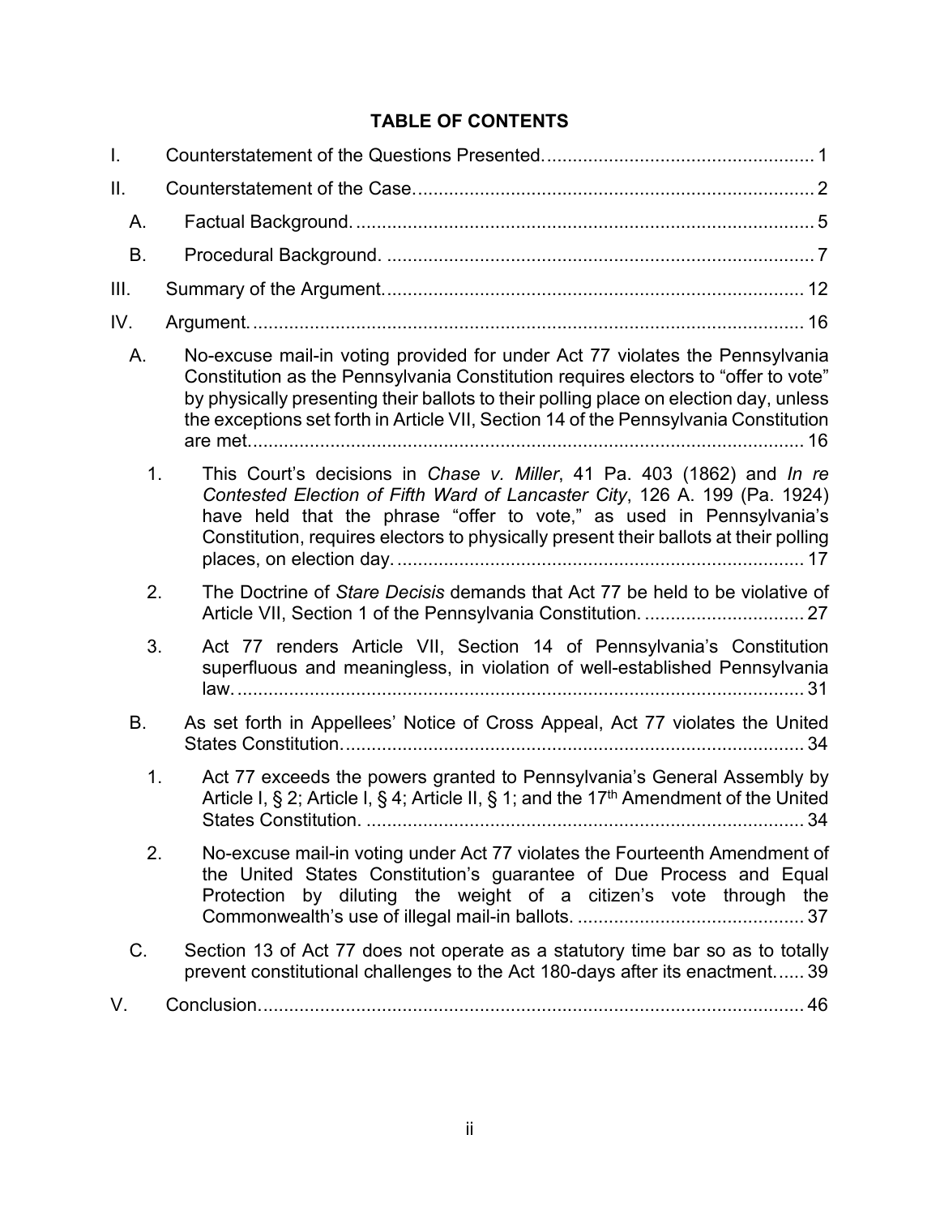# TABLE OF CONTENTS

I. Counterstatement of the Questions Presented. .................................................... 1

II. Counterstatement of the Case. ............................................................................ 2

- A. Factual Background. ......................................................................................... 5
- B. Procedural Background. ................................................................................... 7

III. Summary of the Argument. ................................................................................ 12

IV. Argument. ........................................................................................................... 16

- A. No-excuse mail-in voting provided for under Act 77 violates the Pennsylvania Constitution as the Pennsylvania Constitution requires electors to "offer to vote" by physically presenting their ballots to their polling place on election day, unless the exceptions set forth in Article VII, Section 14 of the Pennsylvania Constitution are met. ........................................................................................................ 16
  1. This Court's decisions in *Chase v. Miller*, 41 Pa. 403 (1862) and *In re Contested Election of Fifth Ward of Lancaster City*, 126 A. 199 (Pa. 1924) have held that the phrase "offer to vote," as used in Pennsylvania's Constitution, requires electors to physically present their ballots at their polling places, on election day. ............................................................................... 17
  2. The Doctrine of *Stare Decisis* demands that Act 77 be held to be violative of Article VII, Section 1 of the Pennsylvania Constitution. ............................... 27
  3. Act 77 renders Article VII, Section 14 of Pennsylvania's Constitution superfluous and meaningless, in violation of well-established Pennsylvania law. ............................................................................................................ 31
- B. As set forth in Appellees' Notice of Cross Appeal, Act 77 violates the United States Constitution. ........................................................................................ 34
  1. Act 77 exceeds the powers granted to Pennsylvania's General Assembly by Article I, § 2; Article I, § 4; Article II, § 1; and the 17th Amendment of the United States Constitution. ..................................................................................... 34
  2. No-excuse mail-in voting under Act 77 violates the Fourteenth Amendment of the United States Constitution's guarantee of Due Process and Equal Protection by diluting the weight of a citizen's vote through the Commonwealth's use of illegal mail-in ballots. ............................................ 37
- C. Section 13 of Act 77 does not operate as a statutory time bar so as to totally prevent constitutional challenges to the Act 180-days after its enactment. ..... 39

V. Conclusion. .......................................................................................................... 46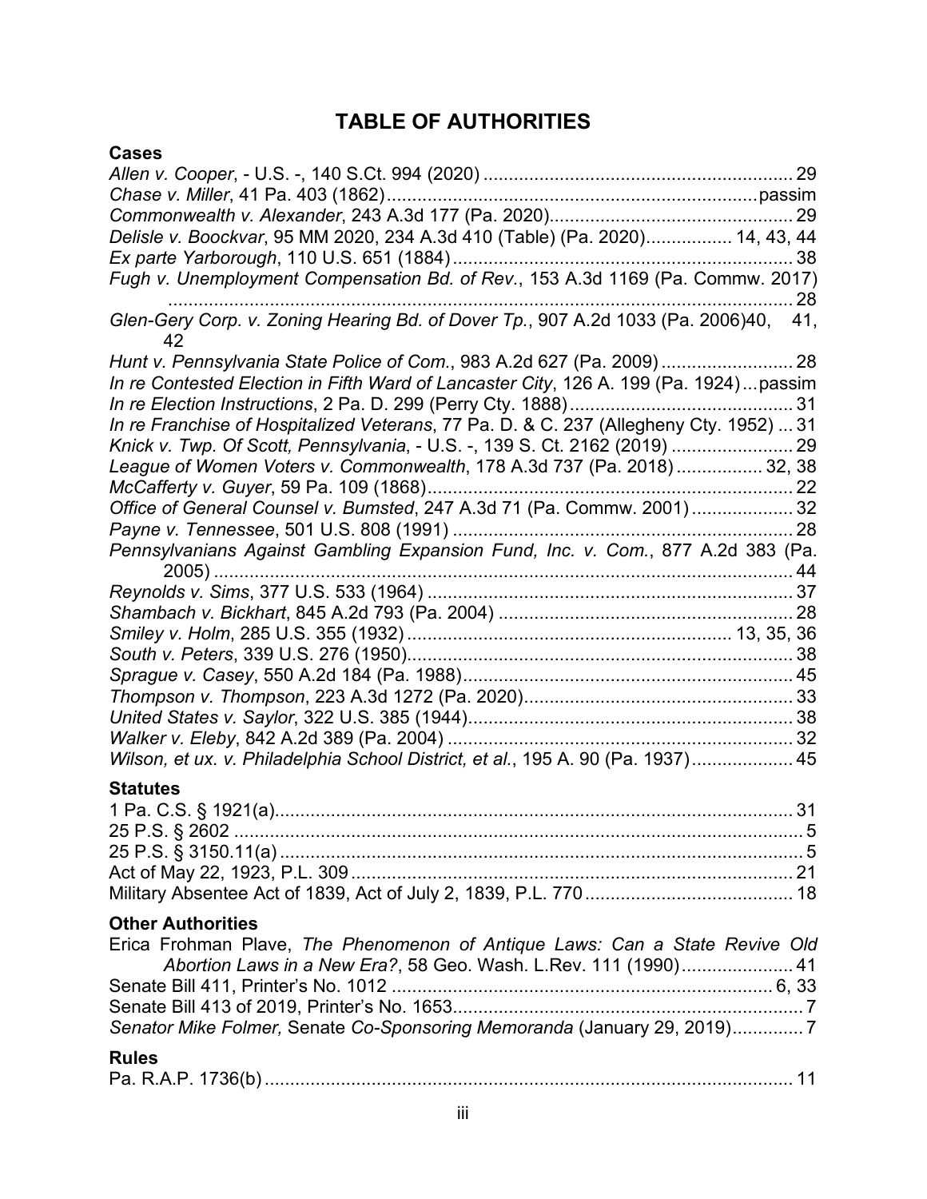# TABLE OF AUTHORITIES

## Cases

*Allen v. Cooper*, - U.S. -, 140 S.Ct. 994 (2020) ............................................................ 29
*Chase v. Miller*, 41 Pa. 403 (1862) ......................................................................... passim
*Commonwealth v. Alexander*, 243 A.3d 177 (Pa. 2020)................................................ 29
*Delisle v. Boockvar*, 95 MM 2020, 234 A.3d 410 (Table) (Pa. 2020)................. 14, 43, 44
*Ex parte Yarborough*, 110 U.S. 651 (1884) .................................................................. 38
*Fugh v. Unemployment Compensation Bd. of Rev.*, 153 A.3d 1169 (Pa. Commw. 2017) ........................................................................................................................... 28
*Glen-Gery Corp. v. Zoning Hearing Bd. of Dover Tp.*, 907 A.2d 1033 (Pa. 2006)40, 41, 42
*Hunt v. Pennsylvania State Police of Com.*, 983 A.2d 627 (Pa. 2009) .......................... 28
*In re Contested Election in Fifth Ward of Lancaster City*, 126 A. 199 (Pa. 1924)...passim
*In re Election Instructions*, 2 Pa. D. 299 (Perry Cty. 1888)............................................ 31
*In re Franchise of Hospitalized Veterans*, 77 Pa. D. & C. 237 (Allegheny Cty. 1952) ... 31
*Knick v. Twp. Of Scott, Pennsylvania*, - U.S. -, 139 S. Ct. 2162 (2019) ........................ 29
*League of Women Voters v. Commonwealth*, 178 A.3d 737 (Pa. 2018) ................. 32, 38
*McCafferty v. Guyer*, 59 Pa. 109 (1868)........................................................................ 22
*Office of General Counsel v. Bumsted*, 247 A.3d 71 (Pa. Commw. 2001) .................... 32
*Payne v. Tennessee*, 501 U.S. 808 (1991) ................................................................... 28
*Pennsylvanians Against Gambling Expansion Fund, Inc. v. Com.*, 877 A.2d 383 (Pa. 2005) ................................................................................................................. 44
*Reynolds v. Sims*, 377 U.S. 533 (1964) ....................................................................... 37
*Shambach v. Bickhart*, 845 A.2d 793 (Pa. 2004) .......................................................... 28
*Smiley v. Holm*, 285 U.S. 355 (1932) .............................................................. 13, 35, 36
*South v. Peters*, 339 U.S. 276 (1950)............................................................................ 38
*Sprague v. Casey*, 550 A.2d 184 (Pa. 1988)................................................................. 45
*Thompson v. Thompson*, 223 A.3d 1272 (Pa. 2020)..................................................... 33
*United States v. Saylor*, 322 U.S. 385 (1944)................................................................ 38
*Walker v. Eleby*, 842 A.2d 389 (Pa. 2004) .................................................................... 32
*Wilson, et ux. v. Philadelphia School District, et al.*, 195 A. 90 (Pa. 1937).................... 45

## Statutes

1 Pa. C.S. § 1921(a)....................................................................................................... 31
25 P.S. § 2602 ................................................................................................................. 5
25 P.S. § 3150.11(a) ........................................................................................................ 5
Act of May 22, 1923, P.L. 309 ....................................................................................... 21
Military Absentee Act of 1839, Act of July 2, 1839, P.L. 770 ......................................... 18

## Other Authorities

Erica Frohman Plave, *The Phenomenon of Antique Laws: Can a State Revive Old Abortion Laws in a New Era?*, 58 Geo. Wash. L.Rev. 111 (1990)...................... 41
Senate Bill 411, Printer's No. 1012 ........................................................................... 6, 33
Senate Bill 413 of 2019, Printer's No. 1653..................................................................... 7
*Senator Mike Folmer,* Senate *Co-Sponsoring Memoranda* (January 29, 2019)............. 7

## Rules

Pa. R.A.P. 1736(b) ......................................................................................................... 11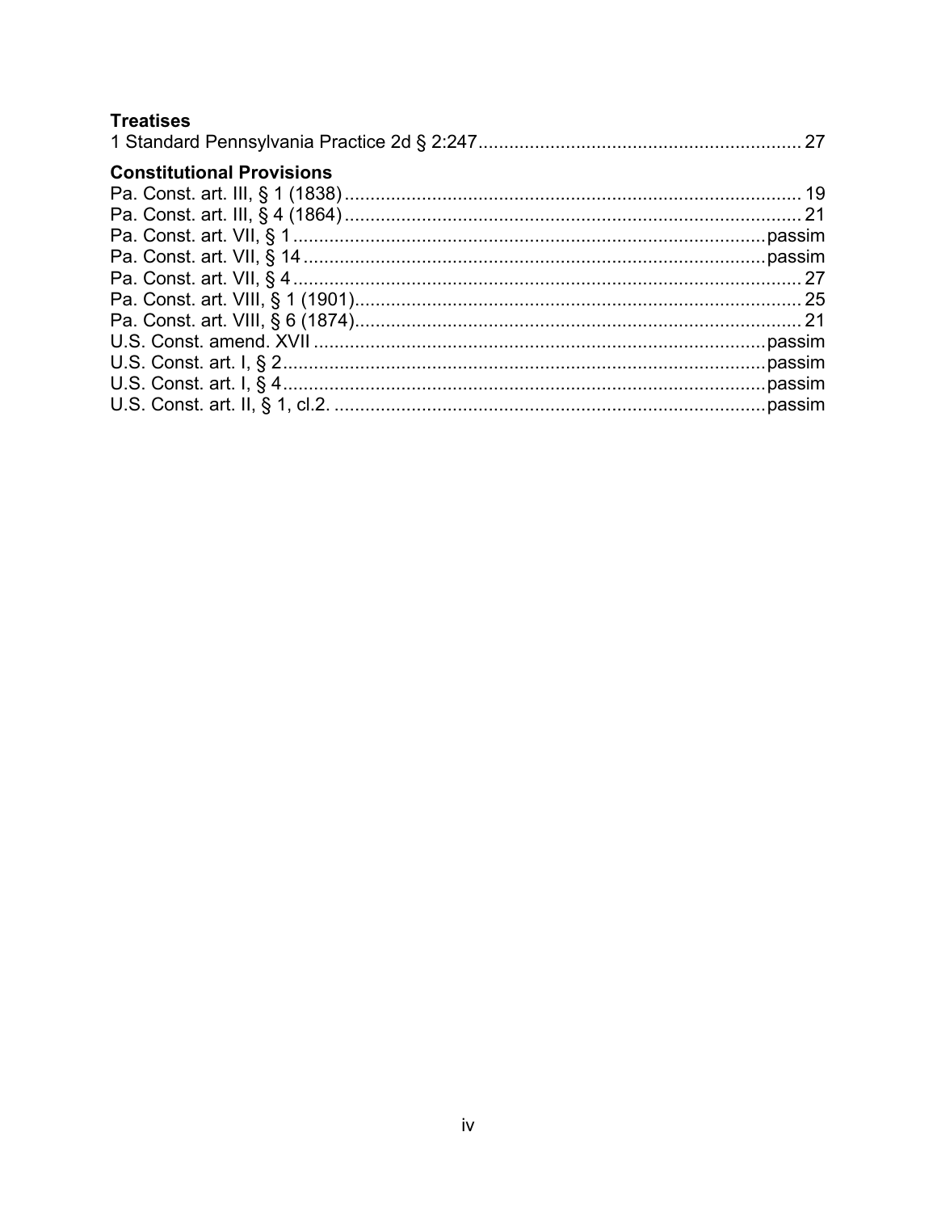**Treatises**

1 Standard Pennsylvania Practice 2d § 2:247 .............................................................. 27

**Constitutional Provisions**

Pa. Const. art. III, § 1 (1838) ....................................................................................... 19
Pa. Const. art. III, § 4 (1864) ....................................................................................... 21
Pa. Const. art. VII, § 1 ........................................................................................... passim
Pa. Const. art. VII, § 14 ......................................................................................... passim
Pa. Const. art. VII, § 4 .................................................................................................. 27
Pa. Const. art. VIII, § 1 (1901) ..................................................................................... 25
Pa. Const. art. VIII, § 6 (1874) ..................................................................................... 21
U.S. Const. amend. XVII ....................................................................................... passim
U.S. Const. art. I, § 2 ............................................................................................. passim
U.S. Const. art. I, § 4 ............................................................................................. passim
U.S. Const. art. II, § 1, cl.2. ................................................................................... passim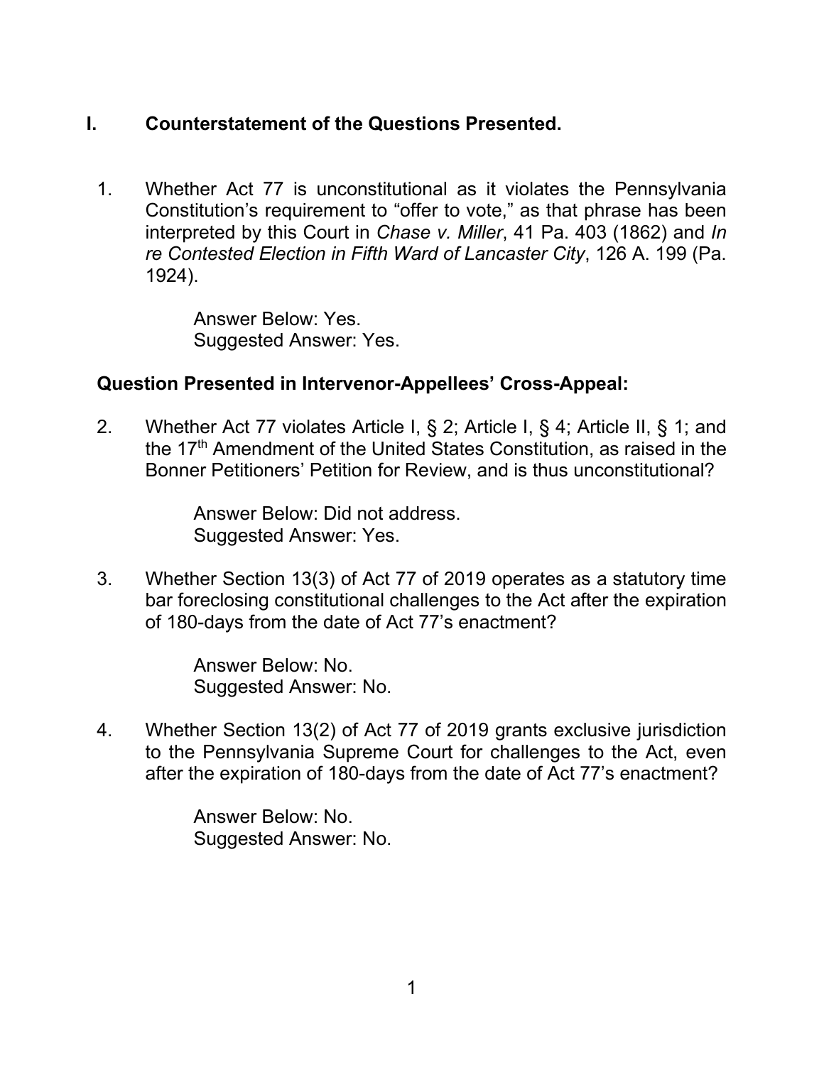## I. Counterstatement of the Questions Presented.

1. Whether Act 77 is unconstitutional as it violates the Pennsylvania Constitution's requirement to "offer to vote," as that phrase has been interpreted by this Court in *Chase v. Miller*, 41 Pa. 403 (1862) and *In re Contested Election in Fifth Ward of Lancaster City*, 126 A. 199 (Pa. 1924).

   Answer Below: Yes.
   Suggested Answer: Yes.

**Question Presented in Intervenor-Appellees' Cross-Appeal:**

2. Whether Act 77 violates Article I, § 2; Article I, § 4; Article II, § 1; and the 17th Amendment of the United States Constitution, as raised in the Bonner Petitioners' Petition for Review, and is thus unconstitutional?

   Answer Below: Did not address.
   Suggested Answer: Yes.

3. Whether Section 13(3) of Act 77 of 2019 operates as a statutory time bar foreclosing constitutional challenges to the Act after the expiration of 180-days from the date of Act 77's enactment?

   Answer Below: No.
   Suggested Answer: No.

4. Whether Section 13(2) of Act 77 of 2019 grants exclusive jurisdiction to the Pennsylvania Supreme Court for challenges to the Act, even after the expiration of 180-days from the date of Act 77's enactment?

   Answer Below: No.
   Suggested Answer: No.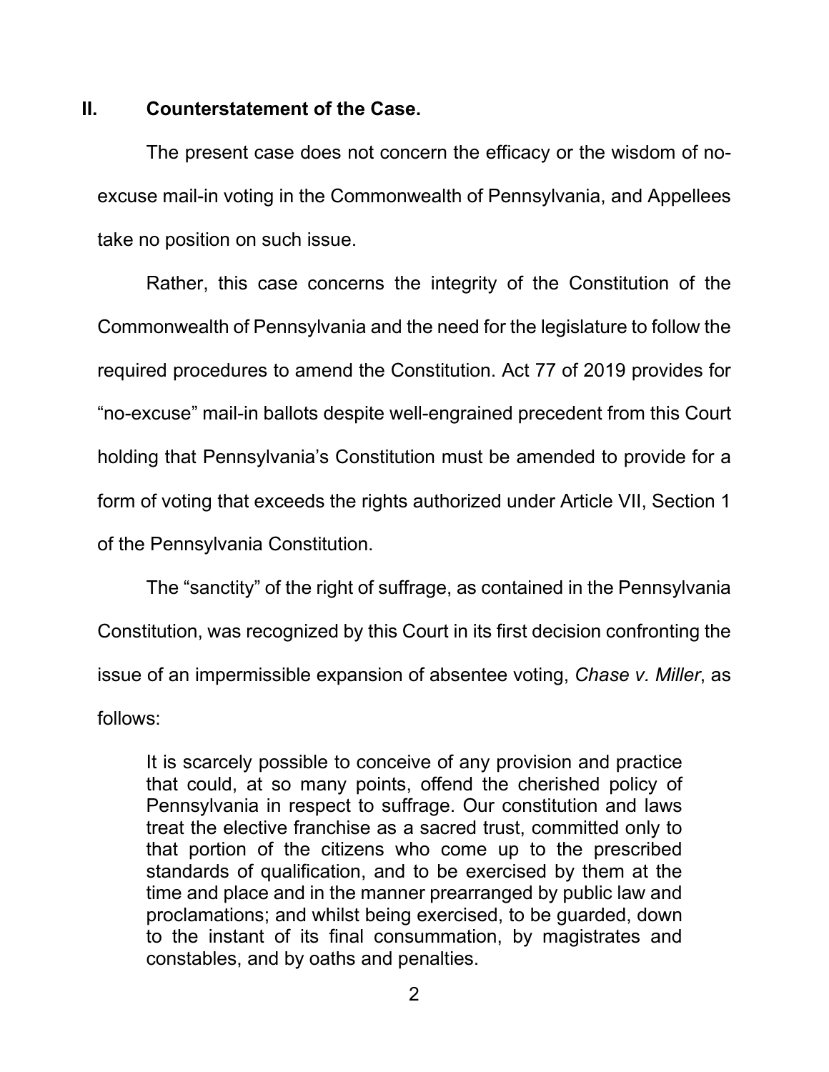## II. Counterstatement of the Case.

The present case does not concern the efficacy or the wisdom of no-excuse mail-in voting in the Commonwealth of Pennsylvania, and Appellees take no position on such issue.

Rather, this case concerns the integrity of the Constitution of the Commonwealth of Pennsylvania and the need for the legislature to follow the required procedures to amend the Constitution. Act 77 of 2019 provides for "no-excuse" mail-in ballots despite well-engrained precedent from this Court holding that Pennsylvania's Constitution must be amended to provide for a form of voting that exceeds the rights authorized under Article VII, Section 1 of the Pennsylvania Constitution.

The "sanctity" of the right of suffrage, as contained in the Pennsylvania Constitution, was recognized by this Court in its first decision confronting the issue of an impermissible expansion of absentee voting, *Chase v. Miller*, as follows:

> It is scarcely possible to conceive of any provision and practice that could, at so many points, offend the cherished policy of Pennsylvania in respect to suffrage. Our constitution and laws treat the elective franchise as a sacred trust, committed only to that portion of the citizens who come up to the prescribed standards of qualification, and to be exercised by them at the time and place and in the manner prearranged by public law and proclamations; and whilst being exercised, to be guarded, down to the instant of its final consummation, by magistrates and constables, and by oaths and penalties.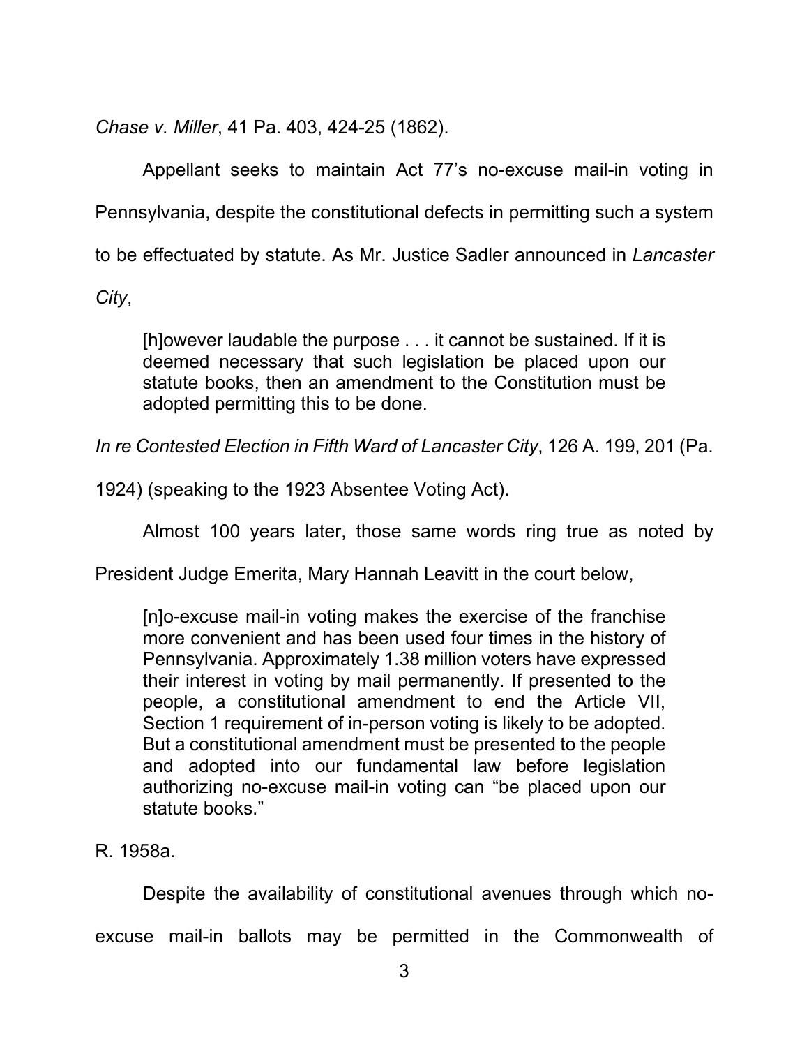*Chase v. Miller*, 41 Pa. 403, 424-25 (1862).

Appellant seeks to maintain Act 77's no-excuse mail-in voting in Pennsylvania, despite the constitutional defects in permitting such a system to be effectuated by statute. As Mr. Justice Sadler announced in *Lancaster City*,

> [h]owever laudable the purpose . . . it cannot be sustained. If it is deemed necessary that such legislation be placed upon our statute books, then an amendment to the Constitution must be adopted permitting this to be done.

*In re Contested Election in Fifth Ward of Lancaster City*, 126 A. 199, 201 (Pa. 1924) (speaking to the 1923 Absentee Voting Act).

Almost 100 years later, those same words ring true as noted by President Judge Emerita, Mary Hannah Leavitt in the court below,

> [n]o-excuse mail-in voting makes the exercise of the franchise more convenient and has been used four times in the history of Pennsylvania. Approximately 1.38 million voters have expressed their interest in voting by mail permanently. If presented to the people, a constitutional amendment to end the Article VII, Section 1 requirement of in-person voting is likely to be adopted. But a constitutional amendment must be presented to the people and adopted into our fundamental law before legislation authorizing no-excuse mail-in voting can "be placed upon our statute books."

R. 1958a.

Despite the availability of constitutional avenues through which no-excuse mail-in ballots may be permitted in the Commonwealth of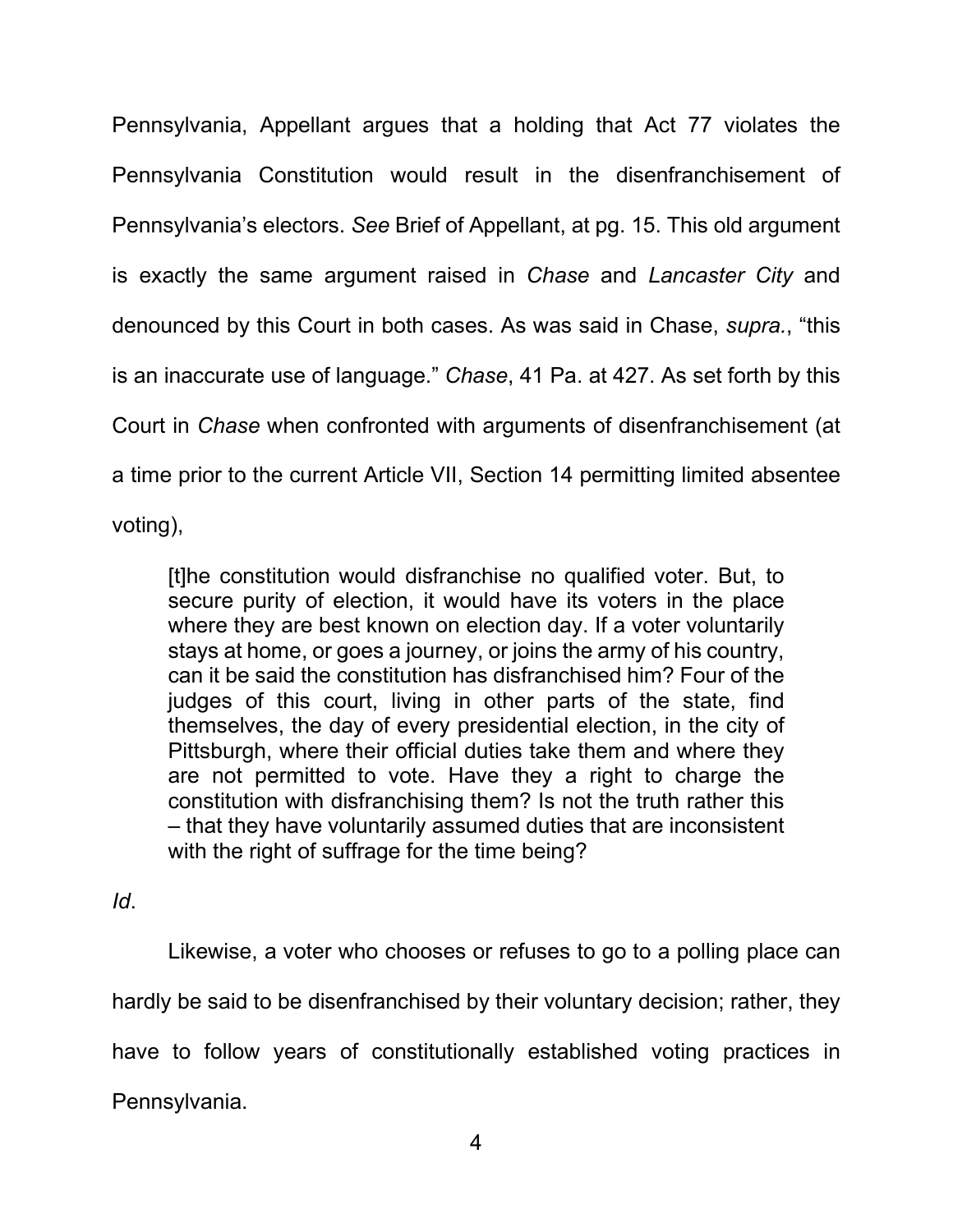Pennsylvania, Appellant argues that a holding that Act 77 violates the Pennsylvania Constitution would result in the disenfranchisement of Pennsylvania's electors. *See* Brief of Appellant, at pg. 15. This old argument is exactly the same argument raised in *Chase* and *Lancaster City* and denounced by this Court in both cases. As was said in Chase, *supra.*, "this is an inaccurate use of language." *Chase*, 41 Pa. at 427. As set forth by this Court in *Chase* when confronted with arguments of disenfranchisement (at a time prior to the current Article VII, Section 14 permitting limited absentee voting),

> [t]he constitution would disfranchise no qualified voter. But, to secure purity of election, it would have its voters in the place where they are best known on election day. If a voter voluntarily stays at home, or goes a journey, or joins the army of his country, can it be said the constitution has disfranchised him? Four of the judges of this court, living in other parts of the state, find themselves, the day of every presidential election, in the city of Pittsburgh, where their official duties take them and where they are not permitted to vote. Have they a right to charge the constitution with disfranchising them? Is not the truth rather this – that they have voluntarily assumed duties that are inconsistent with the right of suffrage for the time being?

*Id*.

Likewise, a voter who chooses or refuses to go to a polling place can hardly be said to be disenfranchised by their voluntary decision; rather, they have to follow years of constitutionally established voting practices in Pennsylvania.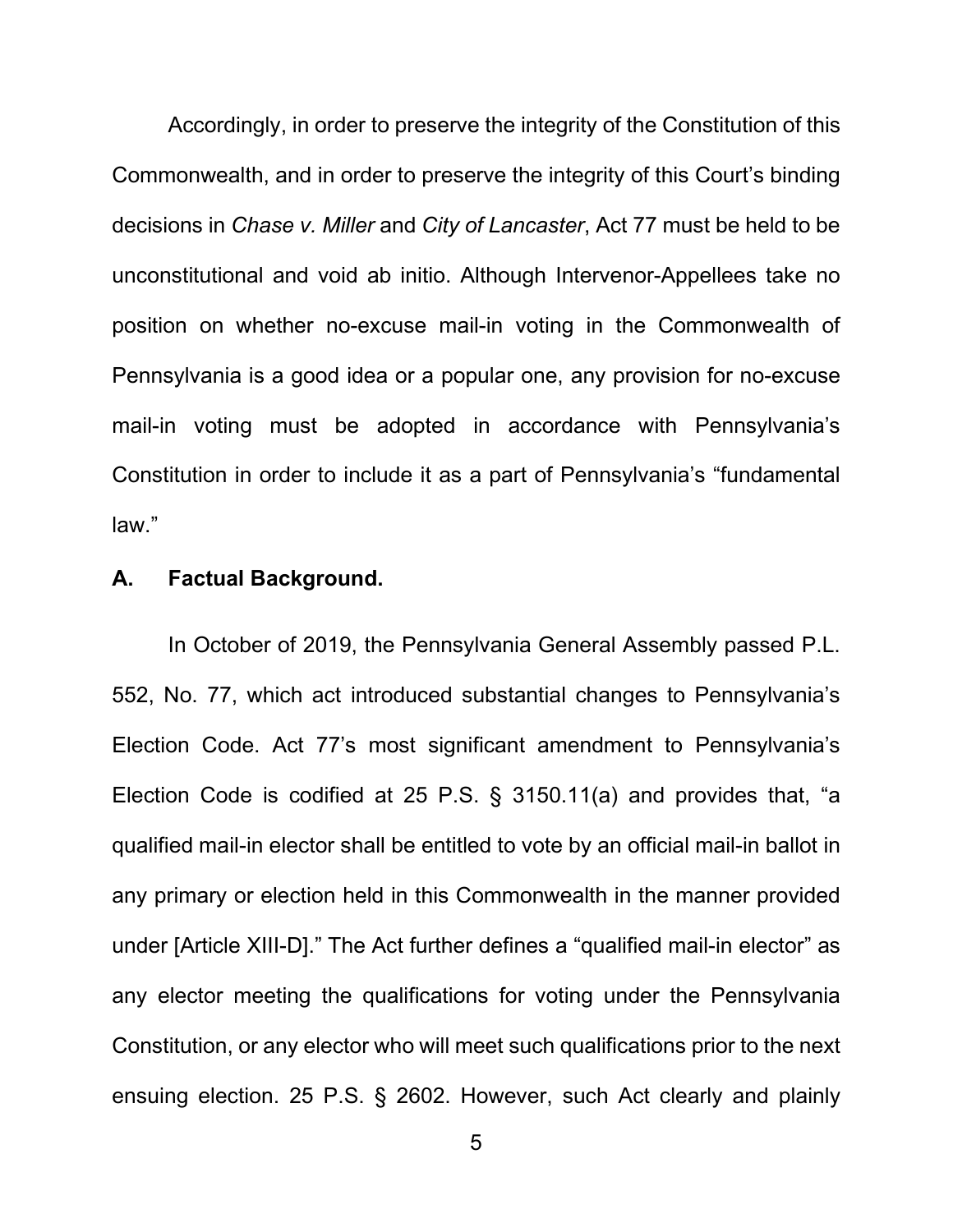Accordingly, in order to preserve the integrity of the Constitution of this Commonwealth, and in order to preserve the integrity of this Court's binding decisions in *Chase v. Miller* and *City of Lancaster*, Act 77 must be held to be unconstitutional and void ab initio. Although Intervenor-Appellees take no position on whether no-excuse mail-in voting in the Commonwealth of Pennsylvania is a good idea or a popular one, any provision for no-excuse mail-in voting must be adopted in accordance with Pennsylvania's Constitution in order to include it as a part of Pennsylvania's "fundamental law."

### A. Factual Background.

In October of 2019, the Pennsylvania General Assembly passed P.L. 552, No. 77, which act introduced substantial changes to Pennsylvania's Election Code. Act 77's most significant amendment to Pennsylvania's Election Code is codified at 25 P.S. § 3150.11(a) and provides that, "a qualified mail-in elector shall be entitled to vote by an official mail-in ballot in any primary or election held in this Commonwealth in the manner provided under [Article XIII-D]." The Act further defines a "qualified mail-in elector" as any elector meeting the qualifications for voting under the Pennsylvania Constitution, or any elector who will meet such qualifications prior to the next ensuing election. 25 P.S. § 2602. However, such Act clearly and plainly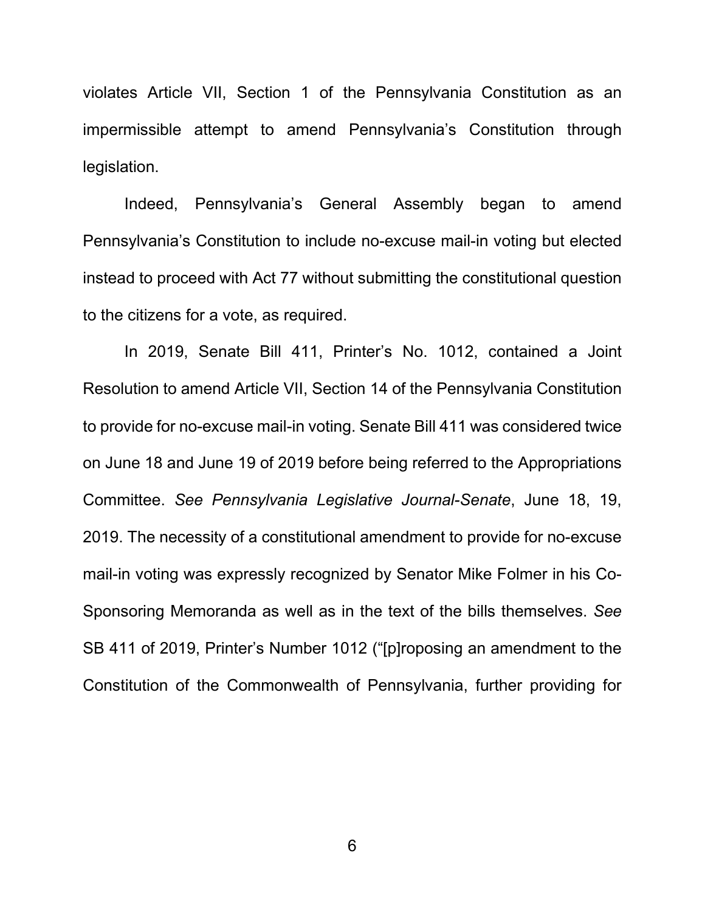violates Article VII, Section 1 of the Pennsylvania Constitution as an impermissible attempt to amend Pennsylvania's Constitution through legislation.

Indeed, Pennsylvania's General Assembly began to amend Pennsylvania's Constitution to include no-excuse mail-in voting but elected instead to proceed with Act 77 without submitting the constitutional question to the citizens for a vote, as required.

In 2019, Senate Bill 411, Printer's No. 1012, contained a Joint Resolution to amend Article VII, Section 14 of the Pennsylvania Constitution to provide for no-excuse mail-in voting. Senate Bill 411 was considered twice on June 18 and June 19 of 2019 before being referred to the Appropriations Committee. *See Pennsylvania Legislative Journal-Senate*, June 18, 19, 2019. The necessity of a constitutional amendment to provide for no-excuse mail-in voting was expressly recognized by Senator Mike Folmer in his Co-Sponsoring Memoranda as well as in the text of the bills themselves. *See* SB 411 of 2019, Printer's Number 1012 ("[p]roposing an amendment to the Constitution of the Commonwealth of Pennsylvania, further providing for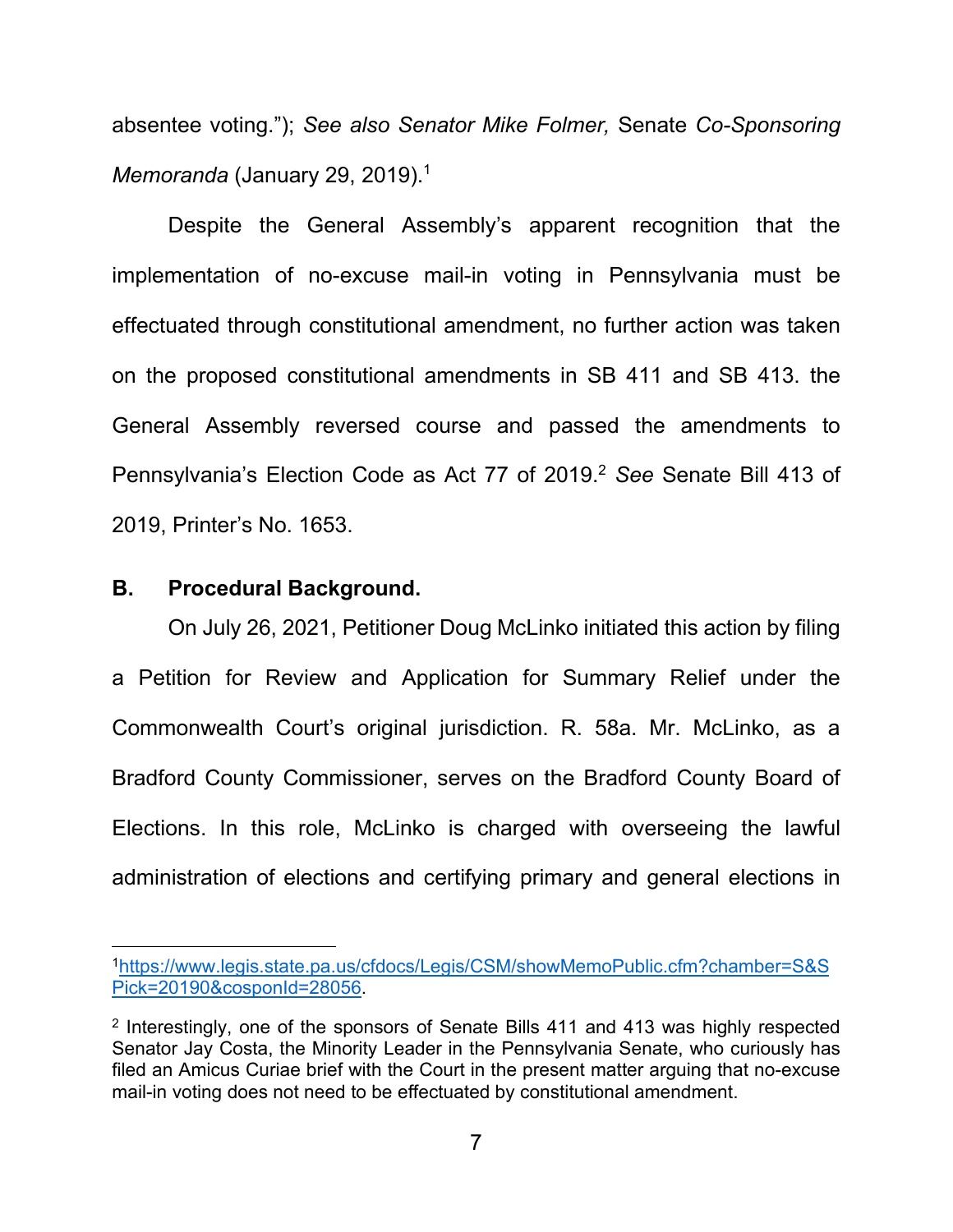absentee voting."); *See also Senator Mike Folmer,* Senate *Co-Sponsoring Memoranda* (January 29, 2019).[1]

Despite the General Assembly's apparent recognition that the implementation of no-excuse mail-in voting in Pennsylvania must be effectuated through constitutional amendment, no further action was taken on the proposed constitutional amendments in SB 411 and SB 413. the General Assembly reversed course and passed the amendments to Pennsylvania's Election Code as Act 77 of 2019.[2] *See* Senate Bill 413 of 2019, Printer's No. 1653.

**B. Procedural Background.**

On July 26, 2021, Petitioner Doug McLinko initiated this action by filing a Petition for Review and Application for Summary Relief under the Commonwealth Court's original jurisdiction. R. 58a. Mr. McLinko, as a Bradford County Commissioner, serves on the Bradford County Board of Elections. In this role, McLinko is charged with overseeing the lawful administration of elections and certifying primary and general elections in

---

[1] https://www.legis.state.pa.us/cfdocs/Legis/CSM/showMemoPublic.cfm?chamber=S&SPick=20190&cosponId=28056.

[2] Interestingly, one of the sponsors of Senate Bills 411 and 413 was highly respected Senator Jay Costa, the Minority Leader in the Pennsylvania Senate, who curiously has filed an Amicus Curiae brief with the Court in the present matter arguing that no-excuse mail-in voting does not need to be effectuated by constitutional amendment.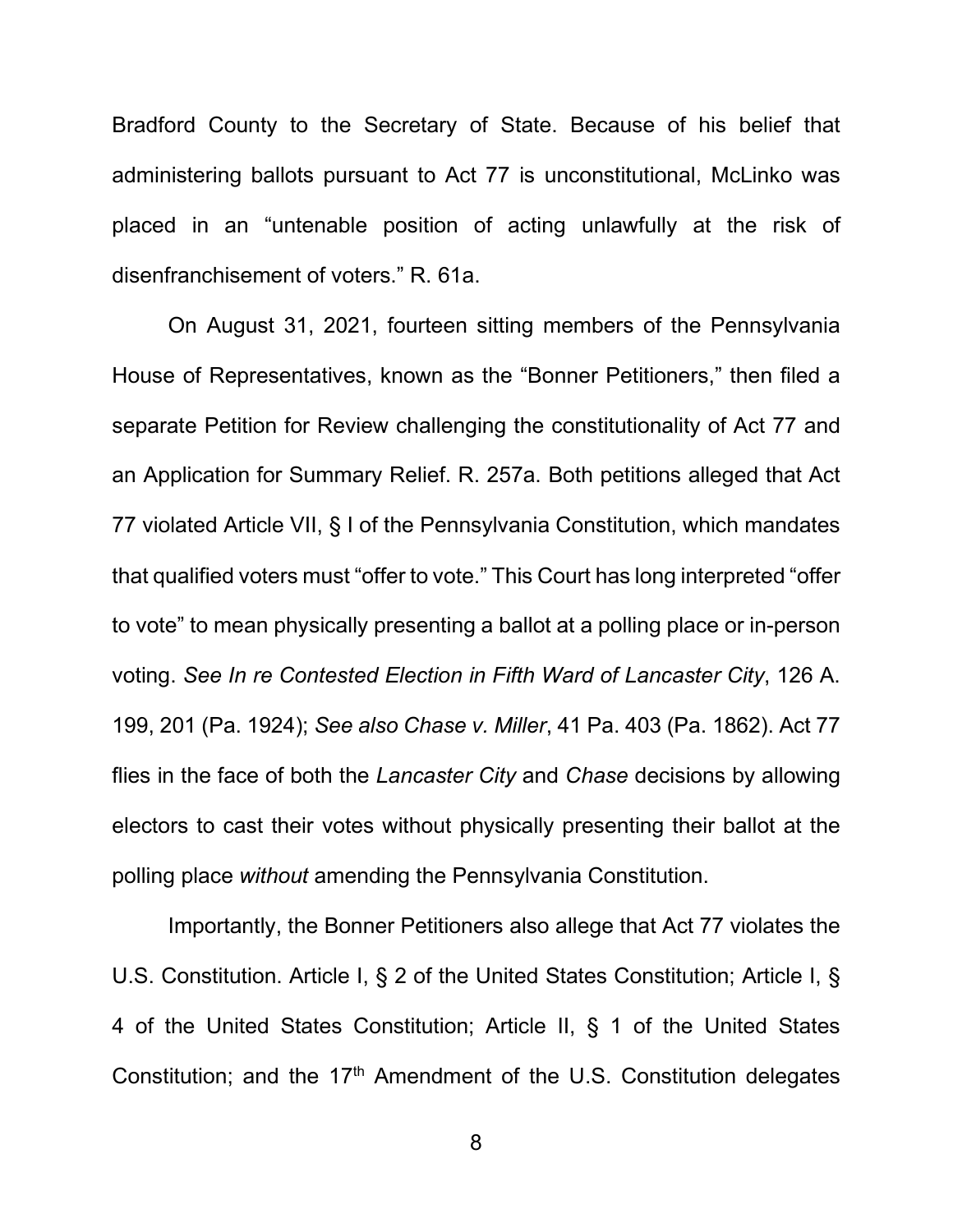Bradford County to the Secretary of State. Because of his belief that administering ballots pursuant to Act 77 is unconstitutional, McLinko was placed in an "untenable position of acting unlawfully at the risk of disenfranchisement of voters." R. 61a.

On August 31, 2021, fourteen sitting members of the Pennsylvania House of Representatives, known as the "Bonner Petitioners," then filed a separate Petition for Review challenging the constitutionality of Act 77 and an Application for Summary Relief. R. 257a. Both petitions alleged that Act 77 violated Article VII, § I of the Pennsylvania Constitution, which mandates that qualified voters must "offer to vote." This Court has long interpreted "offer to vote" to mean physically presenting a ballot at a polling place or in-person voting. *See In re Contested Election in Fifth Ward of Lancaster City*, 126 A. 199, 201 (Pa. 1924); *See also Chase v. Miller*, 41 Pa. 403 (Pa. 1862). Act 77 flies in the face of both the *Lancaster City* and *Chase* decisions by allowing electors to cast their votes without physically presenting their ballot at the polling place *without* amending the Pennsylvania Constitution.

Importantly, the Bonner Petitioners also allege that Act 77 violates the U.S. Constitution. Article I, § 2 of the United States Constitution; Article I, § 4 of the United States Constitution; Article II, § 1 of the United States Constitution; and the 17th Amendment of the U.S. Constitution delegates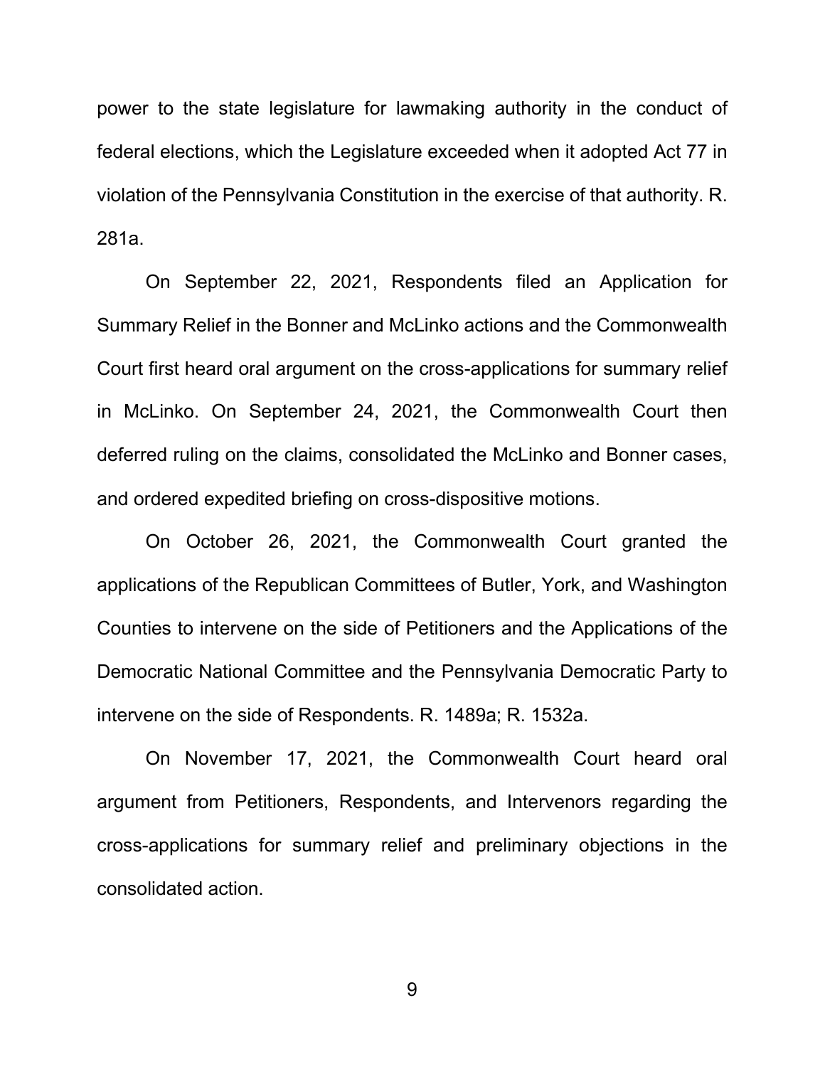power to the state legislature for lawmaking authority in the conduct of federal elections, which the Legislature exceeded when it adopted Act 77 in violation of the Pennsylvania Constitution in the exercise of that authority. R. 281a.

On September 22, 2021, Respondents filed an Application for Summary Relief in the Bonner and McLinko actions and the Commonwealth Court first heard oral argument on the cross-applications for summary relief in McLinko. On September 24, 2021, the Commonwealth Court then deferred ruling on the claims, consolidated the McLinko and Bonner cases, and ordered expedited briefing on cross-dispositive motions.

On October 26, 2021, the Commonwealth Court granted the applications of the Republican Committees of Butler, York, and Washington Counties to intervene on the side of Petitioners and the Applications of the Democratic National Committee and the Pennsylvania Democratic Party to intervene on the side of Respondents. R. 1489a; R. 1532a.

On November 17, 2021, the Commonwealth Court heard oral argument from Petitioners, Respondents, and Intervenors regarding the cross-applications for summary relief and preliminary objections in the consolidated action.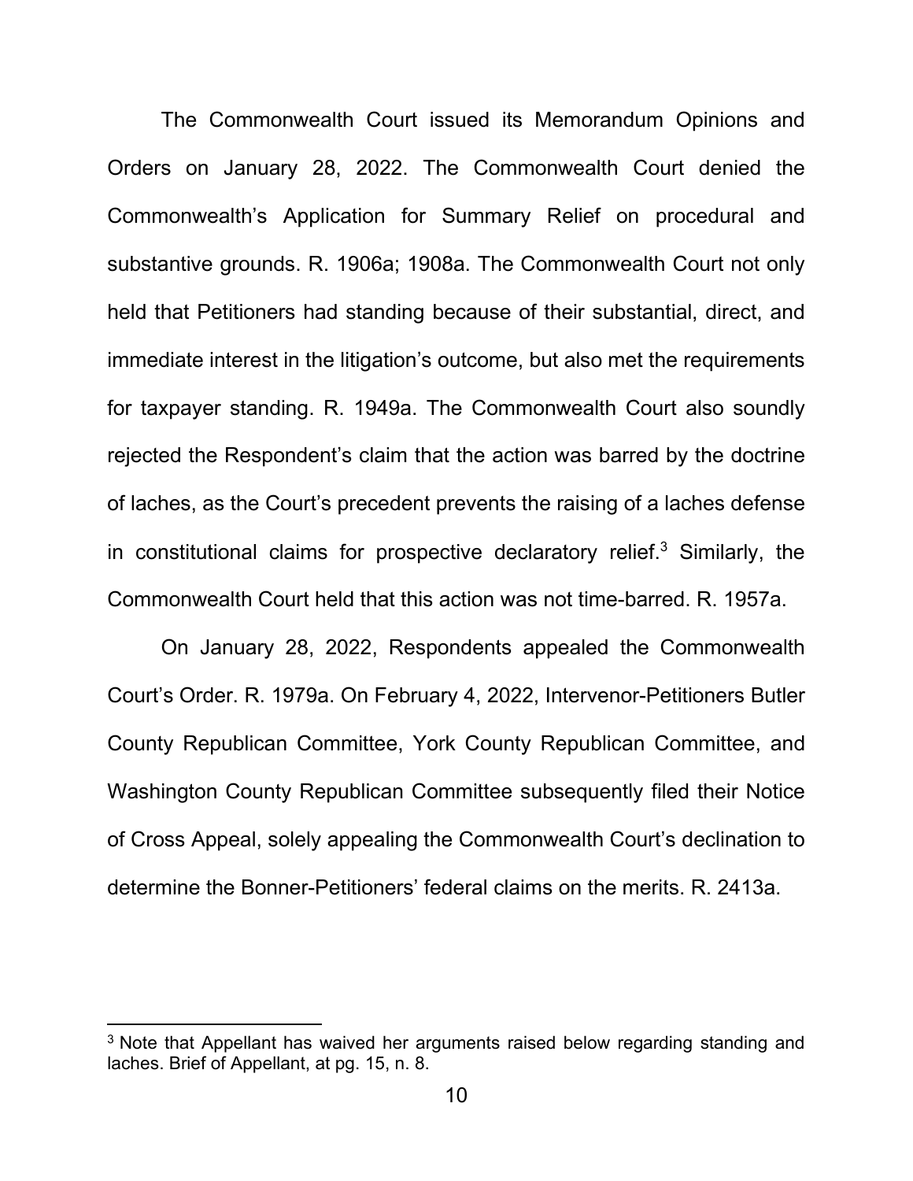The Commonwealth Court issued its Memorandum Opinions and Orders on January 28, 2022. The Commonwealth Court denied the Commonwealth's Application for Summary Relief on procedural and substantive grounds. R. 1906a; 1908a. The Commonwealth Court not only held that Petitioners had standing because of their substantial, direct, and immediate interest in the litigation's outcome, but also met the requirements for taxpayer standing. R. 1949a. The Commonwealth Court also soundly rejected the Respondent's claim that the action was barred by the doctrine of laches, as the Court's precedent prevents the raising of a laches defense in constitutional claims for prospective declaratory relief.[3] Similarly, the Commonwealth Court held that this action was not time-barred. R. 1957a.

On January 28, 2022, Respondents appealed the Commonwealth Court's Order. R. 1979a. On February 4, 2022, Intervenor-Petitioners Butler County Republican Committee, York County Republican Committee, and Washington County Republican Committee subsequently filed their Notice of Cross Appeal, solely appealing the Commonwealth Court's declination to determine the Bonner-Petitioners' federal claims on the merits. R. 2413a.

---

[3] Note that Appellant has waived her arguments raised below regarding standing and laches. Brief of Appellant, at pg. 15, n. 8.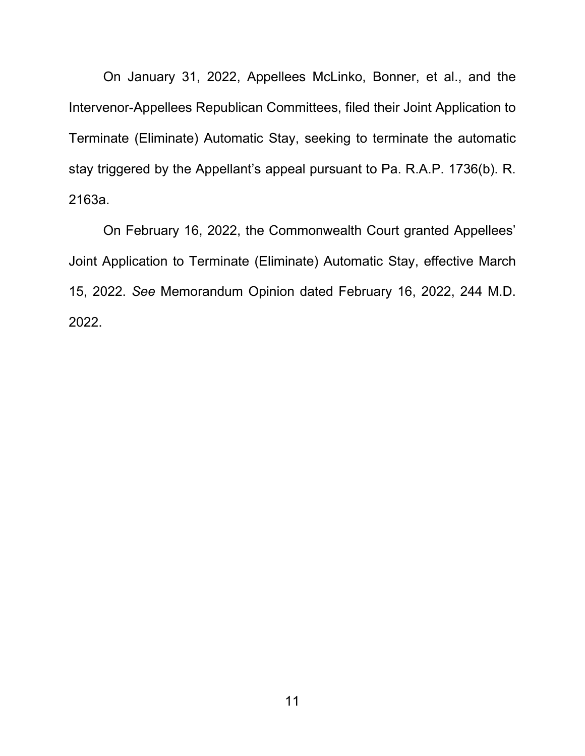On January 31, 2022, Appellees McLinko, Bonner, et al., and the Intervenor-Appellees Republican Committees, filed their Joint Application to Terminate (Eliminate) Automatic Stay, seeking to terminate the automatic stay triggered by the Appellant's appeal pursuant to Pa. R.A.P. 1736(b). R. 2163a.

On February 16, 2022, the Commonwealth Court granted Appellees' Joint Application to Terminate (Eliminate) Automatic Stay, effective March 15, 2022. *See* Memorandum Opinion dated February 16, 2022, 244 M.D. 2022.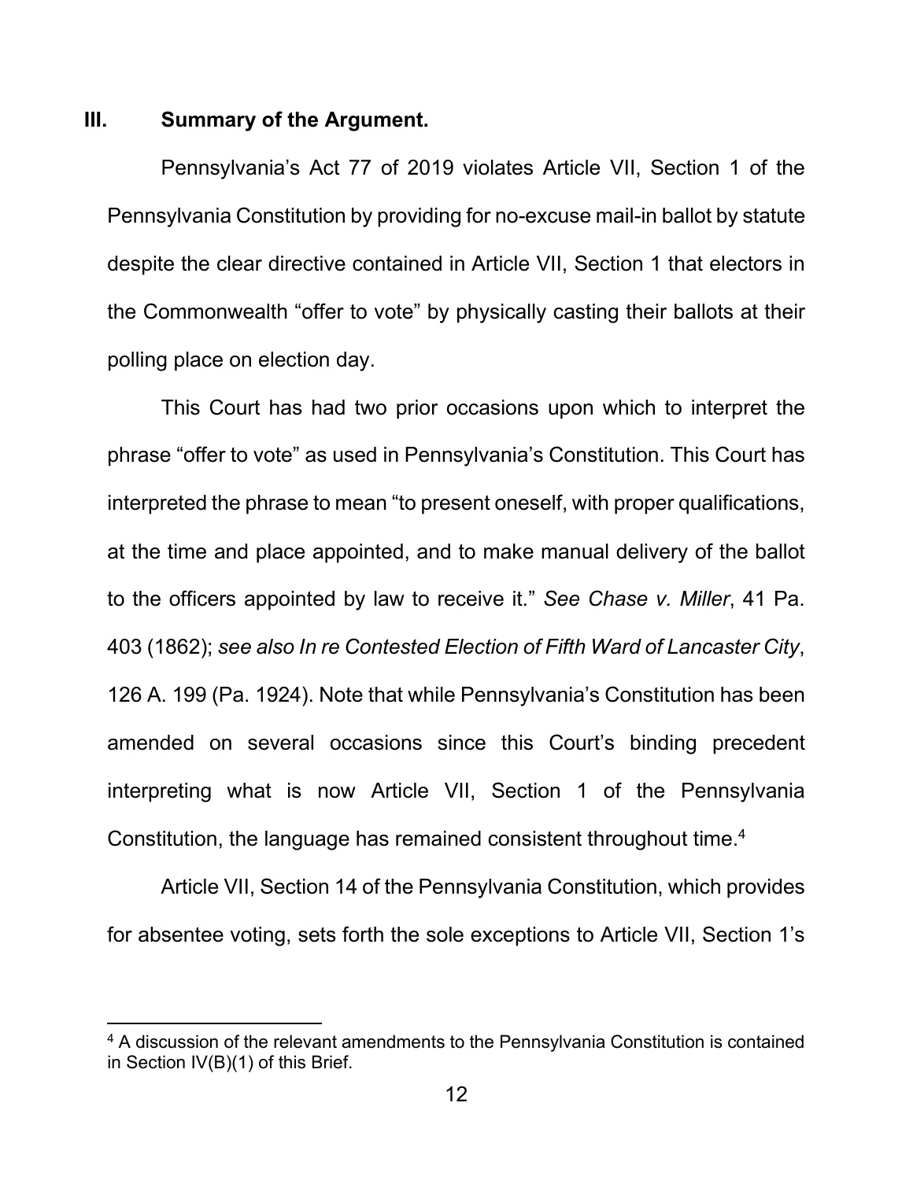## III. Summary of the Argument.

Pennsylvania's Act 77 of 2019 violates Article VII, Section 1 of the Pennsylvania Constitution by providing for no-excuse mail-in ballot by statute despite the clear directive contained in Article VII, Section 1 that electors in the Commonwealth "offer to vote" by physically casting their ballots at their polling place on election day.

This Court has had two prior occasions upon which to interpret the phrase "offer to vote" as used in Pennsylvania's Constitution. This Court has interpreted the phrase to mean "to present oneself, with proper qualifications, at the time and place appointed, and to make manual delivery of the ballot to the officers appointed by law to receive it." *See Chase v. Miller*, 41 Pa. 403 (1862); *see also In re Contested Election of Fifth Ward of Lancaster City*, 126 A. 199 (Pa. 1924). Note that while Pennsylvania's Constitution has been amended on several occasions since this Court's binding precedent interpreting what is now Article VII, Section 1 of the Pennsylvania Constitution, the language has remained consistent throughout time.[4]

Article VII, Section 14 of the Pennsylvania Constitution, which provides for absentee voting, sets forth the sole exceptions to Article VII, Section 1's

[4] A discussion of the relevant amendments to the Pennsylvania Constitution is contained in Section IV(B)(1) of this Brief.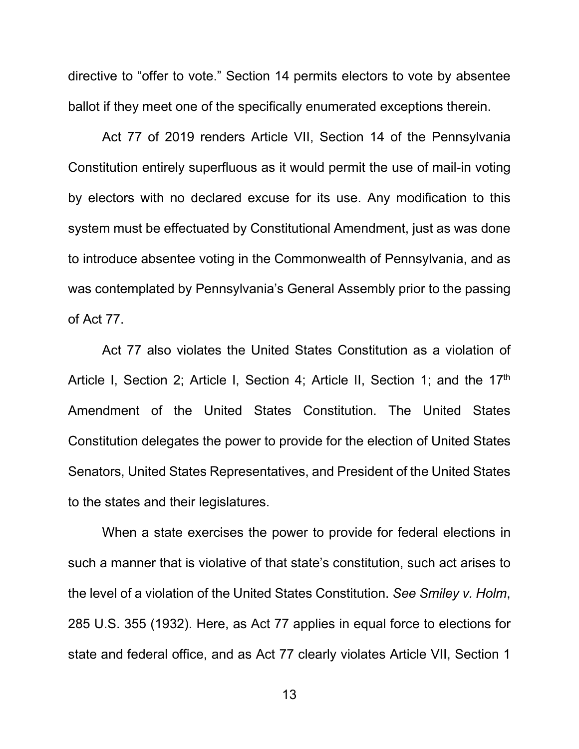directive to "offer to vote." Section 14 permits electors to vote by absentee ballot if they meet one of the specifically enumerated exceptions therein.

Act 77 of 2019 renders Article VII, Section 14 of the Pennsylvania Constitution entirely superfluous as it would permit the use of mail-in voting by electors with no declared excuse for its use. Any modification to this system must be effectuated by Constitutional Amendment, just as was done to introduce absentee voting in the Commonwealth of Pennsylvania, and as was contemplated by Pennsylvania's General Assembly prior to the passing of Act 77.

Act 77 also violates the United States Constitution as a violation of Article I, Section 2; Article I, Section 4; Article II, Section 1; and the 17th Amendment of the United States Constitution. The United States Constitution delegates the power to provide for the election of United States Senators, United States Representatives, and President of the United States to the states and their legislatures.

When a state exercises the power to provide for federal elections in such a manner that is violative of that state's constitution, such act arises to the level of a violation of the United States Constitution. *See Smiley v. Holm*, 285 U.S. 355 (1932). Here, as Act 77 applies in equal force to elections for state and federal office, and as Act 77 clearly violates Article VII, Section 1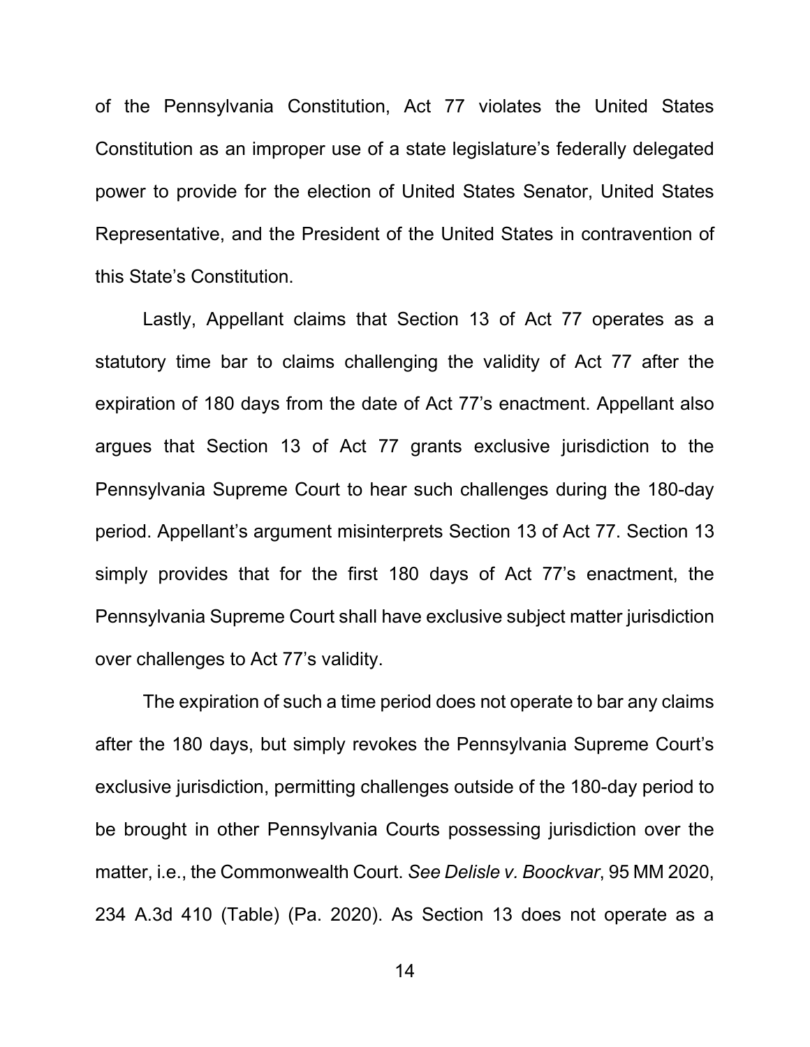of the Pennsylvania Constitution, Act 77 violates the United States Constitution as an improper use of a state legislature's federally delegated power to provide for the election of United States Senator, United States Representative, and the President of the United States in contravention of this State's Constitution.

Lastly, Appellant claims that Section 13 of Act 77 operates as a statutory time bar to claims challenging the validity of Act 77 after the expiration of 180 days from the date of Act 77's enactment. Appellant also argues that Section 13 of Act 77 grants exclusive jurisdiction to the Pennsylvania Supreme Court to hear such challenges during the 180-day period. Appellant's argument misinterprets Section 13 of Act 77. Section 13 simply provides that for the first 180 days of Act 77's enactment, the Pennsylvania Supreme Court shall have exclusive subject matter jurisdiction over challenges to Act 77's validity.

The expiration of such a time period does not operate to bar any claims after the 180 days, but simply revokes the Pennsylvania Supreme Court's exclusive jurisdiction, permitting challenges outside of the 180-day period to be brought in other Pennsylvania Courts possessing jurisdiction over the matter, i.e., the Commonwealth Court. *See Delisle v. Boockvar*, 95 MM 2020, 234 A.3d 410 (Table) (Pa. 2020). As Section 13 does not operate as a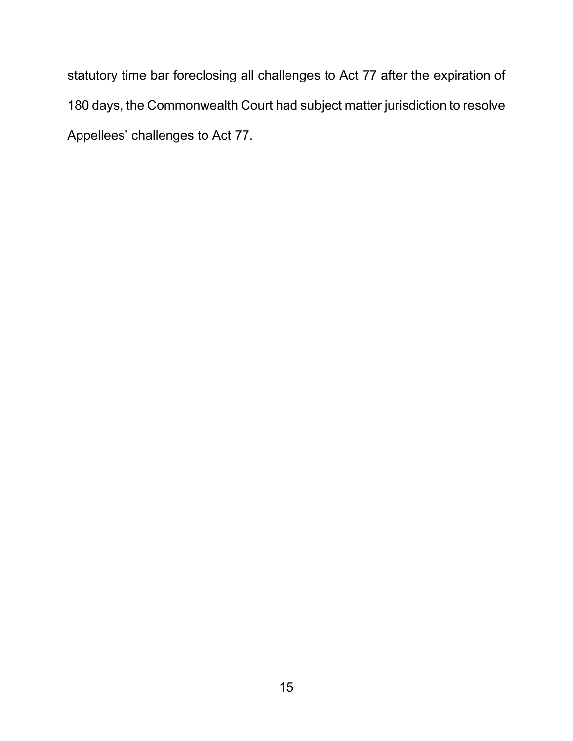statutory time bar foreclosing all challenges to Act 77 after the expiration of 180 days, the Commonwealth Court had subject matter jurisdiction to resolve Appellees' challenges to Act 77.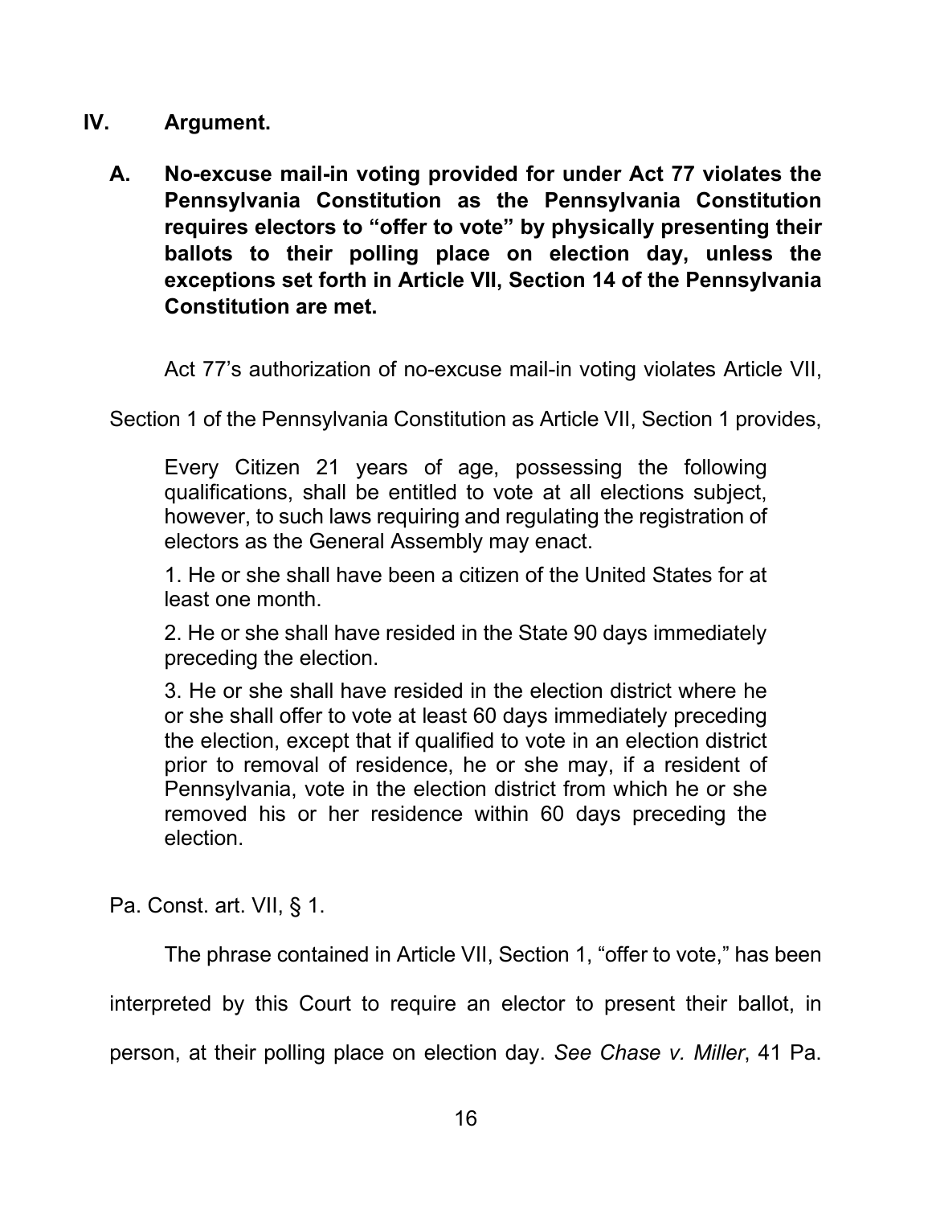## IV. Argument.

### A. No-excuse mail-in voting provided for under Act 77 violates the Pennsylvania Constitution as the Pennsylvania Constitution requires electors to "offer to vote" by physically presenting their ballots to their polling place on election day, unless the exceptions set forth in Article VII, Section 14 of the Pennsylvania Constitution are met.

Act 77's authorization of no-excuse mail-in voting violates Article VII, Section 1 of the Pennsylvania Constitution as Article VII, Section 1 provides,

> Every Citizen 21 years of age, possessing the following qualifications, shall be entitled to vote at all elections subject, however, to such laws requiring and regulating the registration of electors as the General Assembly may enact.
>
> 1. He or she shall have been a citizen of the United States for at least one month.
>
> 2. He or she shall have resided in the State 90 days immediately preceding the election.
>
> 3. He or she shall have resided in the election district where he or she shall offer to vote at least 60 days immediately preceding the election, except that if qualified to vote in an election district prior to removal of residence, he or she may, if a resident of Pennsylvania, vote in the election district from which he or she removed his or her residence within 60 days preceding the election.

Pa. Const. art. VII, § 1.

The phrase contained in Article VII, Section 1, "offer to vote," has been interpreted by this Court to require an elector to present their ballot, in person, at their polling place on election day. *See Chase v. Miller*, 41 Pa.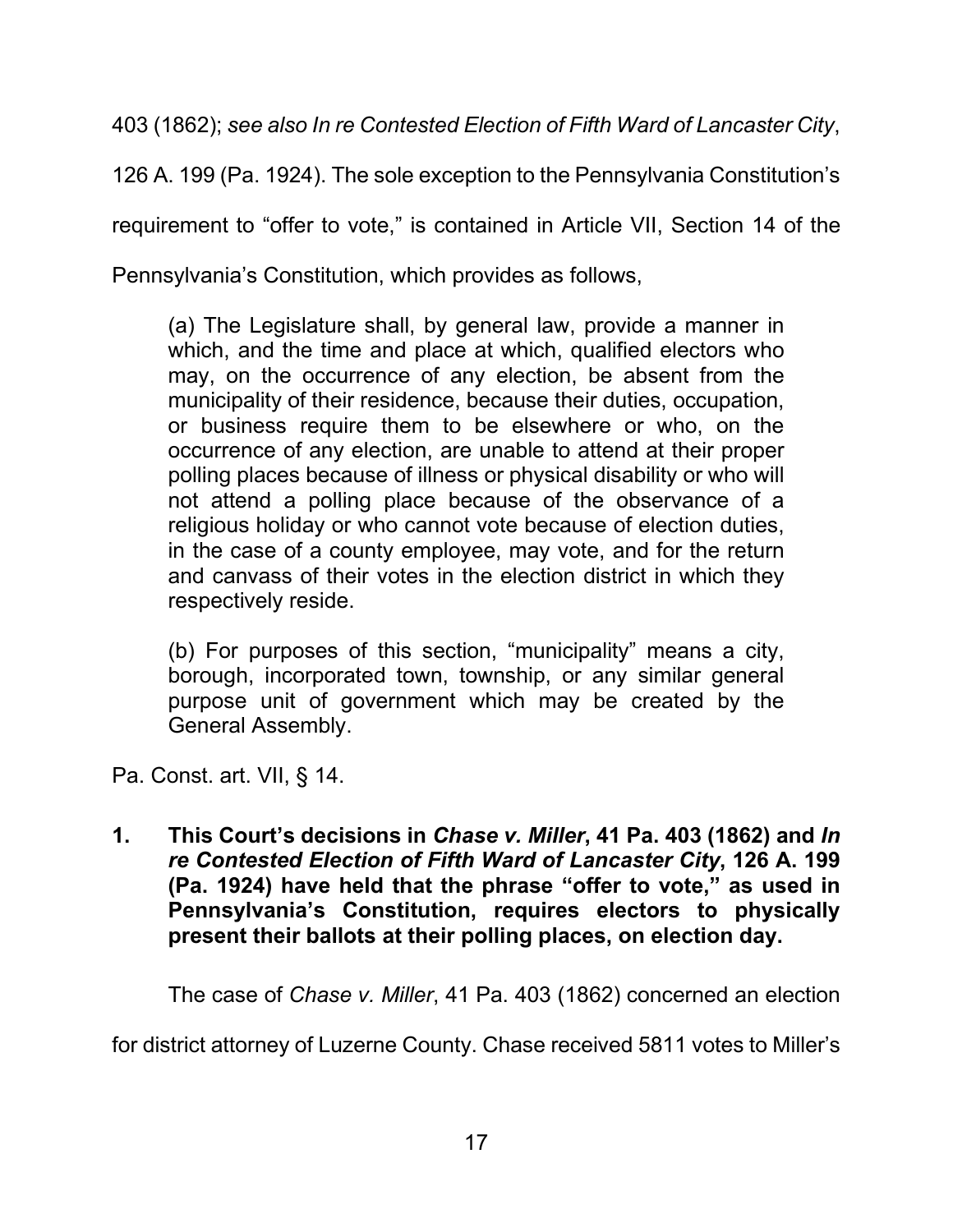403 (1862); *see also In re Contested Election of Fifth Ward of Lancaster City*, 126 A. 199 (Pa. 1924). The sole exception to the Pennsylvania Constitution's requirement to "offer to vote," is contained in Article VII, Section 14 of the Pennsylvania's Constitution, which provides as follows,

> (a) The Legislature shall, by general law, provide a manner in which, and the time and place at which, qualified electors who may, on the occurrence of any election, be absent from the municipality of their residence, because their duties, occupation, or business require them to be elsewhere or who, on the occurrence of any election, are unable to attend at their proper polling places because of illness or physical disability or who will not attend a polling place because of the observance of a religious holiday or who cannot vote because of election duties, in the case of a county employee, may vote, and for the return and canvass of their votes in the election district in which they respectively reside.
>
> (b) For purposes of this section, "municipality" means a city, borough, incorporated town, township, or any similar general purpose unit of government which may be created by the General Assembly.

Pa. Const. art. VII, § 14.

**1. This Court's decisions in *Chase v. Miller*, 41 Pa. 403 (1862) and *In re Contested Election of Fifth Ward of Lancaster City*, 126 A. 199 (Pa. 1924) have held that the phrase "offer to vote," as used in Pennsylvania's Constitution, requires electors to physically present their ballots at their polling places, on election day.**

The case of *Chase v. Miller*, 41 Pa. 403 (1862) concerned an election for district attorney of Luzerne County. Chase received 5811 votes to Miller's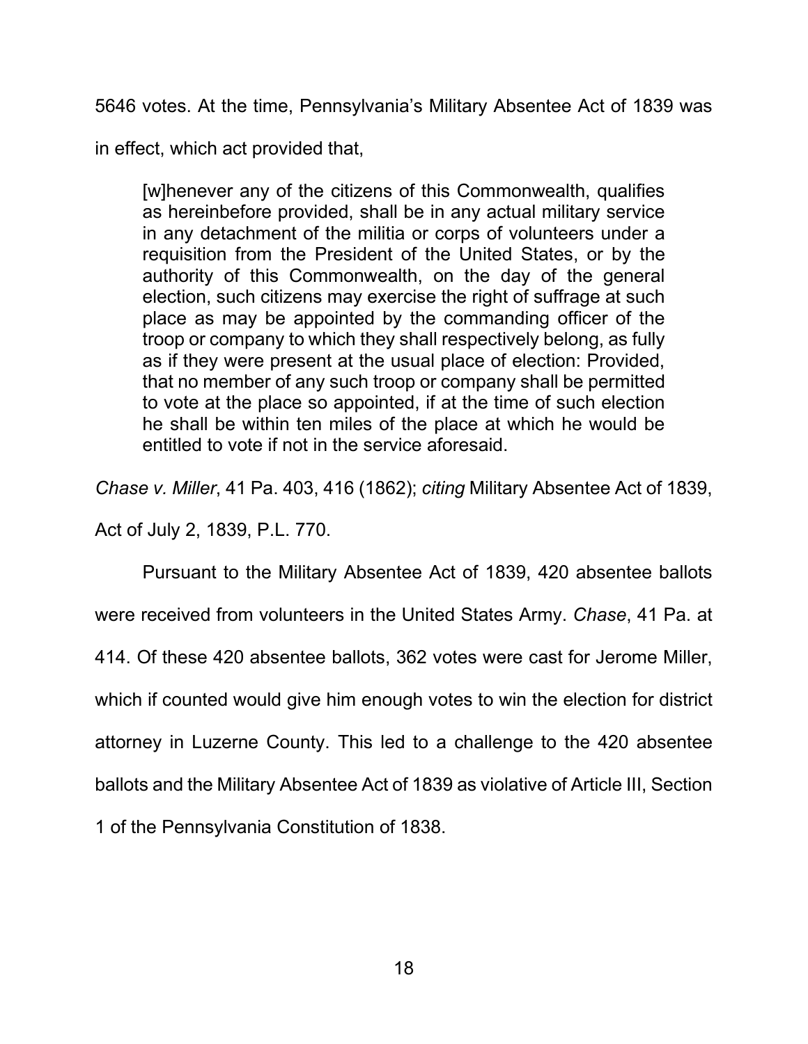5646 votes. At the time, Pennsylvania's Military Absentee Act of 1839 was in effect, which act provided that,

> [w]henever any of the citizens of this Commonwealth, qualifies as hereinbefore provided, shall be in any actual military service in any detachment of the militia or corps of volunteers under a requisition from the President of the United States, or by the authority of this Commonwealth, on the day of the general election, such citizens may exercise the right of suffrage at such place as may be appointed by the commanding officer of the troop or company to which they shall respectively belong, as fully as if they were present at the usual place of election: Provided, that no member of any such troop or company shall be permitted to vote at the place so appointed, if at the time of such election he shall be within ten miles of the place at which he would be entitled to vote if not in the service aforesaid.

*Chase v. Miller*, 41 Pa. 403, 416 (1862); *citing* Military Absentee Act of 1839, Act of July 2, 1839, P.L. 770.

Pursuant to the Military Absentee Act of 1839, 420 absentee ballots were received from volunteers in the United States Army. *Chase*, 41 Pa. at 414. Of these 420 absentee ballots, 362 votes were cast for Jerome Miller, which if counted would give him enough votes to win the election for district attorney in Luzerne County. This led to a challenge to the 420 absentee ballots and the Military Absentee Act of 1839 as violative of Article III, Section 1 of the Pennsylvania Constitution of 1838.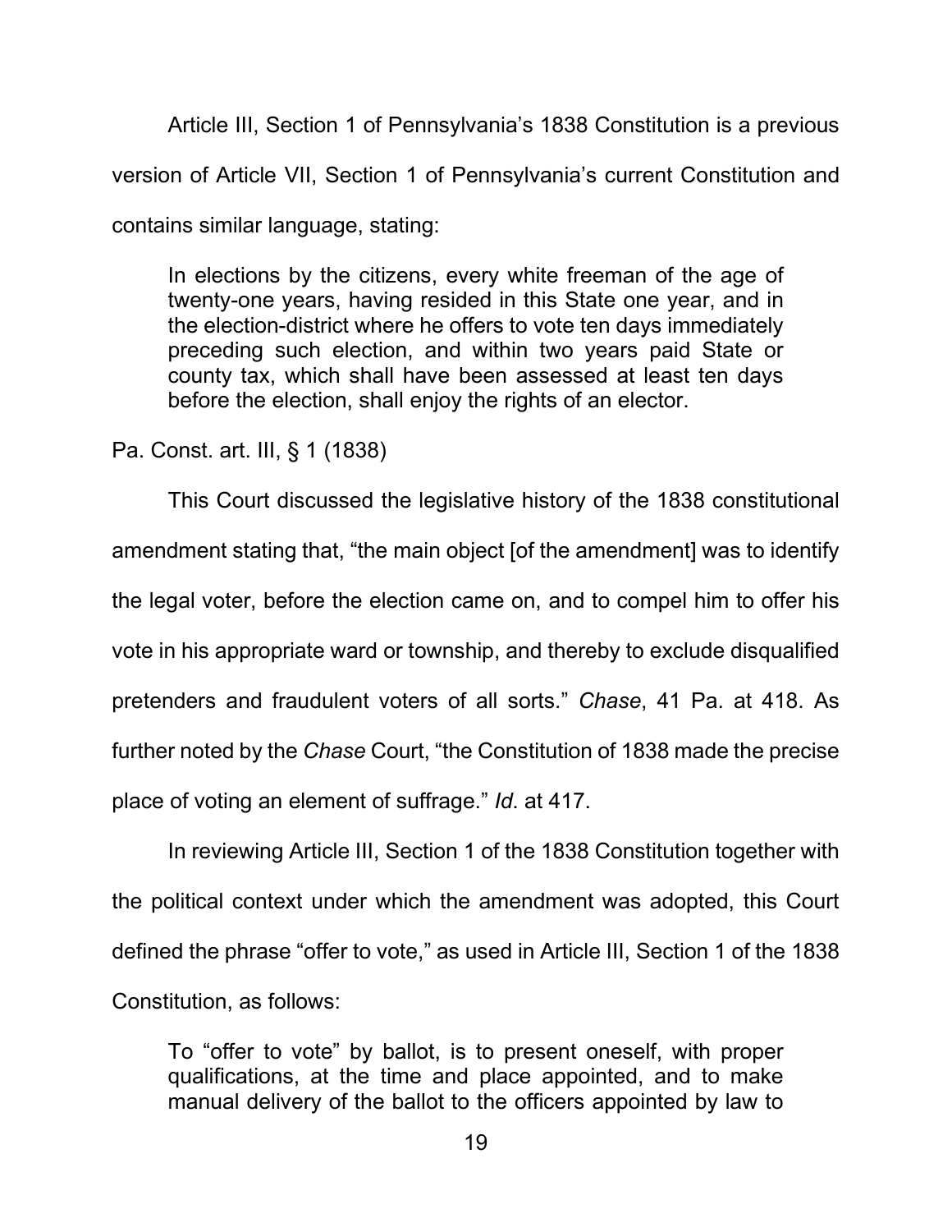Article III, Section 1 of Pennsylvania's 1838 Constitution is a previous version of Article VII, Section 1 of Pennsylvania's current Constitution and contains similar language, stating:

> In elections by the citizens, every white freeman of the age of twenty-one years, having resided in this State one year, and in the election-district where he offers to vote ten days immediately preceding such election, and within two years paid State or county tax, which shall have been assessed at least ten days before the election, shall enjoy the rights of an elector.

Pa. Const. art. III, § 1 (1838)

This Court discussed the legislative history of the 1838 constitutional amendment stating that, "the main object [of the amendment] was to identify the legal voter, before the election came on, and to compel him to offer his vote in his appropriate ward or township, and thereby to exclude disqualified pretenders and fraudulent voters of all sorts." *Chase*, 41 Pa. at 418. As further noted by the *Chase* Court, "the Constitution of 1838 made the precise place of voting an element of suffrage." *Id*. at 417.

In reviewing Article III, Section 1 of the 1838 Constitution together with the political context under which the amendment was adopted, this Court defined the phrase "offer to vote," as used in Article III, Section 1 of the 1838 Constitution, as follows:

> To "offer to vote" by ballot, is to present oneself, with proper qualifications, at the time and place appointed, and to make manual delivery of the ballot to the officers appointed by law to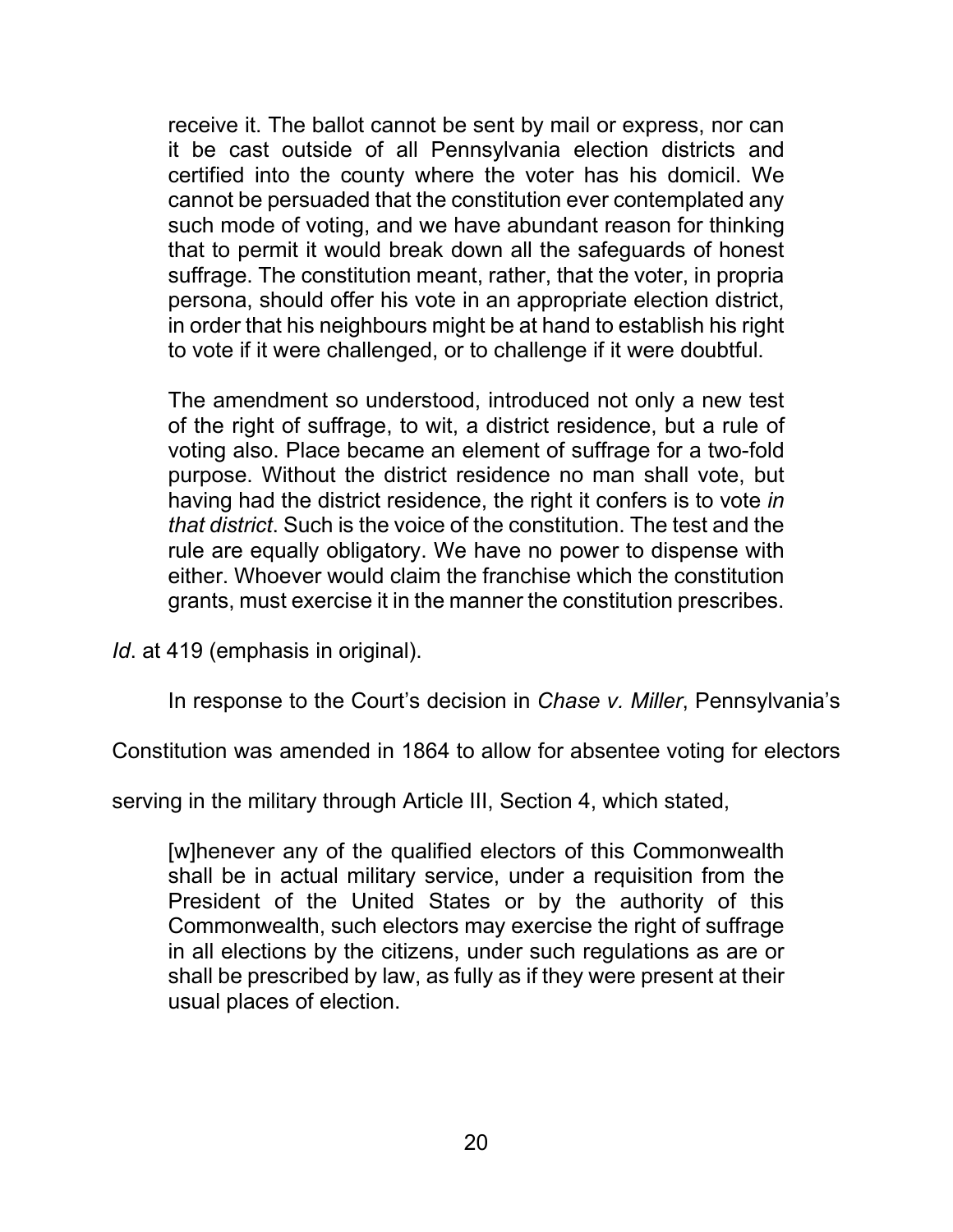> receive it. The ballot cannot be sent by mail or express, nor can it be cast outside of all Pennsylvania election districts and certified into the county where the voter has his domicil. We cannot be persuaded that the constitution ever contemplated any such mode of voting, and we have abundant reason for thinking that to permit it would break down all the safeguards of honest suffrage. The constitution meant, rather, that the voter, in propria persona, should offer his vote in an appropriate election district, in order that his neighbours might be at hand to establish his right to vote if it were challenged, or to challenge if it were doubtful.
>
> The amendment so understood, introduced not only a new test of the right of suffrage, to wit, a district residence, but a rule of voting also. Place became an element of suffrage for a two-fold purpose. Without the district residence no man shall vote, but having had the district residence, the right it confers is to vote *in that district*. Such is the voice of the constitution. The test and the rule are equally obligatory. We have no power to dispense with either. Whoever would claim the franchise which the constitution grants, must exercise it in the manner the constitution prescribes.

*Id*. at 419 (emphasis in original).

In response to the Court's decision in *Chase v. Miller*, Pennsylvania's Constitution was amended in 1864 to allow for absentee voting for electors serving in the military through Article III, Section 4, which stated,

> [w]henever any of the qualified electors of this Commonwealth shall be in actual military service, under a requisition from the President of the United States or by the authority of this Commonwealth, such electors may exercise the right of suffrage in all elections by the citizens, under such regulations as are or shall be prescribed by law, as fully as if they were present at their usual places of election.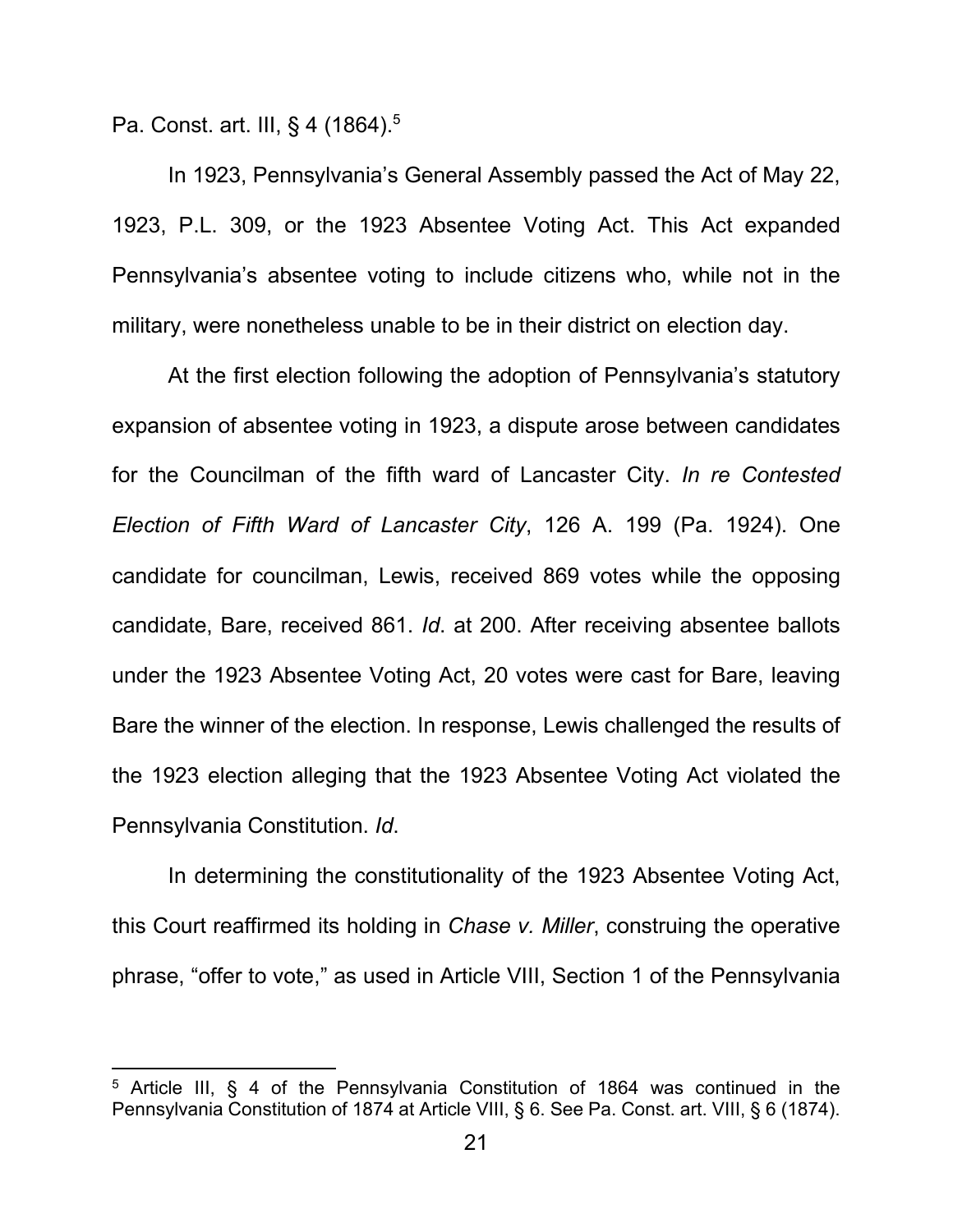Pa. Const. art. III, § 4 (1864).[5]

In 1923, Pennsylvania's General Assembly passed the Act of May 22, 1923, P.L. 309, or the 1923 Absentee Voting Act. This Act expanded Pennsylvania's absentee voting to include citizens who, while not in the military, were nonetheless unable to be in their district on election day.

At the first election following the adoption of Pennsylvania's statutory expansion of absentee voting in 1923, a dispute arose between candidates for the Councilman of the fifth ward of Lancaster City. *In re Contested Election of Fifth Ward of Lancaster City*, 126 A. 199 (Pa. 1924). One candidate for councilman, Lewis, received 869 votes while the opposing candidate, Bare, received 861. *Id*. at 200. After receiving absentee ballots under the 1923 Absentee Voting Act, 20 votes were cast for Bare, leaving Bare the winner of the election. In response, Lewis challenged the results of the 1923 election alleging that the 1923 Absentee Voting Act violated the Pennsylvania Constitution. *Id*.

In determining the constitutionality of the 1923 Absentee Voting Act, this Court reaffirmed its holding in *Chase v. Miller*, construing the operative phrase, "offer to vote," as used in Article VIII, Section 1 of the Pennsylvania

---

[5] Article III, § 4 of the Pennsylvania Constitution of 1864 was continued in the Pennsylvania Constitution of 1874 at Article VIII, § 6. See Pa. Const. art. VIII, § 6 (1874).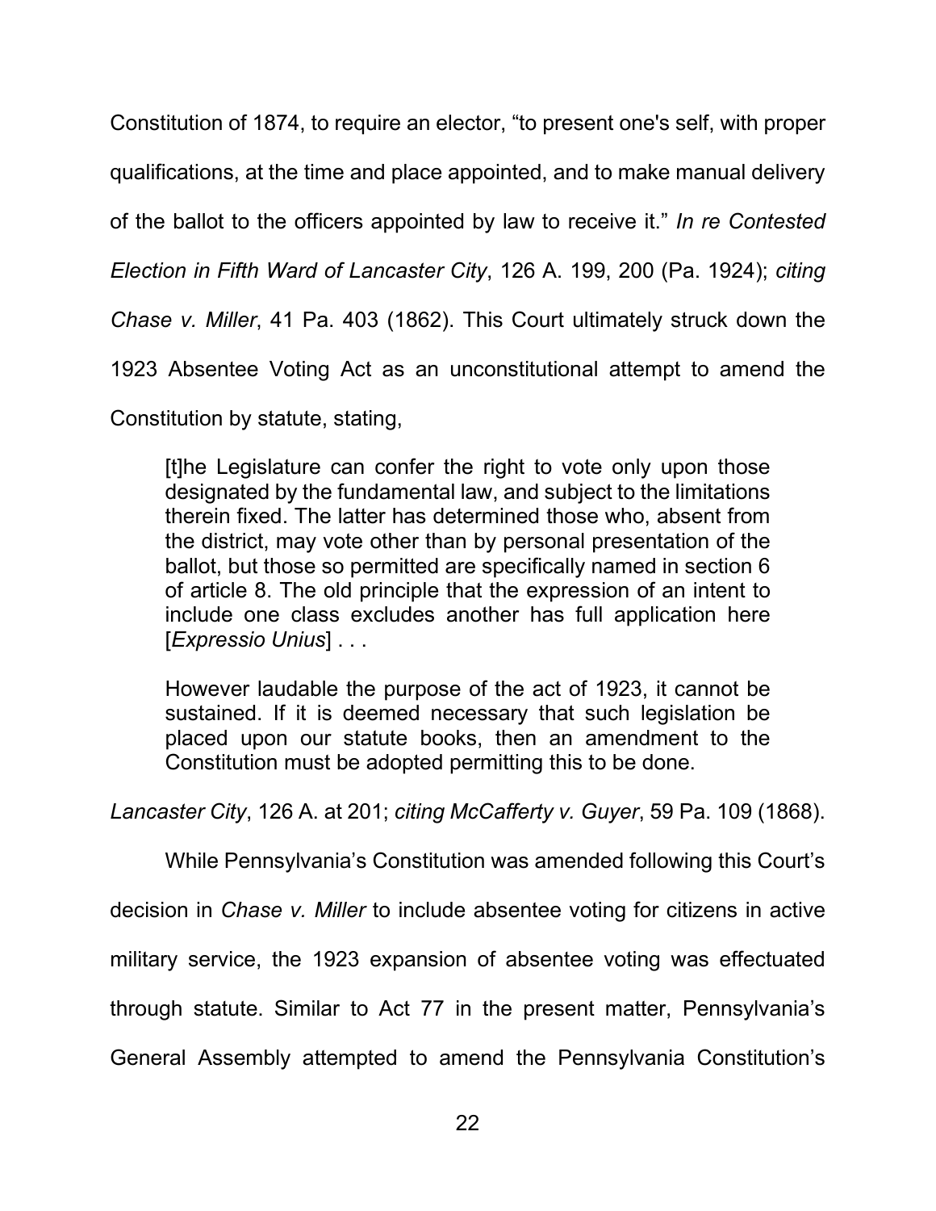Constitution of 1874, to require an elector, "to present one's self, with proper qualifications, at the time and place appointed, and to make manual delivery of the ballot to the officers appointed by law to receive it." *In re Contested Election in Fifth Ward of Lancaster City*, 126 A. 199, 200 (Pa. 1924); *citing Chase v. Miller*, 41 Pa. 403 (1862). This Court ultimately struck down the 1923 Absentee Voting Act as an unconstitutional attempt to amend the Constitution by statute, stating,

> [t]he Legislature can confer the right to vote only upon those designated by the fundamental law, and subject to the limitations therein fixed. The latter has determined those who, absent from the district, may vote other than by personal presentation of the ballot, but those so permitted are specifically named in section 6 of article 8. The old principle that the expression of an intent to include one class excludes another has full application here [*Expressio Unius*] . . .
>
> However laudable the purpose of the act of 1923, it cannot be sustained. If it is deemed necessary that such legislation be placed upon our statute books, then an amendment to the Constitution must be adopted permitting this to be done.

*Lancaster City*, 126 A. at 201; *citing McCafferty v. Guyer*, 59 Pa. 109 (1868).

While Pennsylvania's Constitution was amended following this Court's decision in *Chase v. Miller* to include absentee voting for citizens in active military service, the 1923 expansion of absentee voting was effectuated through statute. Similar to Act 77 in the present matter, Pennsylvania's General Assembly attempted to amend the Pennsylvania Constitution's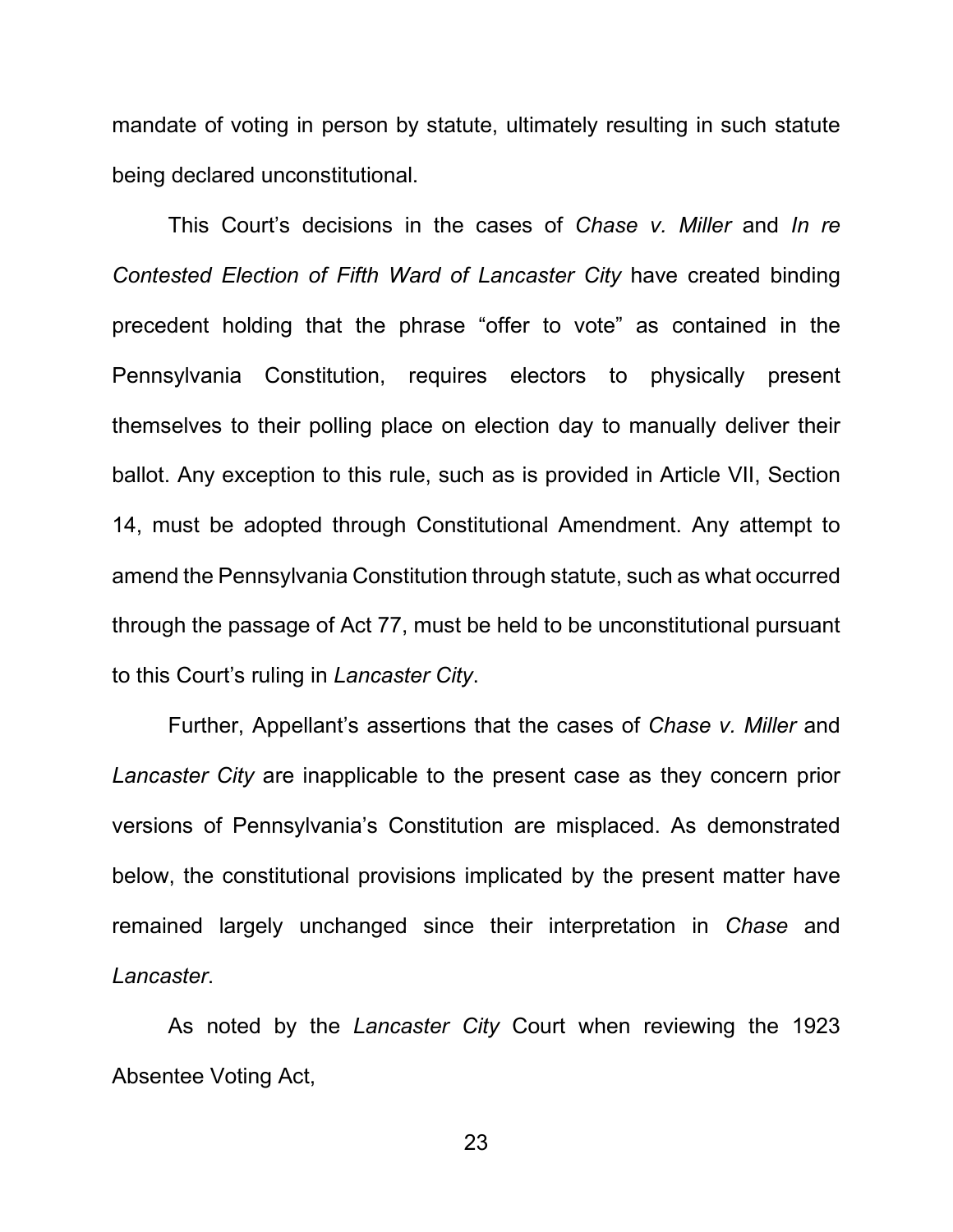mandate of voting in person by statute, ultimately resulting in such statute being declared unconstitutional.

This Court's decisions in the cases of *Chase v. Miller* and *In re Contested Election of Fifth Ward of Lancaster City* have created binding precedent holding that the phrase "offer to vote" as contained in the Pennsylvania Constitution, requires electors to physically present themselves to their polling place on election day to manually deliver their ballot. Any exception to this rule, such as is provided in Article VII, Section 14, must be adopted through Constitutional Amendment. Any attempt to amend the Pennsylvania Constitution through statute, such as what occurred through the passage of Act 77, must be held to be unconstitutional pursuant to this Court's ruling in *Lancaster City*.

Further, Appellant's assertions that the cases of *Chase v. Miller* and *Lancaster City* are inapplicable to the present case as they concern prior versions of Pennsylvania's Constitution are misplaced. As demonstrated below, the constitutional provisions implicated by the present matter have remained largely unchanged since their interpretation in *Chase* and *Lancaster*.

As noted by the *Lancaster City* Court when reviewing the 1923 Absentee Voting Act,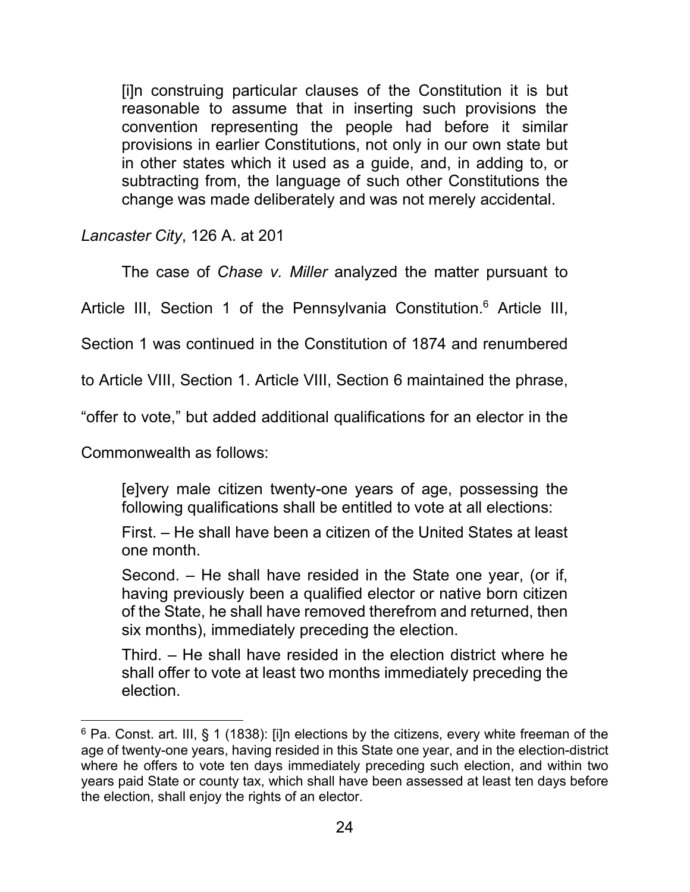> [i]n construing particular clauses of the Constitution it is but reasonable to assume that in inserting such provisions the convention representing the people had before it similar provisions in earlier Constitutions, not only in our own state but in other states which it used as a guide, and, in adding to, or subtracting from, the language of such other Constitutions the change was made deliberately and was not merely accidental.

*Lancaster City*, 126 A. at 201

The case of *Chase v. Miller* analyzed the matter pursuant to Article III, Section 1 of the Pennsylvania Constitution.[6] Article III, Section 1 was continued in the Constitution of 1874 and renumbered to Article VIII, Section 1. Article VIII, Section 6 maintained the phrase, "offer to vote," but added additional qualifications for an elector in the Commonwealth as follows:

> [e]very male citizen twenty-one years of age, possessing the following qualifications shall be entitled to vote at all elections:
>
> First. – He shall have been a citizen of the United States at least one month.
>
> Second. – He shall have resided in the State one year, (or if, having previously been a qualified elector or native born citizen of the State, he shall have removed therefrom and returned, then six months), immediately preceding the election.
>
> Third. – He shall have resided in the election district where he shall offer to vote at least two months immediately preceding the election.

---

[6] Pa. Const. art. III, § 1 (1838): [i]n elections by the citizens, every white freeman of the age of twenty-one years, having resided in this State one year, and in the election-district where he offers to vote ten days immediately preceding such election, and within two years paid State or county tax, which shall have been assessed at least ten days before the election, shall enjoy the rights of an elector.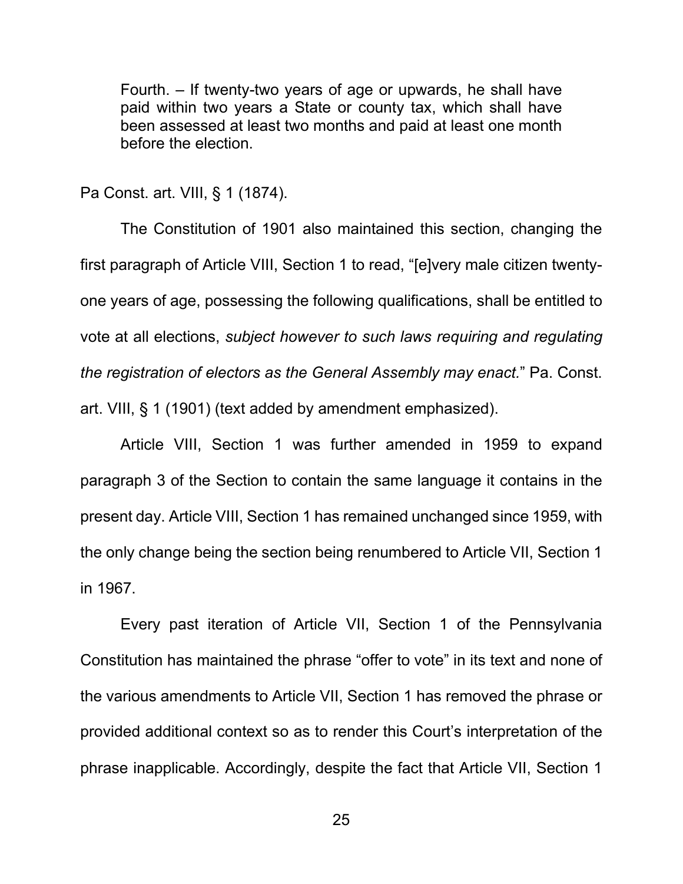> Fourth. – If twenty-two years of age or upwards, he shall have paid within two years a State or county tax, which shall have been assessed at least two months and paid at least one month before the election.

Pa Const. art. VIII, § 1 (1874).

The Constitution of 1901 also maintained this section, changing the first paragraph of Article VIII, Section 1 to read, "[e]very male citizen twenty-one years of age, possessing the following qualifications, shall be entitled to vote at all elections, *subject however to such laws requiring and regulating the registration of electors as the General Assembly may enact.*" Pa. Const. art. VIII, § 1 (1901) (text added by amendment emphasized).

Article VIII, Section 1 was further amended in 1959 to expand paragraph 3 of the Section to contain the same language it contains in the present day. Article VIII, Section 1 has remained unchanged since 1959, with the only change being the section being renumbered to Article VII, Section 1 in 1967.

Every past iteration of Article VII, Section 1 of the Pennsylvania Constitution has maintained the phrase "offer to vote" in its text and none of the various amendments to Article VII, Section 1 has removed the phrase or provided additional context so as to render this Court's interpretation of the phrase inapplicable. Accordingly, despite the fact that Article VII, Section 1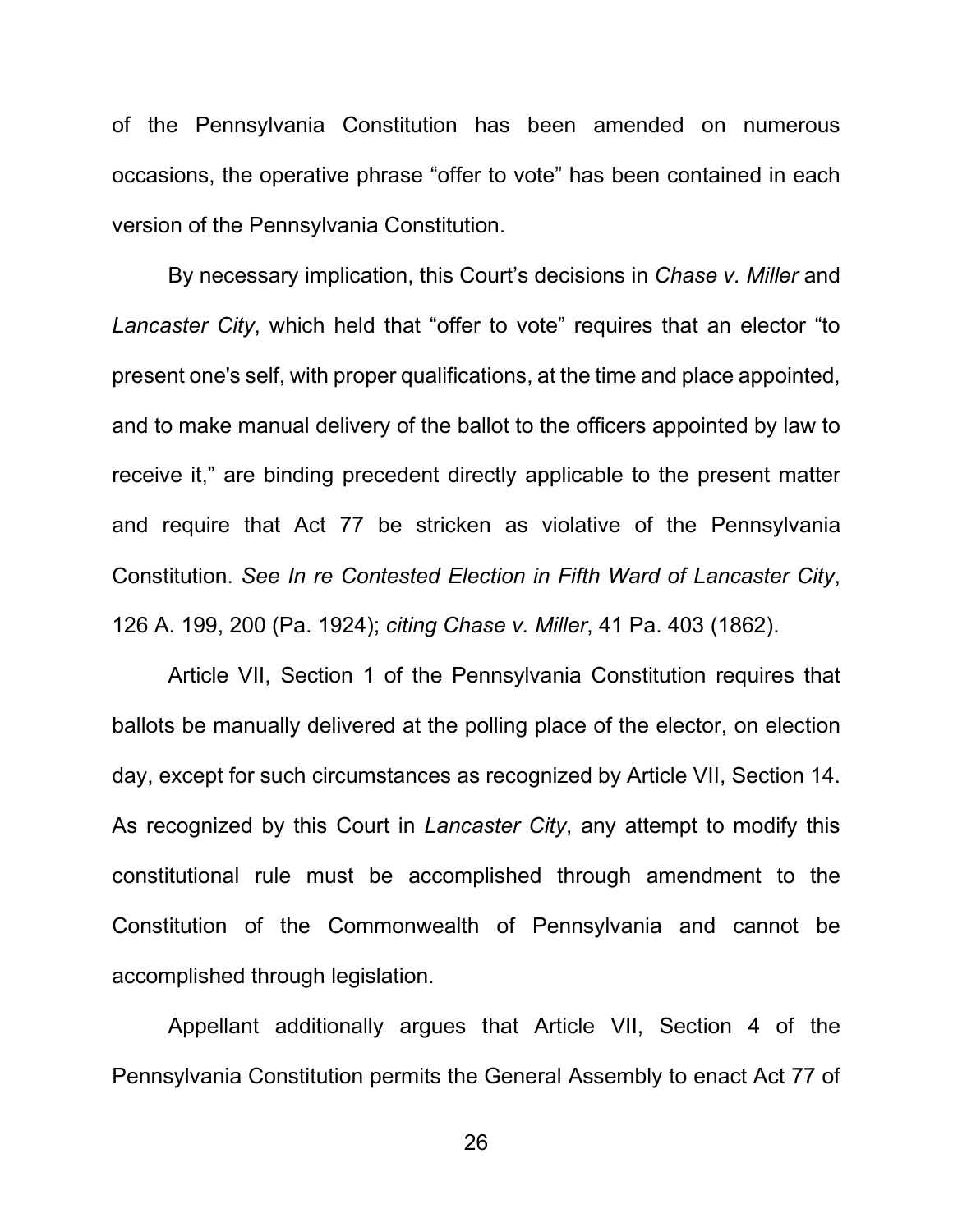of the Pennsylvania Constitution has been amended on numerous occasions, the operative phrase "offer to vote" has been contained in each version of the Pennsylvania Constitution.

By necessary implication, this Court's decisions in *Chase v. Miller* and *Lancaster City*, which held that "offer to vote" requires that an elector "to present one's self, with proper qualifications, at the time and place appointed, and to make manual delivery of the ballot to the officers appointed by law to receive it," are binding precedent directly applicable to the present matter and require that Act 77 be stricken as violative of the Pennsylvania Constitution. *See In re Contested Election in Fifth Ward of Lancaster City*, 126 A. 199, 200 (Pa. 1924); *citing Chase v. Miller*, 41 Pa. 403 (1862).

Article VII, Section 1 of the Pennsylvania Constitution requires that ballots be manually delivered at the polling place of the elector, on election day, except for such circumstances as recognized by Article VII, Section 14. As recognized by this Court in *Lancaster City*, any attempt to modify this constitutional rule must be accomplished through amendment to the Constitution of the Commonwealth of Pennsylvania and cannot be accomplished through legislation.

Appellant additionally argues that Article VII, Section 4 of the Pennsylvania Constitution permits the General Assembly to enact Act 77 of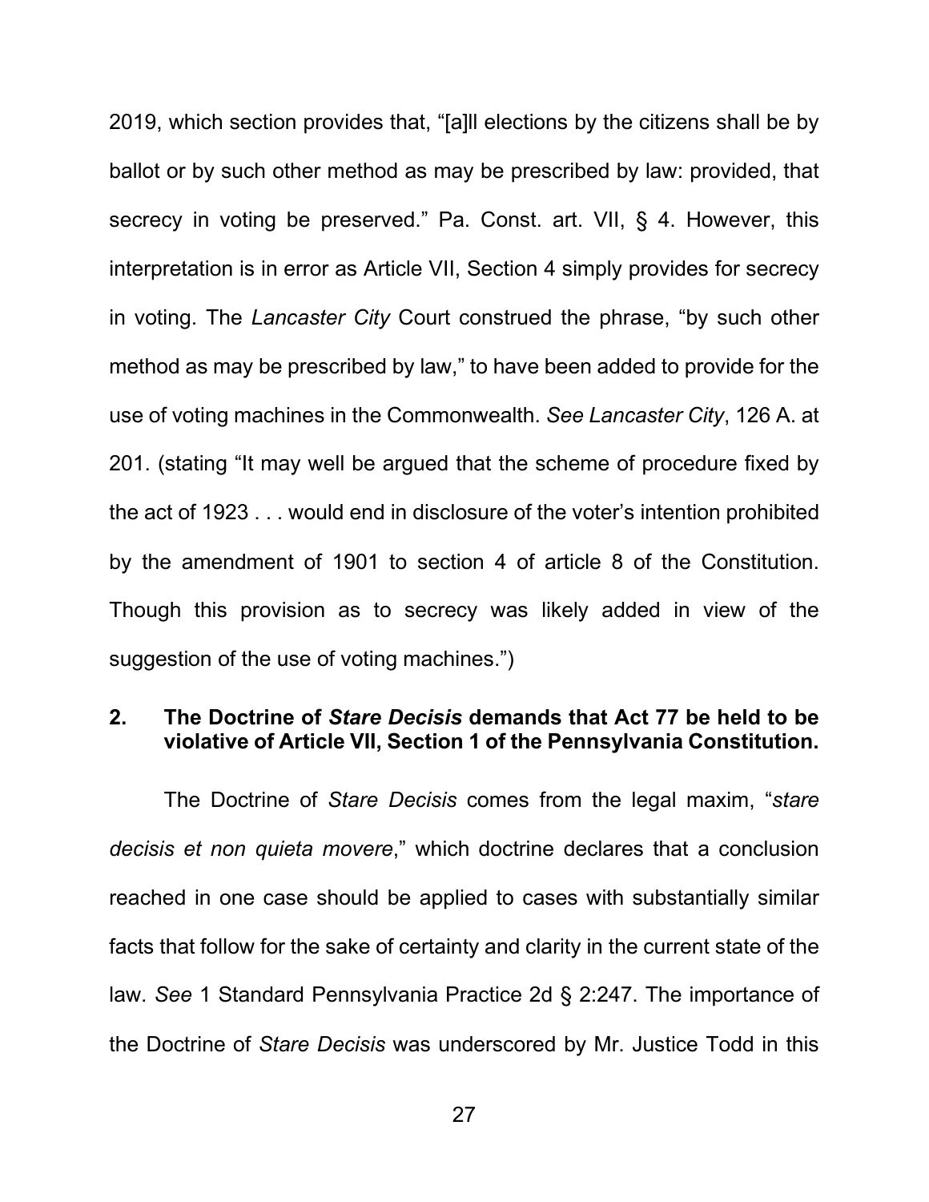2019, which section provides that, "[a]ll elections by the citizens shall be by ballot or by such other method as may be prescribed by law: provided, that secrecy in voting be preserved." Pa. Const. art. VII, § 4. However, this interpretation is in error as Article VII, Section 4 simply provides for secrecy in voting. The *Lancaster City* Court construed the phrase, "by such other method as may be prescribed by law," to have been added to provide for the use of voting machines in the Commonwealth. *See Lancaster City*, 126 A. at 201. (stating "It may well be argued that the scheme of procedure fixed by the act of 1923 . . . would end in disclosure of the voter's intention prohibited by the amendment of 1901 to section 4 of article 8 of the Constitution. Though this provision as to secrecy was likely added in view of the suggestion of the use of voting machines.")

**2. The Doctrine of *Stare Decisis* demands that Act 77 be held to be violative of Article VII, Section 1 of the Pennsylvania Constitution.**

The Doctrine of *Stare Decisis* comes from the legal maxim, "*stare decisis et non quieta movere*," which doctrine declares that a conclusion reached in one case should be applied to cases with substantially similar facts that follow for the sake of certainty and clarity in the current state of the law. *See* 1 Standard Pennsylvania Practice 2d § 2:247. The importance of the Doctrine of *Stare Decisis* was underscored by Mr. Justice Todd in this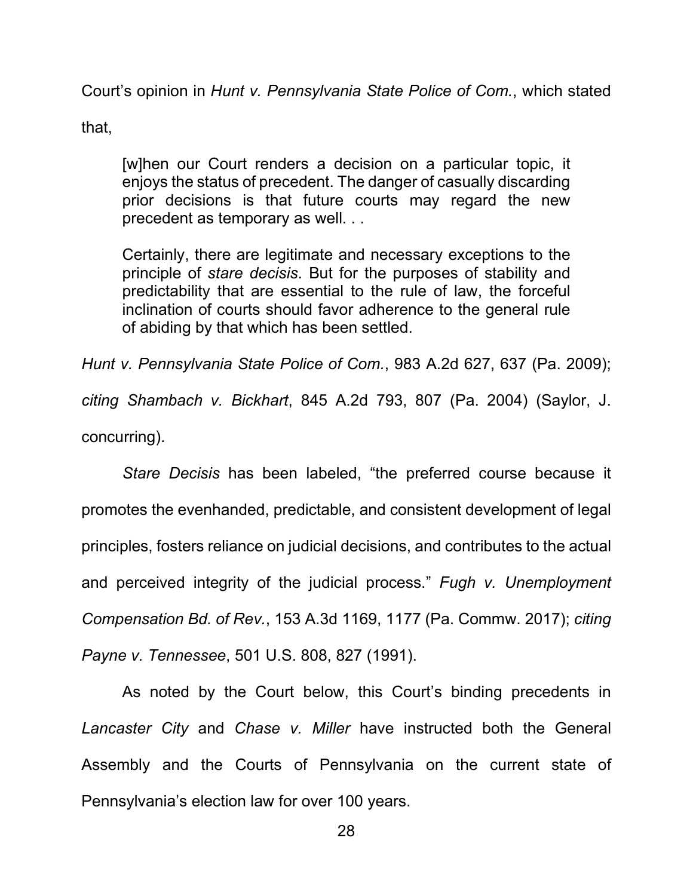Court's opinion in *Hunt v. Pennsylvania State Police of Com.*, which stated that,

> [w]hen our Court renders a decision on a particular topic, it enjoys the status of precedent. The danger of casually discarding prior decisions is that future courts may regard the new precedent as temporary as well. . .
>
> Certainly, there are legitimate and necessary exceptions to the principle of *stare decisis*. But for the purposes of stability and predictability that are essential to the rule of law, the forceful inclination of courts should favor adherence to the general rule of abiding by that which has been settled.

*Hunt v. Pennsylvania State Police of Com.*, 983 A.2d 627, 637 (Pa. 2009); *citing Shambach v. Bickhart*, 845 A.2d 793, 807 (Pa. 2004) (Saylor, J. concurring).

*Stare Decisis* has been labeled, "the preferred course because it promotes the evenhanded, predictable, and consistent development of legal principles, fosters reliance on judicial decisions, and contributes to the actual and perceived integrity of the judicial process." *Fugh v. Unemployment Compensation Bd. of Rev.*, 153 A.3d 1169, 1177 (Pa. Commw. 2017); *citing Payne v. Tennessee*, 501 U.S. 808, 827 (1991).

As noted by the Court below, this Court's binding precedents in *Lancaster City* and *Chase v. Miller* have instructed both the General Assembly and the Courts of Pennsylvania on the current state of Pennsylvania's election law for over 100 years.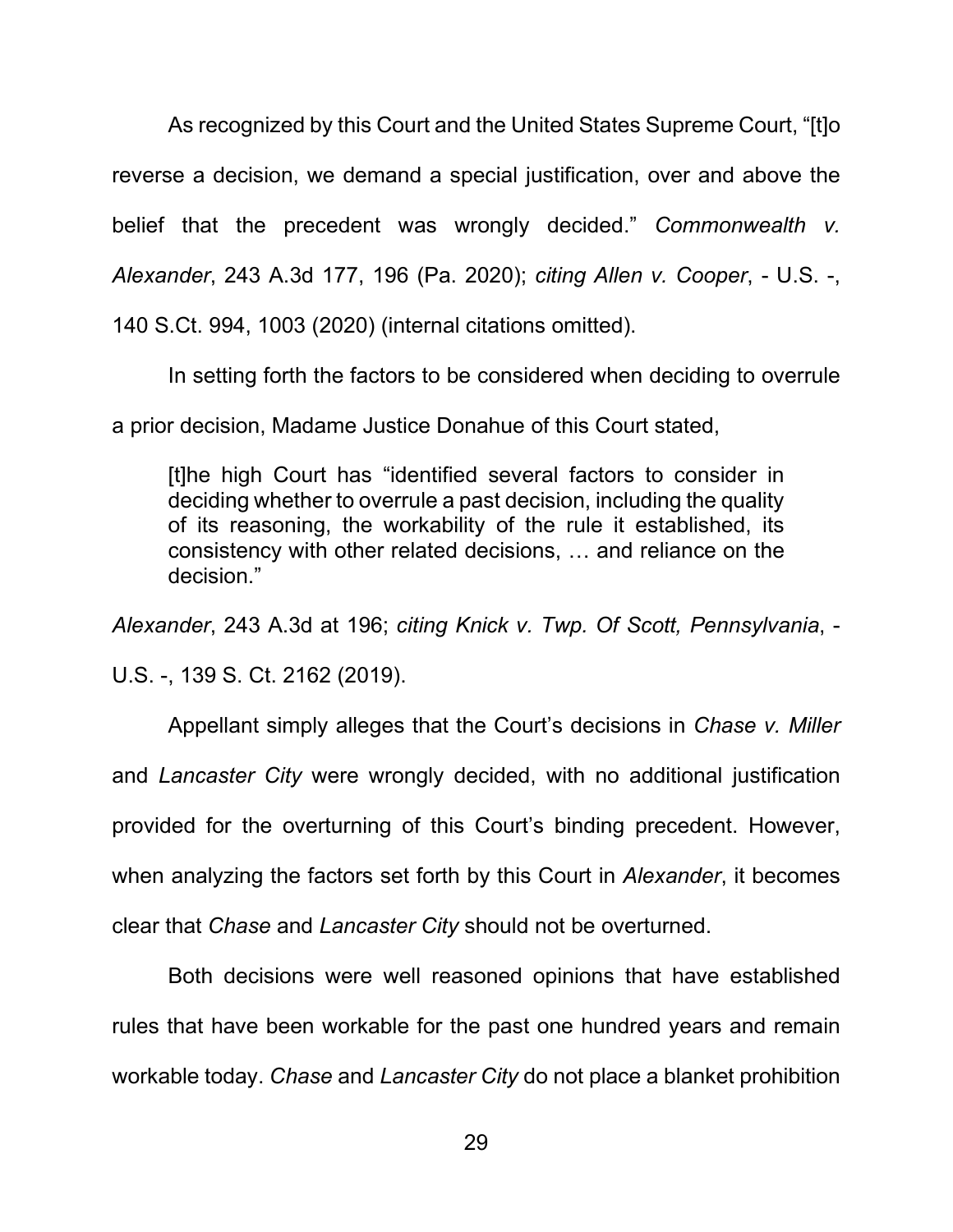As recognized by this Court and the United States Supreme Court, "[t]o reverse a decision, we demand a special justification, over and above the belief that the precedent was wrongly decided." *Commonwealth v. Alexander*, 243 A.3d 177, 196 (Pa. 2020); *citing Allen v. Cooper*, - U.S. -, 140 S.Ct. 994, 1003 (2020) (internal citations omitted).

In setting forth the factors to be considered when deciding to overrule a prior decision, Madame Justice Donahue of this Court stated,

> [t]he high Court has "identified several factors to consider in deciding whether to overrule a past decision, including the quality of its reasoning, the workability of the rule it established, its consistency with other related decisions, … and reliance on the decision."

*Alexander*, 243 A.3d at 196; *citing Knick v. Twp. Of Scott, Pennsylvania*, - U.S. -, 139 S. Ct. 2162 (2019).

Appellant simply alleges that the Court's decisions in *Chase v. Miller* and *Lancaster City* were wrongly decided, with no additional justification provided for the overturning of this Court's binding precedent. However, when analyzing the factors set forth by this Court in *Alexander*, it becomes clear that *Chase* and *Lancaster City* should not be overturned.

Both decisions were well reasoned opinions that have established rules that have been workable for the past one hundred years and remain workable today. *Chase* and *Lancaster City* do not place a blanket prohibition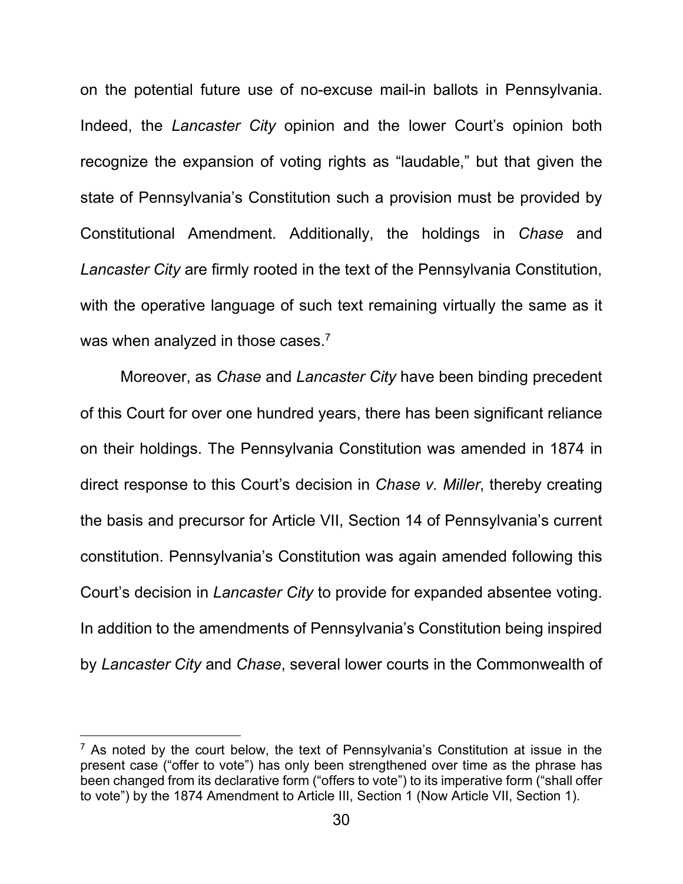on the potential future use of no-excuse mail-in ballots in Pennsylvania. Indeed, the *Lancaster City* opinion and the lower Court's opinion both recognize the expansion of voting rights as "laudable," but that given the state of Pennsylvania's Constitution such a provision must be provided by Constitutional Amendment. Additionally, the holdings in *Chase* and *Lancaster City* are firmly rooted in the text of the Pennsylvania Constitution, with the operative language of such text remaining virtually the same as it was when analyzed in those cases.[7]

Moreover, as *Chase* and *Lancaster City* have been binding precedent of this Court for over one hundred years, there has been significant reliance on their holdings. The Pennsylvania Constitution was amended in 1874 in direct response to this Court's decision in *Chase v. Miller*, thereby creating the basis and precursor for Article VII, Section 14 of Pennsylvania's current constitution. Pennsylvania's Constitution was again amended following this Court's decision in *Lancaster City* to provide for expanded absentee voting. In addition to the amendments of Pennsylvania's Constitution being inspired by *Lancaster City* and *Chase*, several lower courts in the Commonwealth of

[7] As noted by the court below, the text of Pennsylvania's Constitution at issue in the present case ("offer to vote") has only been strengthened over time as the phrase has been changed from its declarative form ("offers to vote") to its imperative form ("shall offer to vote") by the 1874 Amendment to Article III, Section 1 (Now Article VII, Section 1).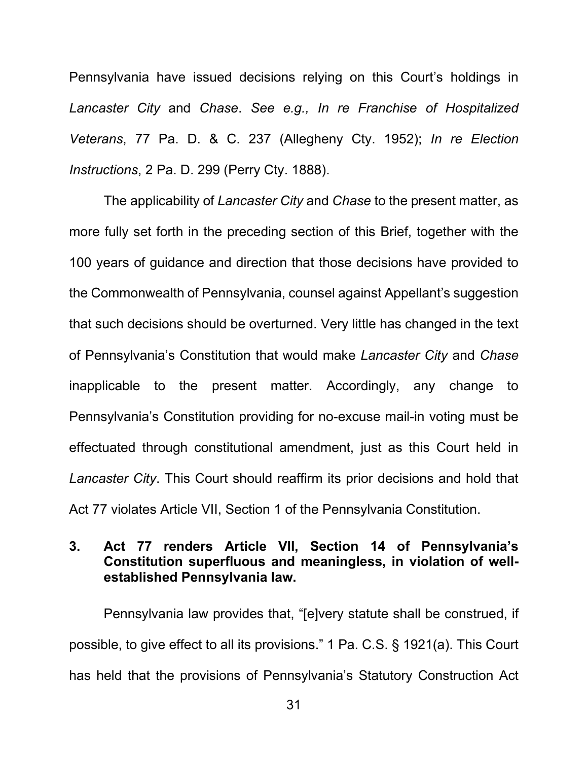Pennsylvania have issued decisions relying on this Court's holdings in *Lancaster City* and *Chase*. *See e.g., In re Franchise of Hospitalized Veterans*, 77 Pa. D. & C. 237 (Allegheny Cty. 1952); *In re Election Instructions*, 2 Pa. D. 299 (Perry Cty. 1888).

The applicability of *Lancaster City* and *Chase* to the present matter, as more fully set forth in the preceding section of this Brief, together with the 100 years of guidance and direction that those decisions have provided to the Commonwealth of Pennsylvania, counsel against Appellant's suggestion that such decisions should be overturned. Very little has changed in the text of Pennsylvania's Constitution that would make *Lancaster City* and *Chase* inapplicable to the present matter. Accordingly, any change to Pennsylvania's Constitution providing for no-excuse mail-in voting must be effectuated through constitutional amendment, just as this Court held in *Lancaster City*. This Court should reaffirm its prior decisions and hold that Act 77 violates Article VII, Section 1 of the Pennsylvania Constitution.

### 3. Act 77 renders Article VII, Section 14 of Pennsylvania's Constitution superfluous and meaningless, in violation of well-established Pennsylvania law.

Pennsylvania law provides that, "[e]very statute shall be construed, if possible, to give effect to all its provisions." 1 Pa. C.S. § 1921(a). This Court has held that the provisions of Pennsylvania's Statutory Construction Act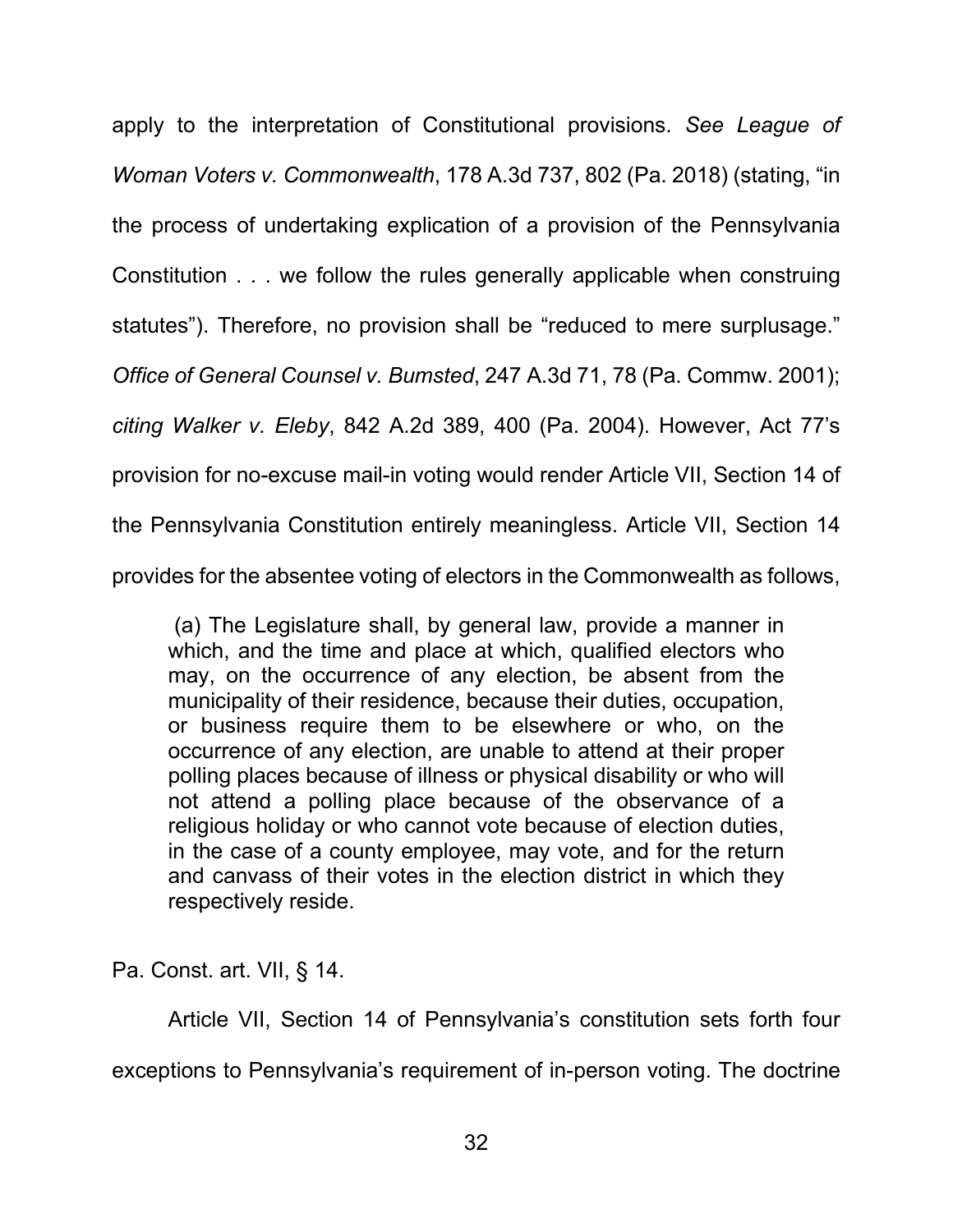apply to the interpretation of Constitutional provisions. *See League of Woman Voters v. Commonwealth*, 178 A.3d 737, 802 (Pa. 2018) (stating, "in the process of undertaking explication of a provision of the Pennsylvania Constitution . . . we follow the rules generally applicable when construing statutes"). Therefore, no provision shall be "reduced to mere surplusage." *Office of General Counsel v. Bumsted*, 247 A.3d 71, 78 (Pa. Commw. 2001); *citing Walker v. Eleby*, 842 A.2d 389, 400 (Pa. 2004). However, Act 77's provision for no-excuse mail-in voting would render Article VII, Section 14 of the Pennsylvania Constitution entirely meaningless. Article VII, Section 14 provides for the absentee voting of electors in the Commonwealth as follows,

> (a) The Legislature shall, by general law, provide a manner in which, and the time and place at which, qualified electors who may, on the occurrence of any election, be absent from the municipality of their residence, because their duties, occupation, or business require them to be elsewhere or who, on the occurrence of any election, are unable to attend at their proper polling places because of illness or physical disability or who will not attend a polling place because of the observance of a religious holiday or who cannot vote because of election duties, in the case of a county employee, may vote, and for the return and canvass of their votes in the election district in which they respectively reside.

Pa. Const. art. VII, § 14.

Article VII, Section 14 of Pennsylvania's constitution sets forth four exceptions to Pennsylvania's requirement of in-person voting. The doctrine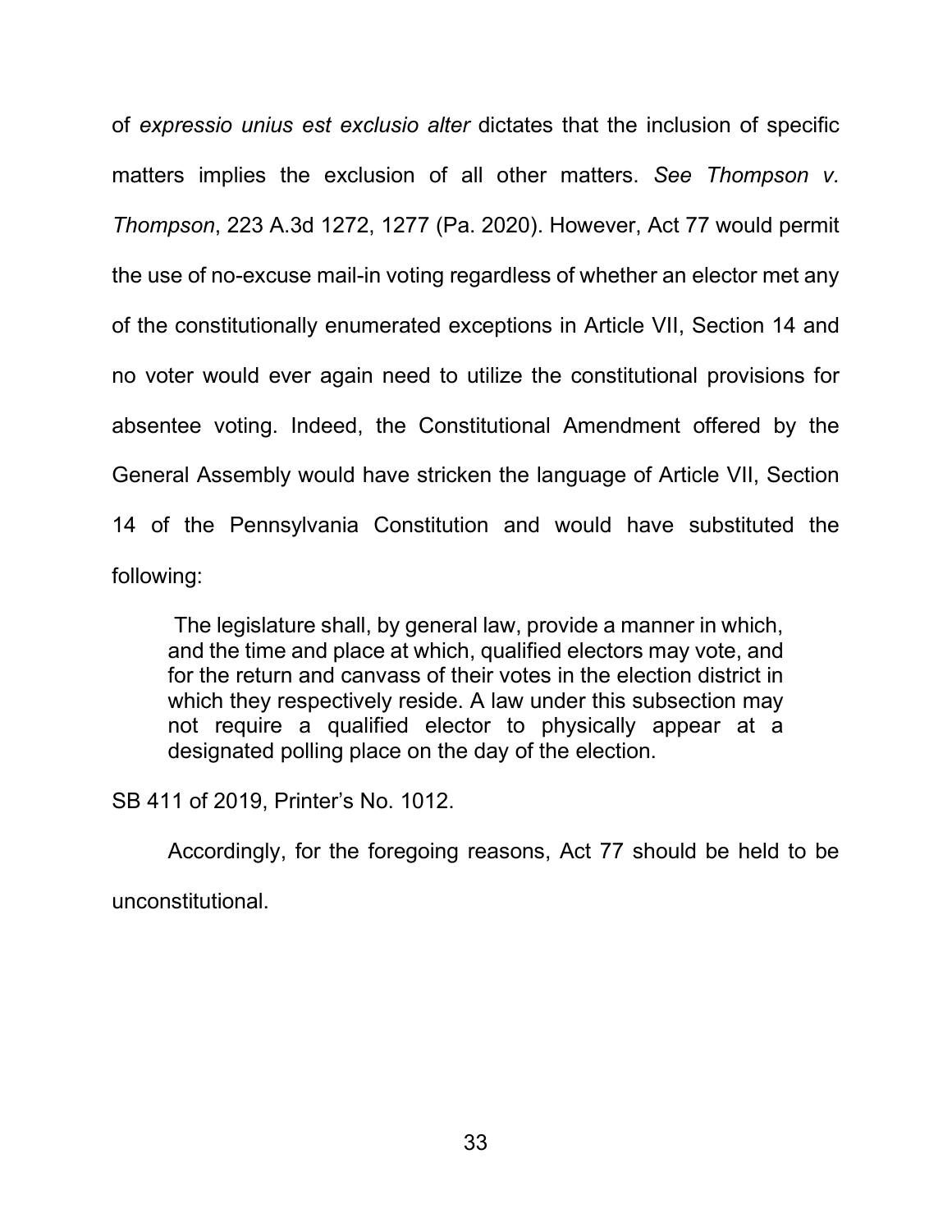of *expressio unius est exclusio alter* dictates that the inclusion of specific matters implies the exclusion of all other matters. *See Thompson v. Thompson*, 223 A.3d 1272, 1277 (Pa. 2020). However, Act 77 would permit the use of no-excuse mail-in voting regardless of whether an elector met any of the constitutionally enumerated exceptions in Article VII, Section 14 and no voter would ever again need to utilize the constitutional provisions for absentee voting. Indeed, the Constitutional Amendment offered by the General Assembly would have stricken the language of Article VII, Section 14 of the Pennsylvania Constitution and would have substituted the following:

> The legislature shall, by general law, provide a manner in which, and the time and place at which, qualified electors may vote, and for the return and canvass of their votes in the election district in which they respectively reside. A law under this subsection may not require a qualified elector to physically appear at a designated polling place on the day of the election.

SB 411 of 2019, Printer's No. 1012.

Accordingly, for the foregoing reasons, Act 77 should be held to be unconstitutional.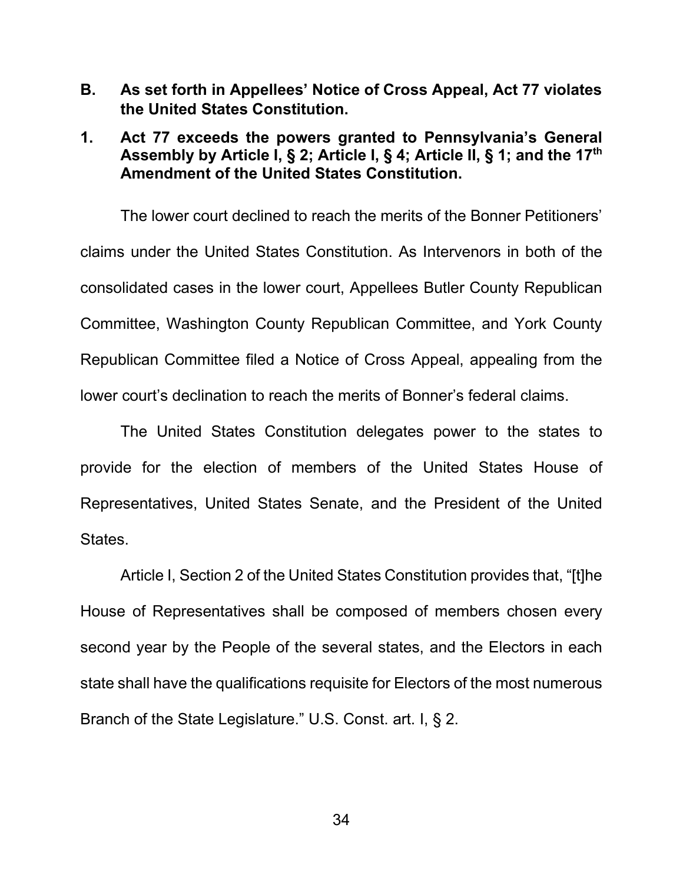## B. As set forth in Appellees' Notice of Cross Appeal, Act 77 violates the United States Constitution.

### 1. Act 77 exceeds the powers granted to Pennsylvania's General Assembly by Article I, § 2; Article I, § 4; Article II, § 1; and the 17th Amendment of the United States Constitution.

The lower court declined to reach the merits of the Bonner Petitioners' claims under the United States Constitution. As Intervenors in both of the consolidated cases in the lower court, Appellees Butler County Republican Committee, Washington County Republican Committee, and York County Republican Committee filed a Notice of Cross Appeal, appealing from the lower court's declination to reach the merits of Bonner's federal claims.

The United States Constitution delegates power to the states to provide for the election of members of the United States House of Representatives, United States Senate, and the President of the United States.

Article I, Section 2 of the United States Constitution provides that, "[t]he House of Representatives shall be composed of members chosen every second year by the People of the several states, and the Electors in each state shall have the qualifications requisite for Electors of the most numerous Branch of the State Legislature." U.S. Const. art. I, § 2.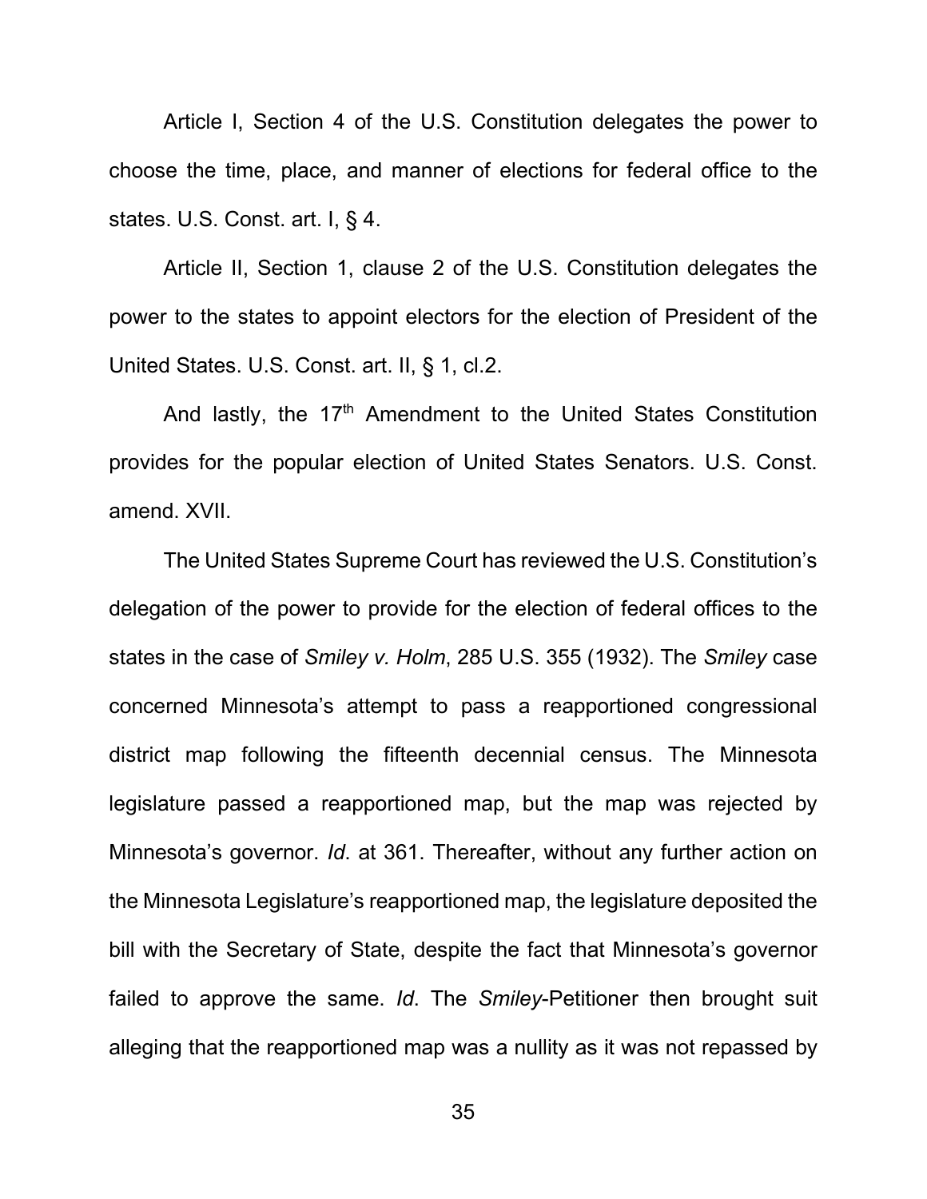Article I, Section 4 of the U.S. Constitution delegates the power to choose the time, place, and manner of elections for federal office to the states. U.S. Const. art. I, § 4.

Article II, Section 1, clause 2 of the U.S. Constitution delegates the power to the states to appoint electors for the election of President of the United States. U.S. Const. art. II, § 1, cl.2.

And lastly, the 17th Amendment to the United States Constitution provides for the popular election of United States Senators. U.S. Const. amend. XVII.

The United States Supreme Court has reviewed the U.S. Constitution's delegation of the power to provide for the election of federal offices to the states in the case of *Smiley v. Holm*, 285 U.S. 355 (1932). The *Smiley* case concerned Minnesota's attempt to pass a reapportioned congressional district map following the fifteenth decennial census. The Minnesota legislature passed a reapportioned map, but the map was rejected by Minnesota's governor. *Id*. at 361. Thereafter, without any further action on the Minnesota Legislature's reapportioned map, the legislature deposited the bill with the Secretary of State, despite the fact that Minnesota's governor failed to approve the same. *Id*. The *Smiley*-Petitioner then brought suit alleging that the reapportioned map was a nullity as it was not repassed by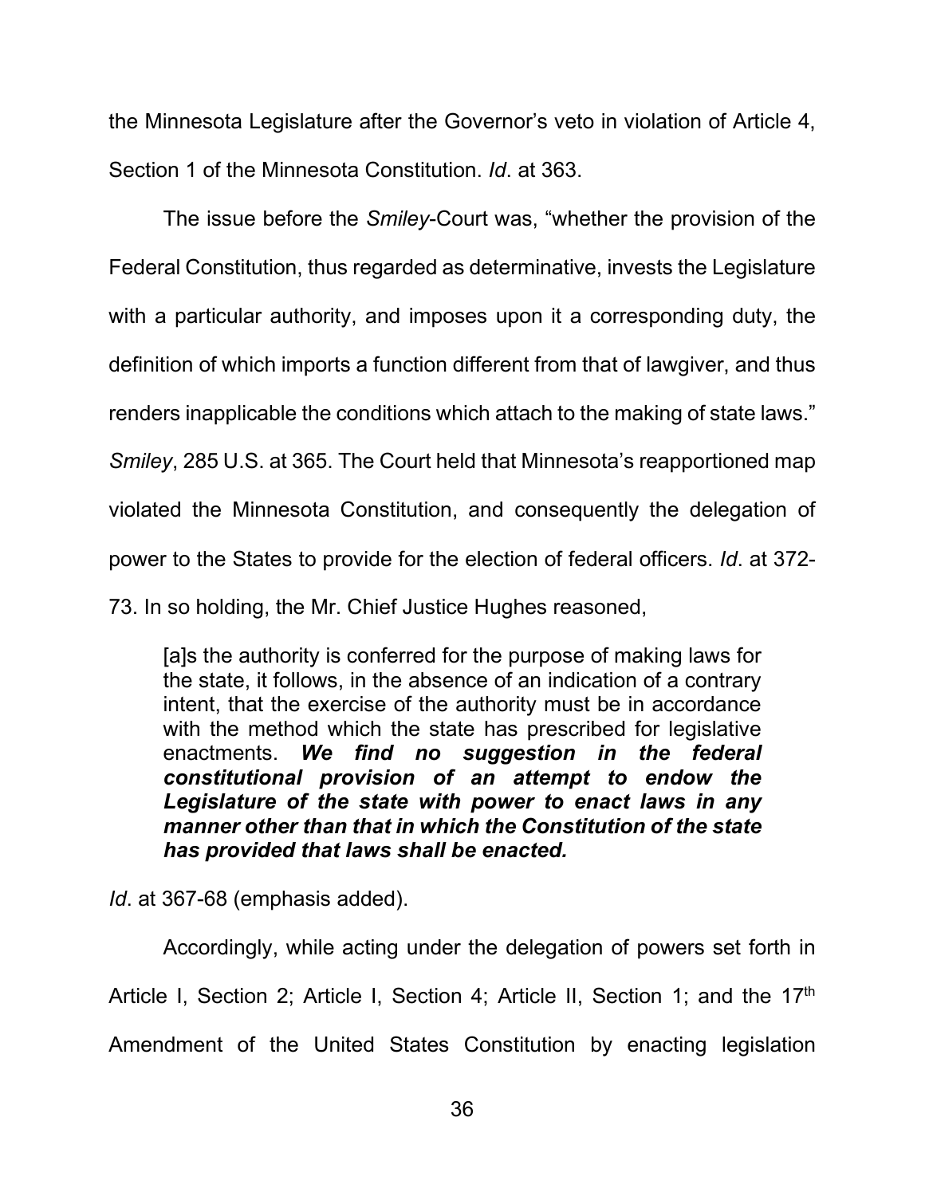the Minnesota Legislature after the Governor's veto in violation of Article 4, Section 1 of the Minnesota Constitution. *Id*. at 363.

The issue before the *Smiley*-Court was, "whether the provision of the Federal Constitution, thus regarded as determinative, invests the Legislature with a particular authority, and imposes upon it a corresponding duty, the definition of which imports a function different from that of lawgiver, and thus renders inapplicable the conditions which attach to the making of state laws." *Smiley*, 285 U.S. at 365. The Court held that Minnesota's reapportioned map violated the Minnesota Constitution, and consequently the delegation of power to the States to provide for the election of federal officers. *Id*. at 372-73. In so holding, the Mr. Chief Justice Hughes reasoned,

> [a]s the authority is conferred for the purpose of making laws for the state, it follows, in the absence of an indication of a contrary intent, that the exercise of the authority must be in accordance with the method which the state has prescribed for legislative enactments. ***We find no suggestion in the federal constitutional provision of an attempt to endow the Legislature of the state with power to enact laws in any manner other than that in which the Constitution of the state has provided that laws shall be enacted.***

*Id*. at 367-68 (emphasis added).

Accordingly, while acting under the delegation of powers set forth in Article I, Section 2; Article I, Section 4; Article II, Section 1; and the 17th Amendment of the United States Constitution by enacting legislation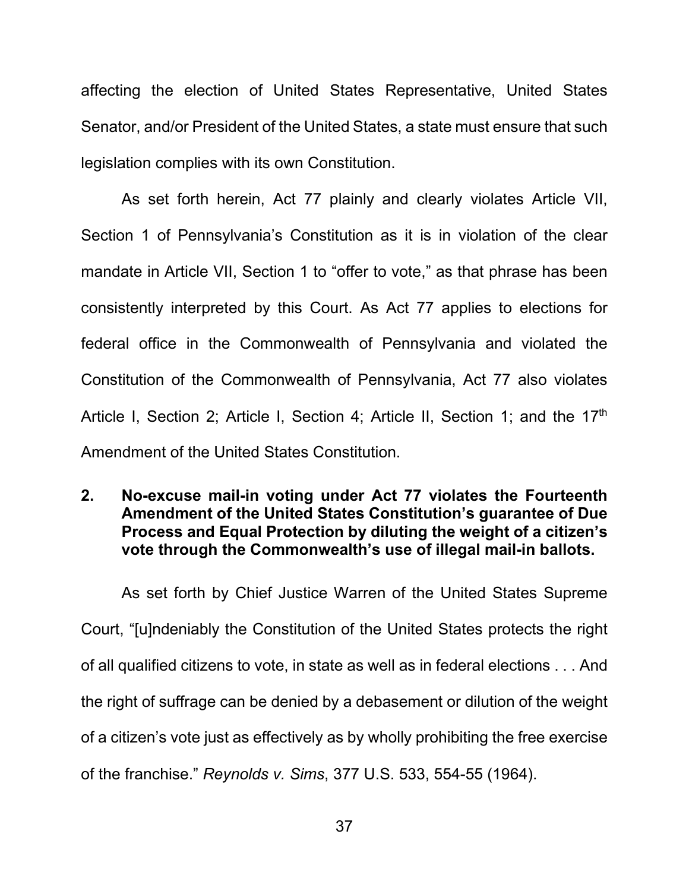affecting the election of United States Representative, United States Senator, and/or President of the United States, a state must ensure that such legislation complies with its own Constitution.

As set forth herein, Act 77 plainly and clearly violates Article VII, Section 1 of Pennsylvania's Constitution as it is in violation of the clear mandate in Article VII, Section 1 to "offer to vote," as that phrase has been consistently interpreted by this Court. As Act 77 applies to elections for federal office in the Commonwealth of Pennsylvania and violated the Constitution of the Commonwealth of Pennsylvania, Act 77 also violates Article I, Section 2; Article I, Section 4; Article II, Section 1; and the 17th Amendment of the United States Constitution.

**2. No-excuse mail-in voting under Act 77 violates the Fourteenth Amendment of the United States Constitution's guarantee of Due Process and Equal Protection by diluting the weight of a citizen's vote through the Commonwealth's use of illegal mail-in ballots.**

As set forth by Chief Justice Warren of the United States Supreme Court, "[u]ndeniably the Constitution of the United States protects the right of all qualified citizens to vote, in state as well as in federal elections . . . And the right of suffrage can be denied by a debasement or dilution of the weight of a citizen's vote just as effectively as by wholly prohibiting the free exercise of the franchise." *Reynolds v. Sims*, 377 U.S. 533, 554-55 (1964).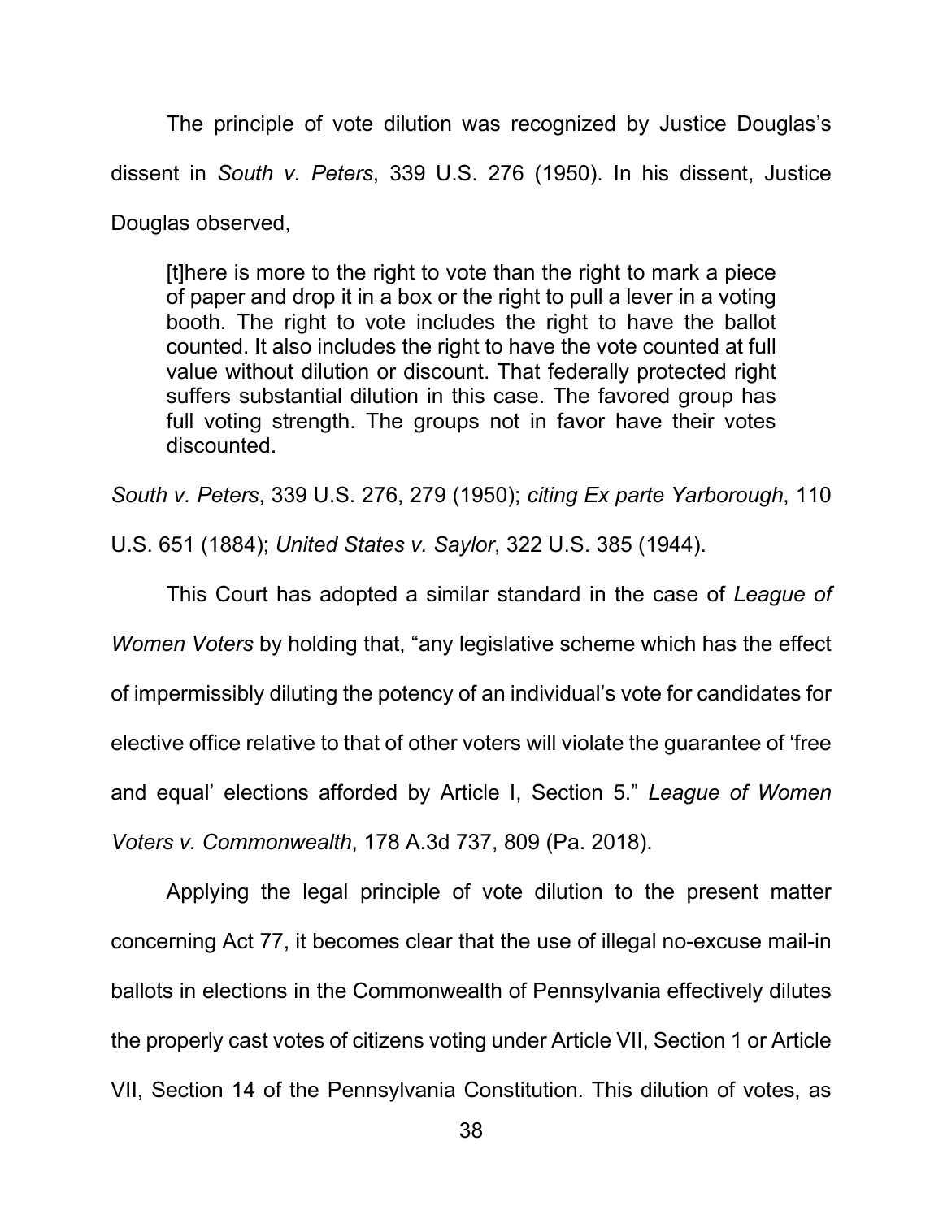The principle of vote dilution was recognized by Justice Douglas's dissent in *South v. Peters*, 339 U.S. 276 (1950). In his dissent, Justice Douglas observed,

> [t]here is more to the right to vote than the right to mark a piece of paper and drop it in a box or the right to pull a lever in a voting booth. The right to vote includes the right to have the ballot counted. It also includes the right to have the vote counted at full value without dilution or discount. That federally protected right suffers substantial dilution in this case. The favored group has full voting strength. The groups not in favor have their votes discounted.

*South v. Peters*, 339 U.S. 276, 279 (1950); *citing Ex parte Yarborough*, 110 U.S. 651 (1884); *United States v. Saylor*, 322 U.S. 385 (1944).

This Court has adopted a similar standard in the case of *League of Women Voters* by holding that, "any legislative scheme which has the effect of impermissibly diluting the potency of an individual's vote for candidates for elective office relative to that of other voters will violate the guarantee of 'free and equal' elections afforded by Article I, Section 5." *League of Women Voters v. Commonwealth*, 178 A.3d 737, 809 (Pa. 2018).

Applying the legal principle of vote dilution to the present matter concerning Act 77, it becomes clear that the use of illegal no-excuse mail-in ballots in elections in the Commonwealth of Pennsylvania effectively dilutes the properly cast votes of citizens voting under Article VII, Section 1 or Article VII, Section 14 of the Pennsylvania Constitution. This dilution of votes, as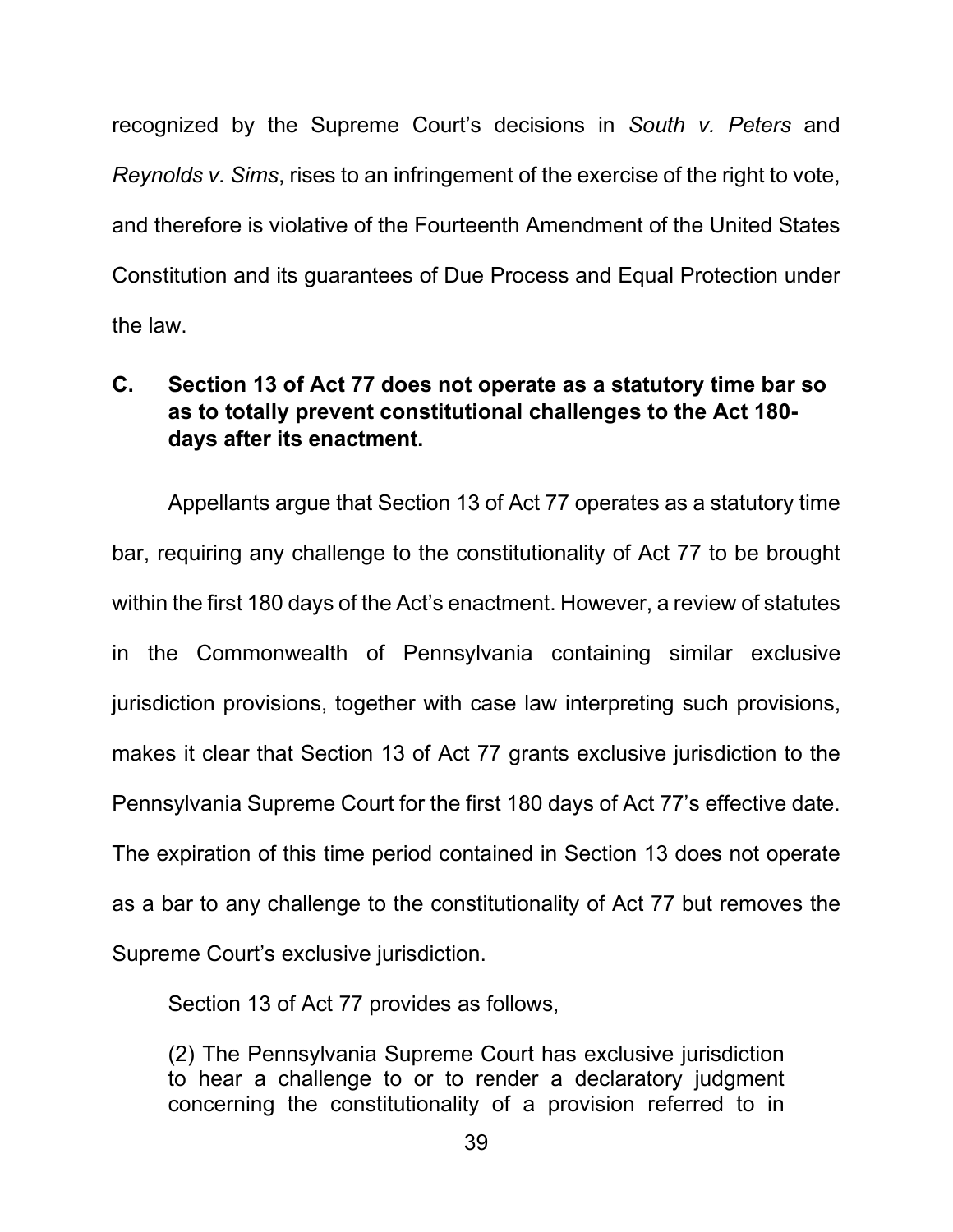recognized by the Supreme Court's decisions in *South v. Peters* and *Reynolds v. Sims*, rises to an infringement of the exercise of the right to vote, and therefore is violative of the Fourteenth Amendment of the United States Constitution and its guarantees of Due Process and Equal Protection under the law.

### C. Section 13 of Act 77 does not operate as a statutory time bar so as to totally prevent constitutional challenges to the Act 180-days after its enactment.

Appellants argue that Section 13 of Act 77 operates as a statutory time bar, requiring any challenge to the constitutionality of Act 77 to be brought within the first 180 days of the Act's enactment. However, a review of statutes in the Commonwealth of Pennsylvania containing similar exclusive jurisdiction provisions, together with case law interpreting such provisions, makes it clear that Section 13 of Act 77 grants exclusive jurisdiction to the Pennsylvania Supreme Court for the first 180 days of Act 77's effective date. The expiration of this time period contained in Section 13 does not operate as a bar to any challenge to the constitutionality of Act 77 but removes the Supreme Court's exclusive jurisdiction.

Section 13 of Act 77 provides as follows,

> (2) The Pennsylvania Supreme Court has exclusive jurisdiction to hear a challenge to or to render a declaratory judgment concerning the constitutionality of a provision referred to in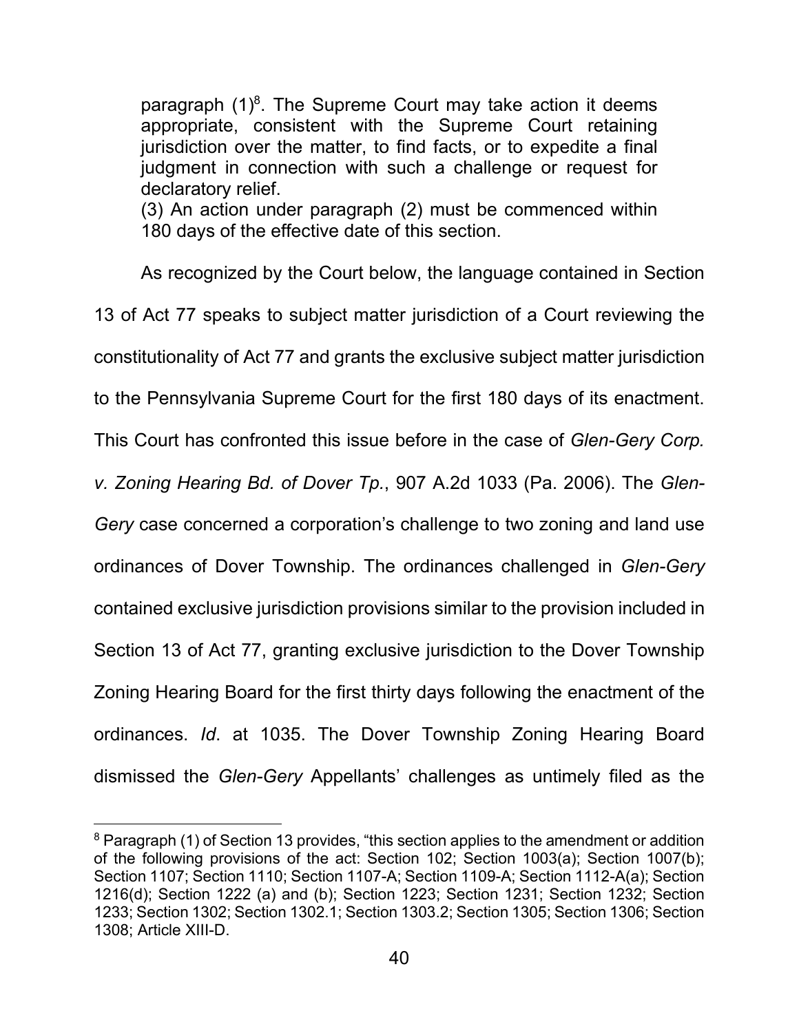paragraph (1)[8]. The Supreme Court may take action it deems appropriate, consistent with the Supreme Court retaining jurisdiction over the matter, to find facts, or to expedite a final judgment in connection with such a challenge or request for declaratory relief.
(3) An action under paragraph (2) must be commenced within 180 days of the effective date of this section.

As recognized by the Court below, the language contained in Section 13 of Act 77 speaks to subject matter jurisdiction of a Court reviewing the constitutionality of Act 77 and grants the exclusive subject matter jurisdiction to the Pennsylvania Supreme Court for the first 180 days of its enactment. This Court has confronted this issue before in the case of *Glen-Gery Corp. v. Zoning Hearing Bd. of Dover Tp.*, 907 A.2d 1033 (Pa. 2006). The *Glen-Gery* case concerned a corporation's challenge to two zoning and land use ordinances of Dover Township. The ordinances challenged in *Glen-Gery* contained exclusive jurisdiction provisions similar to the provision included in Section 13 of Act 77, granting exclusive jurisdiction to the Dover Township Zoning Hearing Board for the first thirty days following the enactment of the ordinances. *Id*. at 1035. The Dover Township Zoning Hearing Board dismissed the *Glen-Gery* Appellants' challenges as untimely filed as the

[8] Paragraph (1) of Section 13 provides, "this section applies to the amendment or addition of the following provisions of the act: Section 102; Section 1003(a); Section 1007(b); Section 1107; Section 1110; Section 1107-A; Section 1109-A; Section 1112-A(a); Section 1216(d); Section 1222 (a) and (b); Section 1223; Section 1231; Section 1232; Section 1233; Section 1302; Section 1302.1; Section 1303.2; Section 1305; Section 1306; Section 1308; Article XIII-D.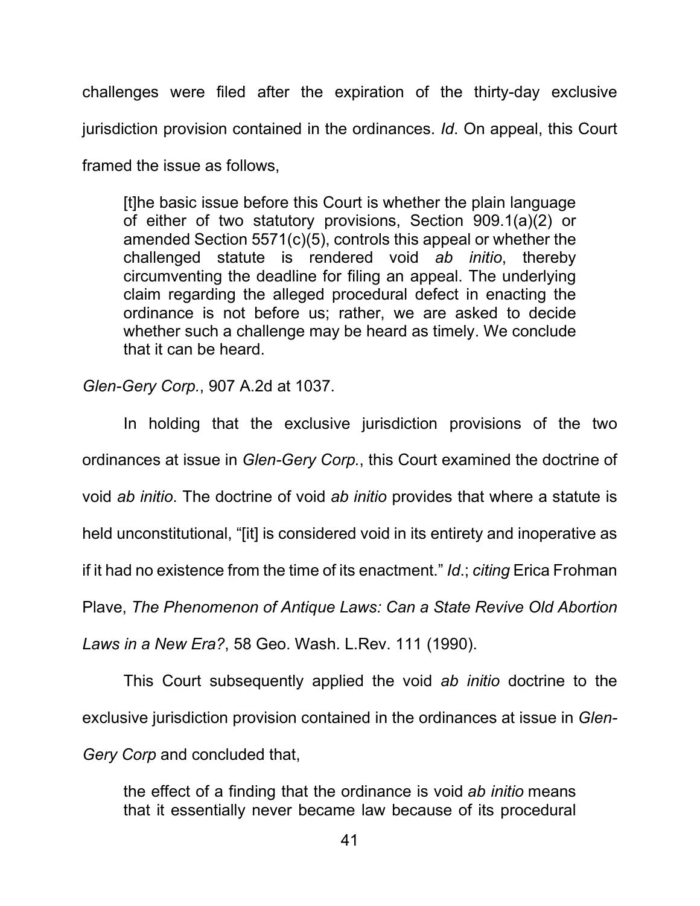challenges were filed after the expiration of the thirty-day exclusive jurisdiction provision contained in the ordinances. *Id*. On appeal, this Court framed the issue as follows,

> [t]he basic issue before this Court is whether the plain language of either of two statutory provisions, Section 909.1(a)(2) or amended Section 5571(c)(5), controls this appeal or whether the challenged statute is rendered void *ab initio*, thereby circumventing the deadline for filing an appeal. The underlying claim regarding the alleged procedural defect in enacting the ordinance is not before us; rather, we are asked to decide whether such a challenge may be heard as timely. We conclude that it can be heard.

*Glen-Gery Corp.*, 907 A.2d at 1037.

In holding that the exclusive jurisdiction provisions of the two ordinances at issue in *Glen-Gery Corp.*, this Court examined the doctrine of void *ab initio*. The doctrine of void *ab initio* provides that where a statute is held unconstitutional, "[it] is considered void in its entirety and inoperative as if it had no existence from the time of its enactment." *Id*.; *citing* Erica Frohman Plave, *The Phenomenon of Antique Laws: Can a State Revive Old Abortion Laws in a New Era?*, 58 Geo. Wash. L.Rev. 111 (1990).

This Court subsequently applied the void *ab initio* doctrine to the exclusive jurisdiction provision contained in the ordinances at issue in *Glen-Gery Corp* and concluded that,

> the effect of a finding that the ordinance is void *ab initio* means that it essentially never became law because of its procedural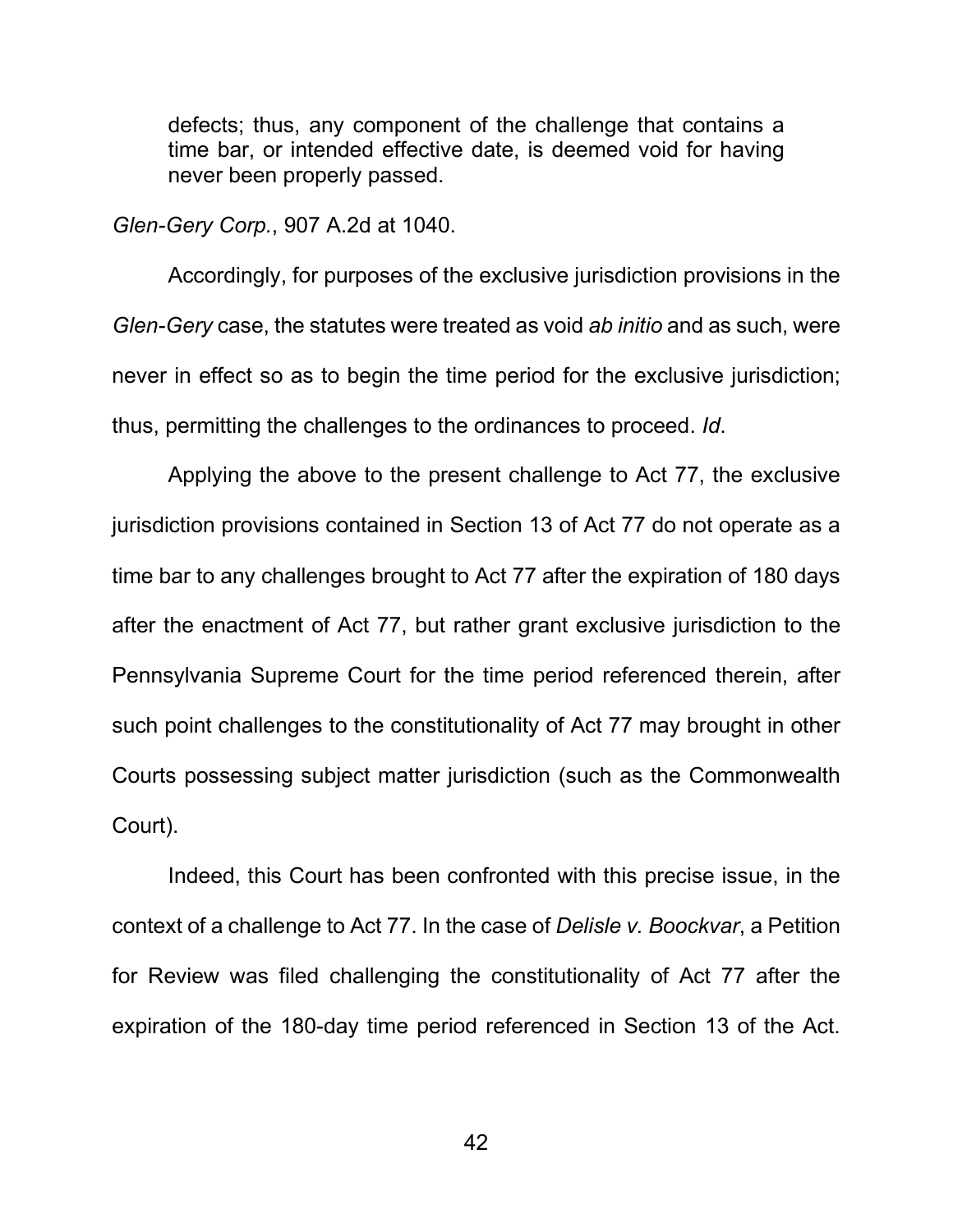> defects; thus, any component of the challenge that contains a time bar, or intended effective date, is deemed void for having never been properly passed.

*Glen-Gery Corp.*, 907 A.2d at 1040.

Accordingly, for purposes of the exclusive jurisdiction provisions in the *Glen-Gery* case, the statutes were treated as void *ab initio* and as such, were never in effect so as to begin the time period for the exclusive jurisdiction; thus, permitting the challenges to the ordinances to proceed. *Id*.

Applying the above to the present challenge to Act 77, the exclusive jurisdiction provisions contained in Section 13 of Act 77 do not operate as a time bar to any challenges brought to Act 77 after the expiration of 180 days after the enactment of Act 77, but rather grant exclusive jurisdiction to the Pennsylvania Supreme Court for the time period referenced therein, after such point challenges to the constitutionality of Act 77 may brought in other Courts possessing subject matter jurisdiction (such as the Commonwealth Court).

Indeed, this Court has been confronted with this precise issue, in the context of a challenge to Act 77. In the case of *Delisle v. Boockvar*, a Petition for Review was filed challenging the constitutionality of Act 77 after the expiration of the 180-day time period referenced in Section 13 of the Act.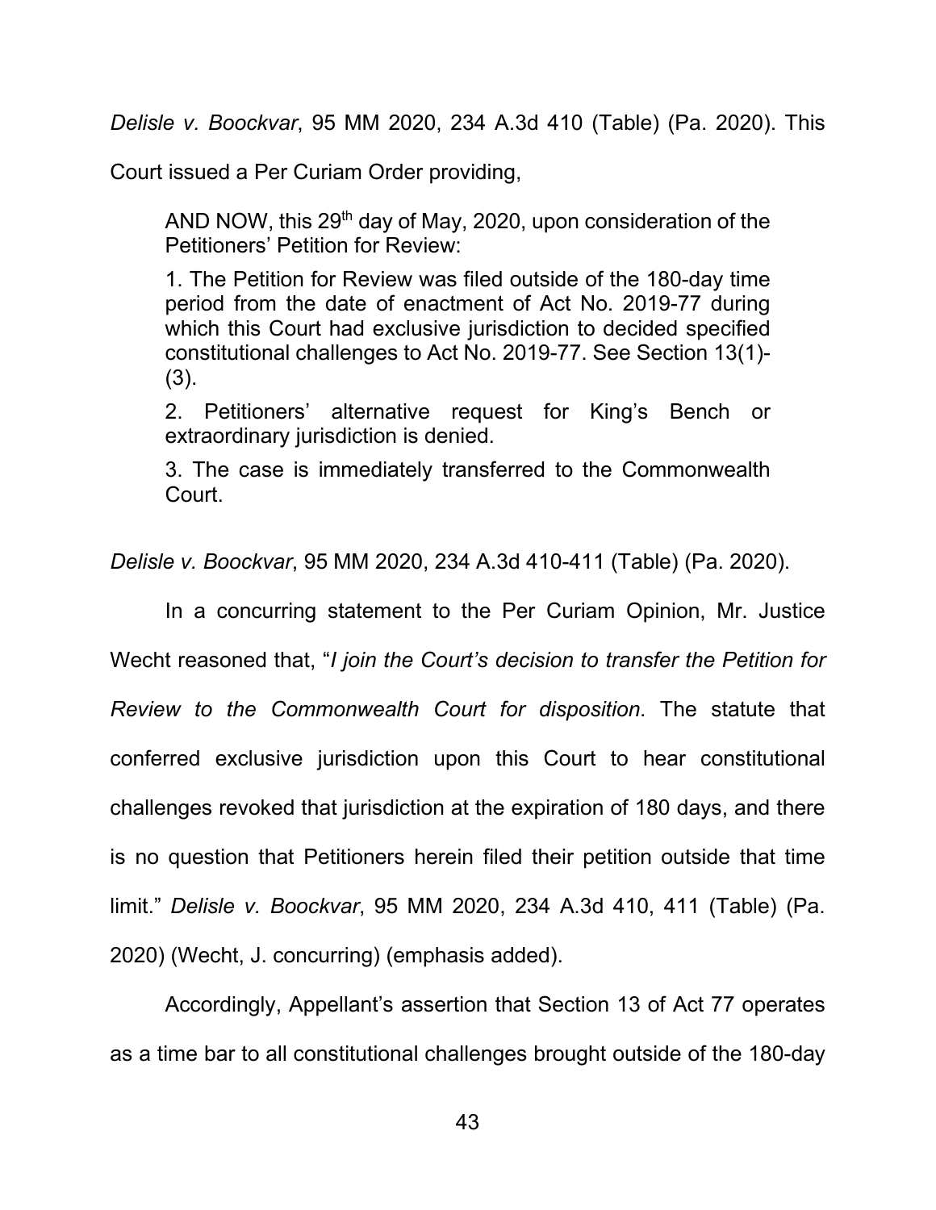*Delisle v. Boockvar*, 95 MM 2020, 234 A.3d 410 (Table) (Pa. 2020). This Court issued a Per Curiam Order providing,

> AND NOW, this 29th day of May, 2020, upon consideration of the Petitioners' Petition for Review:
>
> 1. The Petition for Review was filed outside of the 180-day time period from the date of enactment of Act No. 2019-77 during which this Court had exclusive jurisdiction to decided specified constitutional challenges to Act No. 2019-77. See Section 13(1)-(3).
>
> 2. Petitioners' alternative request for King's Bench or extraordinary jurisdiction is denied.
>
> 3. The case is immediately transferred to the Commonwealth Court.

*Delisle v. Boockvar*, 95 MM 2020, 234 A.3d 410-411 (Table) (Pa. 2020).

In a concurring statement to the Per Curiam Opinion, Mr. Justice Wecht reasoned that, "*I join the Court's decision to transfer the Petition for Review to the Commonwealth Court for disposition*. The statute that conferred exclusive jurisdiction upon this Court to hear constitutional challenges revoked that jurisdiction at the expiration of 180 days, and there is no question that Petitioners herein filed their petition outside that time limit." *Delisle v. Boockvar*, 95 MM 2020, 234 A.3d 410, 411 (Table) (Pa. 2020) (Wecht, J. concurring) (emphasis added).

Accordingly, Appellant's assertion that Section 13 of Act 77 operates as a time bar to all constitutional challenges brought outside of the 180-day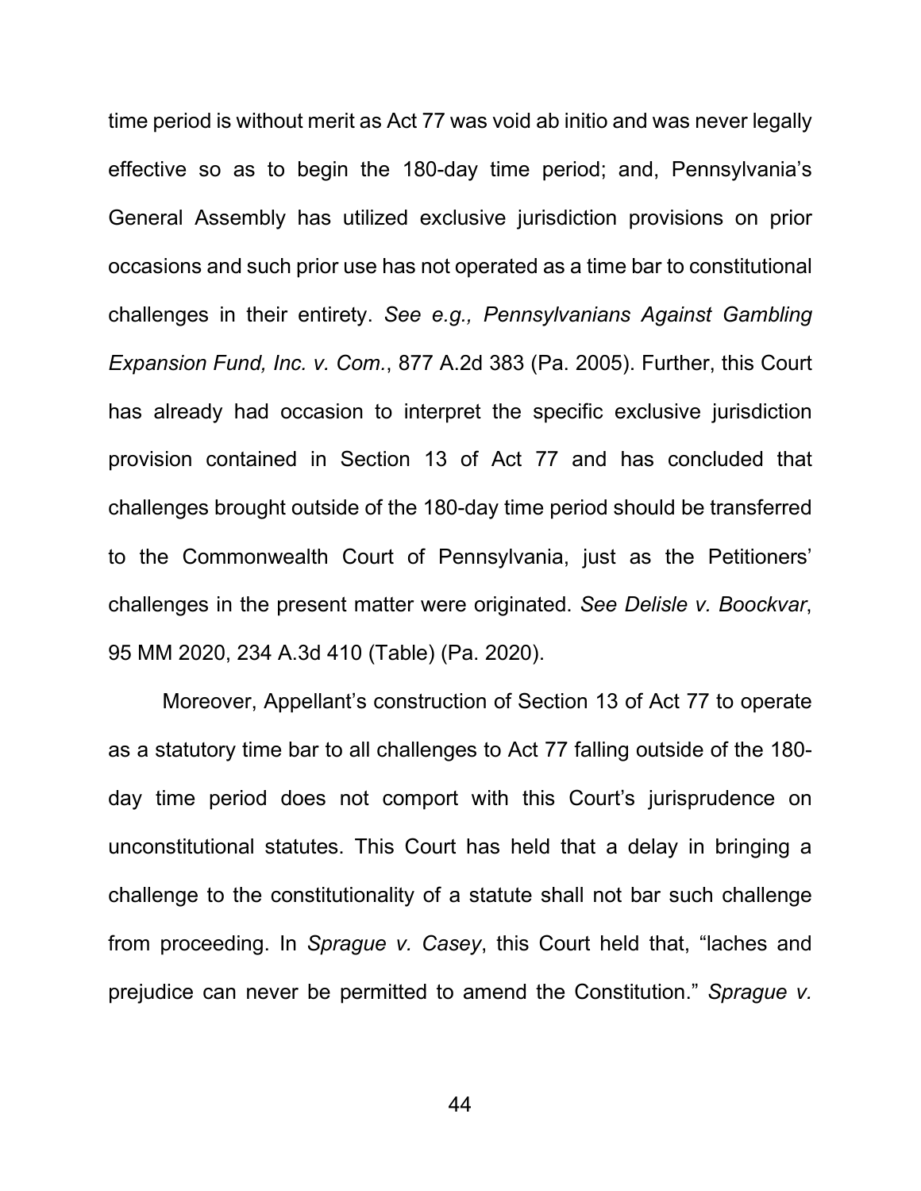time period is without merit as Act 77 was void ab initio and was never legally effective so as to begin the 180-day time period; and, Pennsylvania's General Assembly has utilized exclusive jurisdiction provisions on prior occasions and such prior use has not operated as a time bar to constitutional challenges in their entirety. *See e.g., Pennsylvanians Against Gambling Expansion Fund, Inc. v. Com.*, 877 A.2d 383 (Pa. 2005). Further, this Court has already had occasion to interpret the specific exclusive jurisdiction provision contained in Section 13 of Act 77 and has concluded that challenges brought outside of the 180-day time period should be transferred to the Commonwealth Court of Pennsylvania, just as the Petitioners' challenges in the present matter were originated. *See Delisle v. Boockvar*, 95 MM 2020, 234 A.3d 410 (Table) (Pa. 2020).

Moreover, Appellant's construction of Section 13 of Act 77 to operate as a statutory time bar to all challenges to Act 77 falling outside of the 180-day time period does not comport with this Court's jurisprudence on unconstitutional statutes. This Court has held that a delay in bringing a challenge to the constitutionality of a statute shall not bar such challenge from proceeding. In *Sprague v. Casey*, this Court held that, "laches and prejudice can never be permitted to amend the Constitution." *Sprague v.*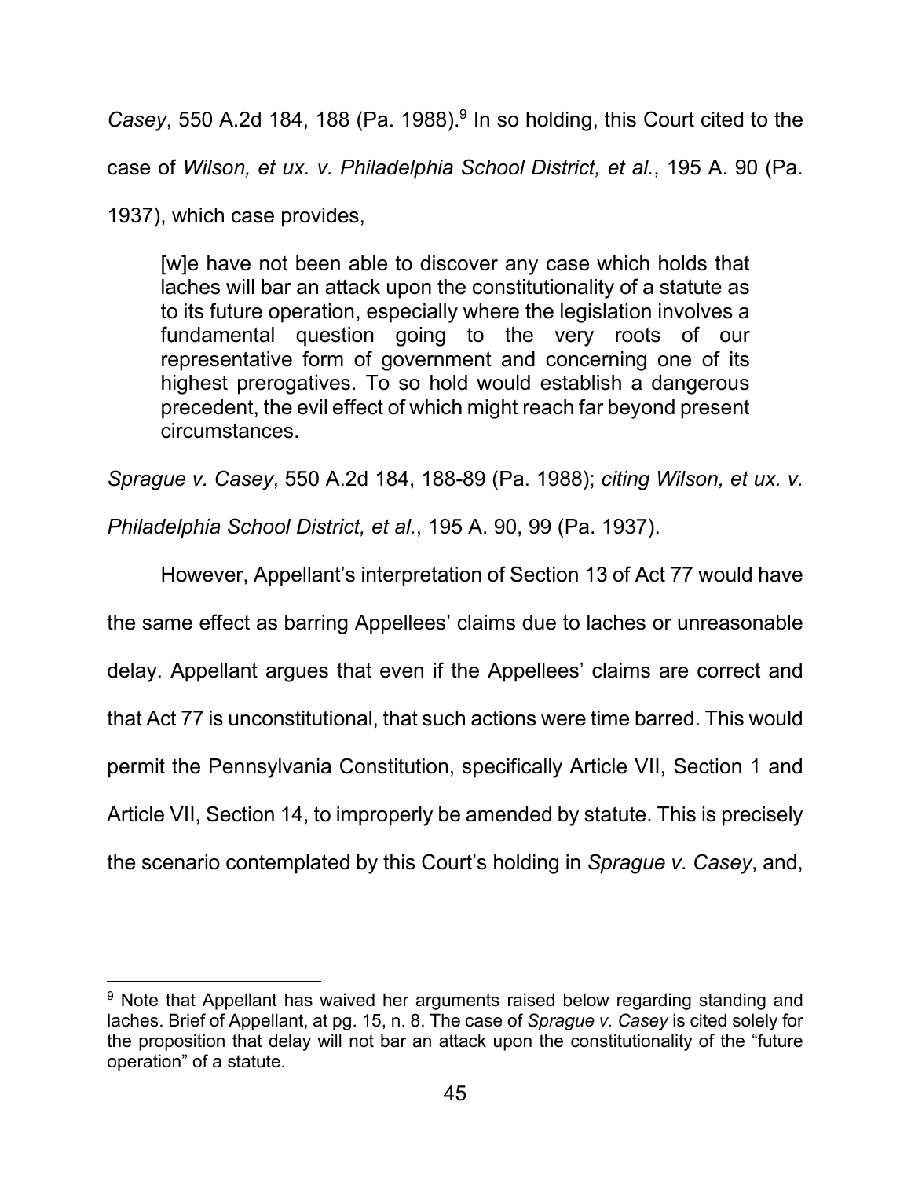*Casey*, 550 A.2d 184, 188 (Pa. 1988).[9] In so holding, this Court cited to the case of *Wilson, et ux. v. Philadelphia School District, et al.*, 195 A. 90 (Pa. 1937), which case provides,

> [w]e have not been able to discover any case which holds that laches will bar an attack upon the constitutionality of a statute as to its future operation, especially where the legislation involves a fundamental question going to the very roots of our representative form of government and concerning one of its highest prerogatives. To so hold would establish a dangerous precedent, the evil effect of which might reach far beyond present circumstances.

*Sprague v. Casey*, 550 A.2d 184, 188-89 (Pa. 1988); *citing Wilson, et ux. v. Philadelphia School District, et al.*, 195 A. 90, 99 (Pa. 1937).

However, Appellant's interpretation of Section 13 of Act 77 would have the same effect as barring Appellees' claims due to laches or unreasonable delay. Appellant argues that even if the Appellees' claims are correct and that Act 77 is unconstitutional, that such actions were time barred. This would permit the Pennsylvania Constitution, specifically Article VII, Section 1 and Article VII, Section 14, to improperly be amended by statute. This is precisely the scenario contemplated by this Court's holding in *Sprague v. Casey*, and,

---

[9] Note that Appellant has waived her arguments raised below regarding standing and laches. Brief of Appellant, at pg. 15, n. 8. The case of *Sprague v. Casey* is cited solely for the proposition that delay will not bar an attack upon the constitutionality of the "future operation" of a statute.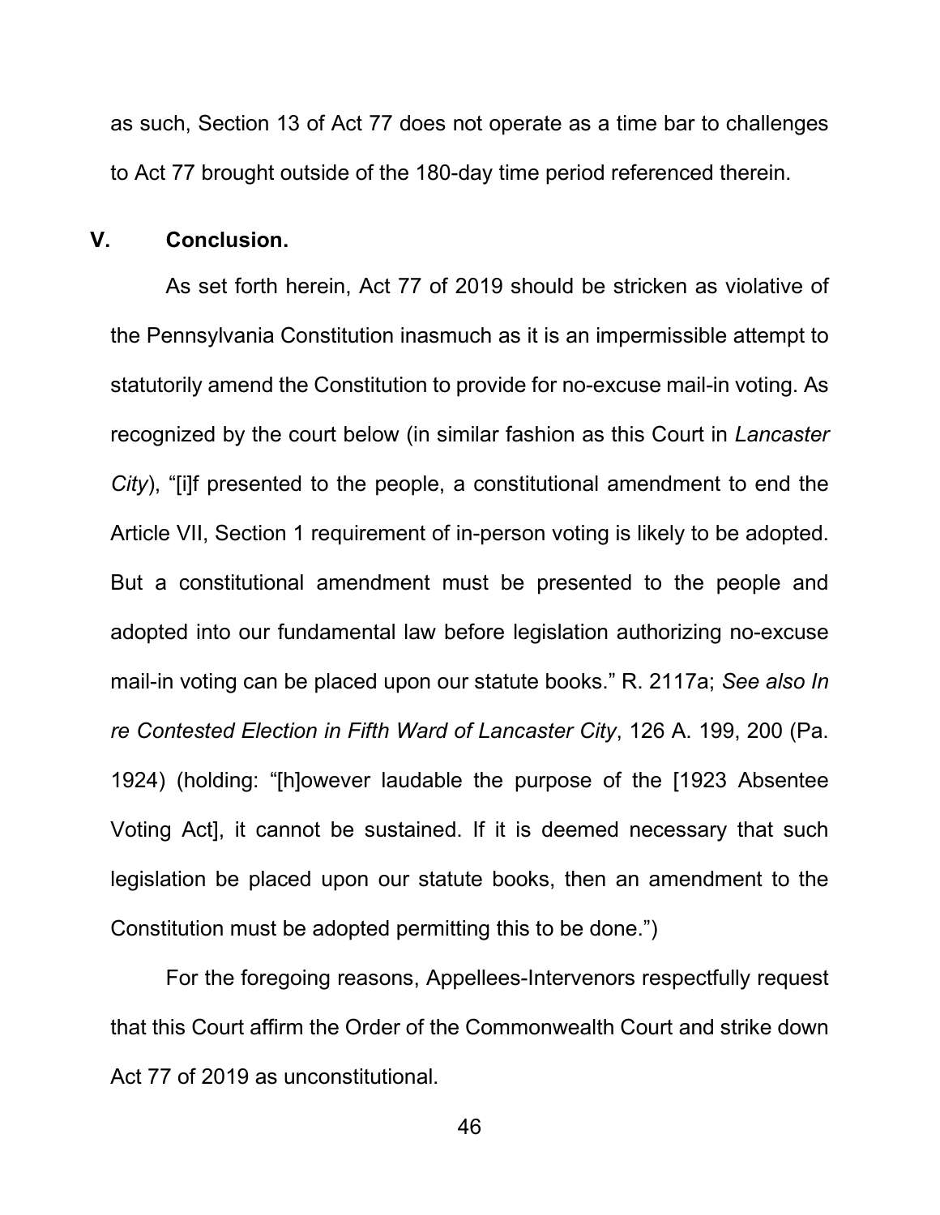as such, Section 13 of Act 77 does not operate as a time bar to challenges to Act 77 brought outside of the 180-day time period referenced therein.

## V. Conclusion.

As set forth herein, Act 77 of 2019 should be stricken as violative of the Pennsylvania Constitution inasmuch as it is an impermissible attempt to statutorily amend the Constitution to provide for no-excuse mail-in voting. As recognized by the court below (in similar fashion as this Court in *Lancaster City*), "[i]f presented to the people, a constitutional amendment to end the Article VII, Section 1 requirement of in-person voting is likely to be adopted. But a constitutional amendment must be presented to the people and adopted into our fundamental law before legislation authorizing no-excuse mail-in voting can be placed upon our statute books." R. 2117a; *See also In re Contested Election in Fifth Ward of Lancaster City*, 126 A. 199, 200 (Pa. 1924) (holding: "[h]owever laudable the purpose of the [1923 Absentee Voting Act], it cannot be sustained. If it is deemed necessary that such legislation be placed upon our statute books, then an amendment to the Constitution must be adopted permitting this to be done.")

For the foregoing reasons, Appellees-Intervenors respectfully request that this Court affirm the Order of the Commonwealth Court and strike down Act 77 of 2019 as unconstitutional.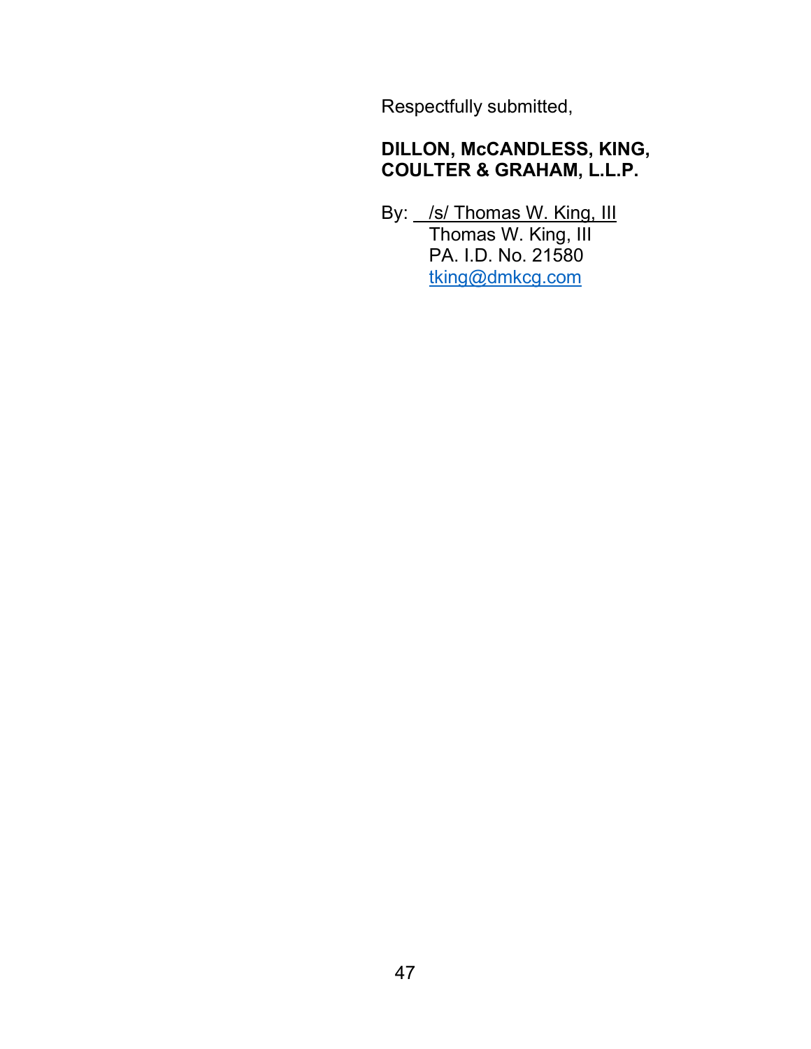Respectfully submitted,

**DILLON, McCANDLESS, KING, COULTER & GRAHAM, L.L.P.**

By: /s/ Thomas W. King, III
Thomas W. King, III
PA. I.D. No. 21580
tking@dmkcg.com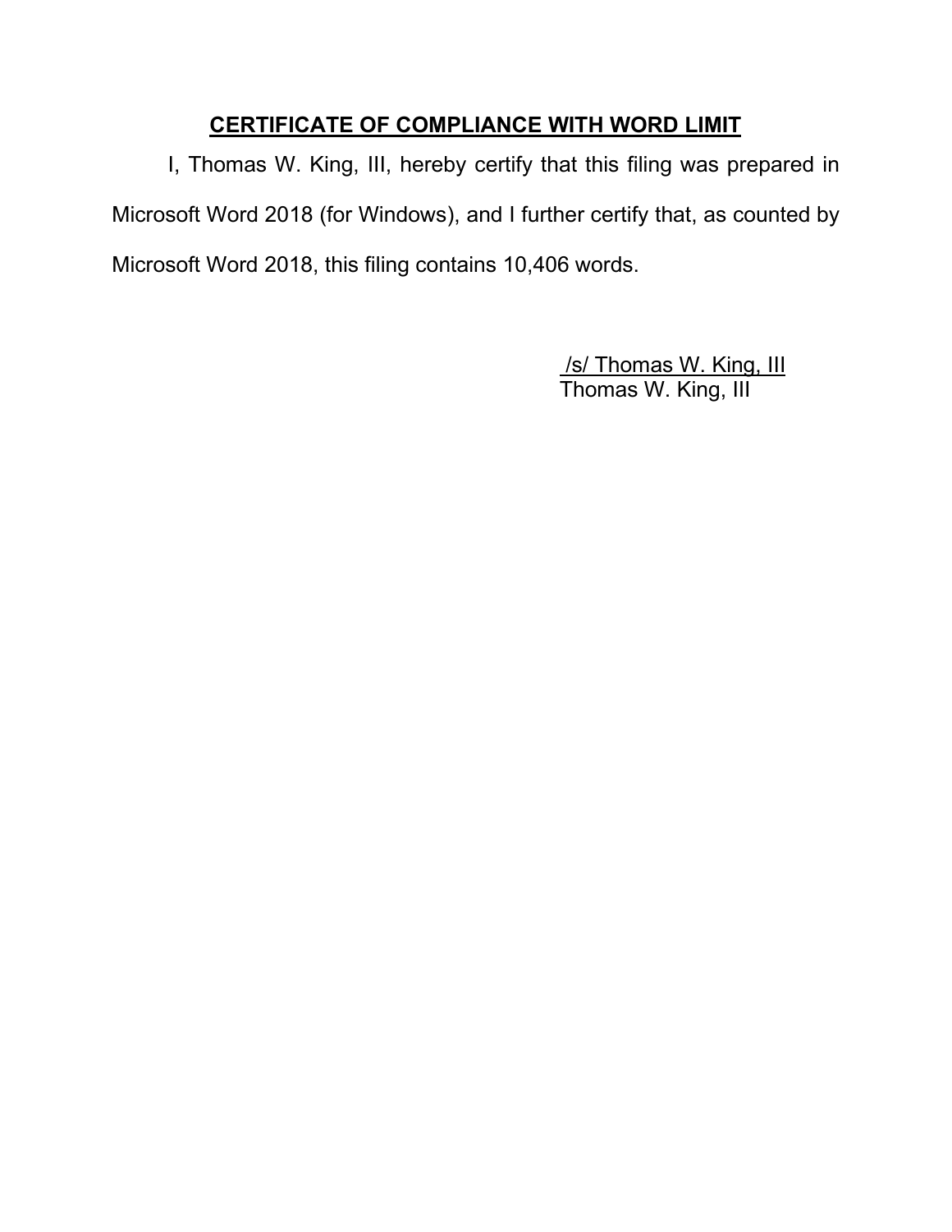## CERTIFICATE OF COMPLIANCE WITH WORD LIMIT

I, Thomas W. King, III, hereby certify that this filing was prepared in Microsoft Word 2018 (for Windows), and I further certify that, as counted by Microsoft Word 2018, this filing contains 10,406 words.

/s/ Thomas W. King, III
Thomas W. King, III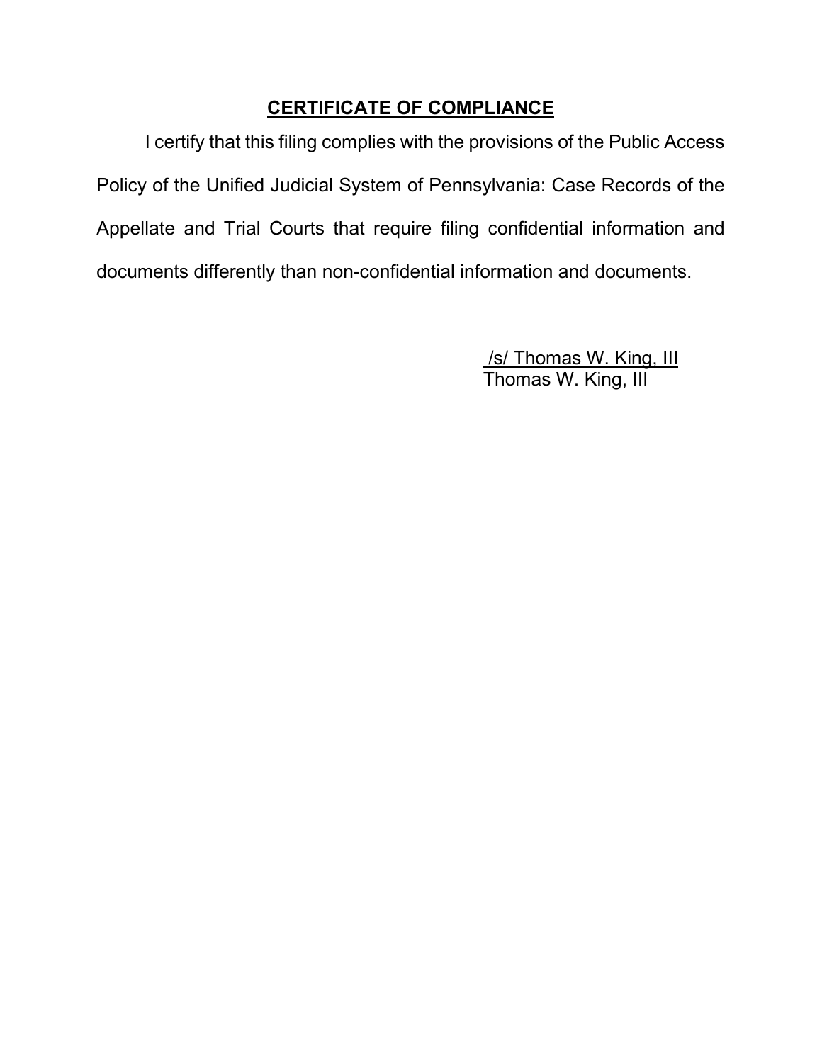## **CERTIFICATE OF COMPLIANCE**

I certify that this filing complies with the provisions of the Public Access Policy of the Unified Judicial System of Pennsylvania: Case Records of the Appellate and Trial Courts that require filing confidential information and documents differently than non-confidential information and documents.

/s/ Thomas W. King, III
Thomas W. King, III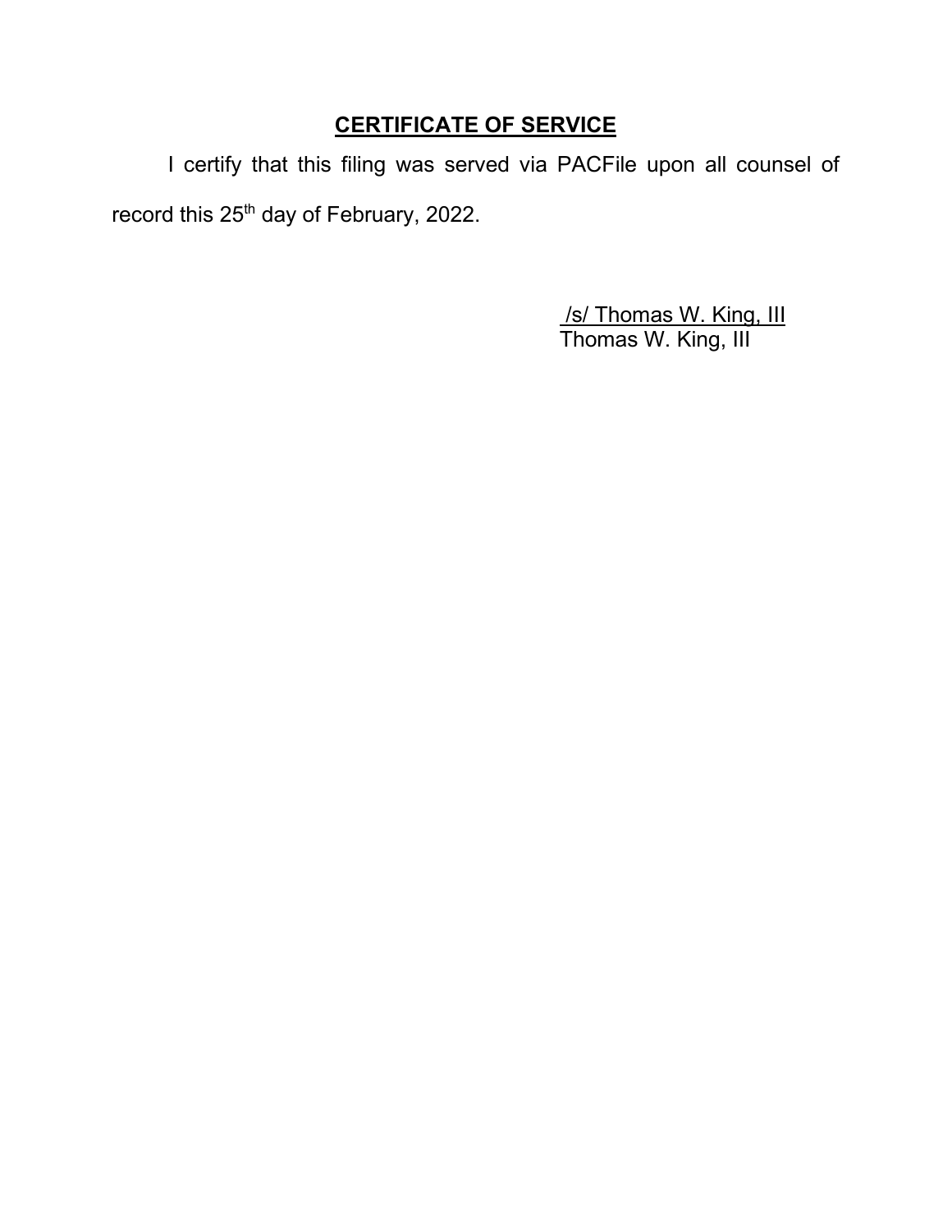## CERTIFICATE OF SERVICE

I certify that this filing was served via PACFile upon all counsel of record this 25th day of February, 2022.

/s/ Thomas W. King, III
Thomas W. King, III